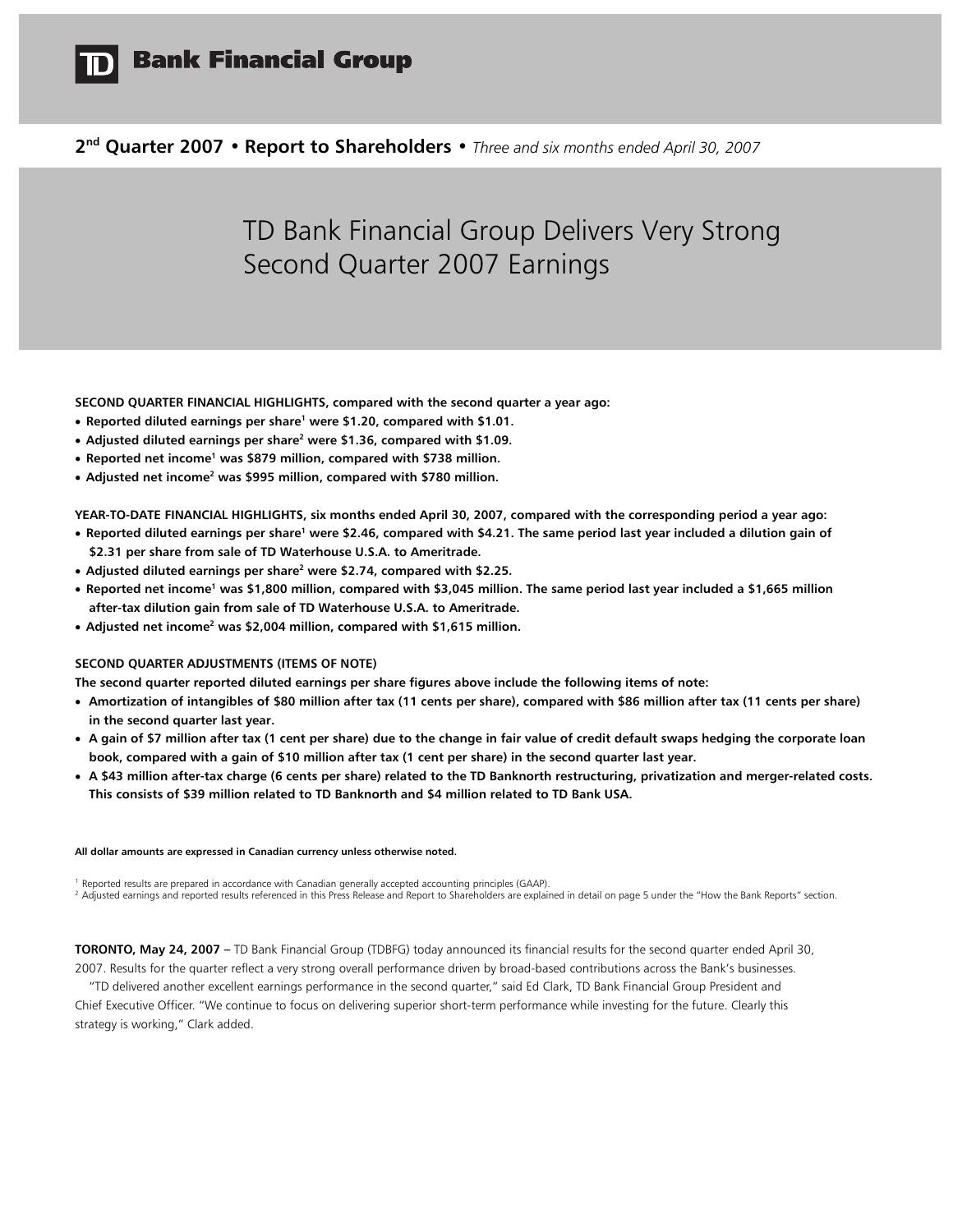# TD Bank Financial Group

**2[nd] Quarter 2007 • Report to Shareholders •** *Three and six months ended April 30, 2007*

## TD Bank Financial Group Delivers Very Strong Second Quarter 2007 Earnings

**SECOND QUARTER FINANCIAL HIGHLIGHTS, compared with the second quarter a year ago:**

- **Reported diluted earnings per share[1] were $1.20, compared with $1.01.**
- **Adjusted diluted earnings per share[2] were $1.36, compared with $1.09.**
- **Reported net income[1] was $879 million, compared with $738 million.**
- **Adjusted net income[2] was $995 million, compared with $780 million.**

**YEAR-TO-DATE FINANCIAL HIGHLIGHTS, six months ended April 30, 2007, compared with the corresponding period a year ago:**

- **Reported diluted earnings per share[1] were $2.46, compared with $4.21. The same period last year included a dilution gain of $2.31 per share from sale of TD Waterhouse U.S.A. to Ameritrade.**
- **Adjusted diluted earnings per share[2] were $2.74, compared with $2.25.**
- **Reported net income[1] was $1,800 million, compared with $3,045 million. The same period last year included a $1,665 million after-tax dilution gain from sale of TD Waterhouse U.S.A. to Ameritrade.**
- **Adjusted net income[2] was $2,004 million, compared with $1,615 million.**

**SECOND QUARTER ADJUSTMENTS (ITEMS OF NOTE)**

**The second quarter reported diluted earnings per share figures above include the following items of note:**

- **Amortization of intangibles of $80 million after tax (11 cents per share), compared with $86 million after tax (11 cents per share) in the second quarter last year.**
- **A gain of $7 million after tax (1 cent per share) due to the change in fair value of credit default swaps hedging the corporate loan book, compared with a gain of $10 million after tax (1 cent per share) in the second quarter last year.**
- **A $43 million after-tax charge (6 cents per share) related to the TD Banknorth restructuring, privatization and merger-related costs. This consists of $39 million related to TD Banknorth and $4 million related to TD Bank USA.**

**All dollar amounts are expressed in Canadian currency unless otherwise noted.**

[1] Reported results are prepared in accordance with Canadian generally accepted accounting principles (GAAP).

[2] Adjusted earnings and reported results referenced in this Press Release and Report to Shareholders are explained in detail on page 5 under the "How the Bank Reports" section.

**TORONTO, May 24, 2007 –** TD Bank Financial Group (TDBFG) today announced its financial results for the second quarter ended April 30, 2007. Results for the quarter reflect a very strong overall performance driven by broad-based contributions across the Bank's businesses.

"TD delivered another excellent earnings performance in the second quarter," said Ed Clark, TD Bank Financial Group President and Chief Executive Officer. "We continue to focus on delivering superior short-term performance while investing for the future. Clearly this strategy is working," Clark added.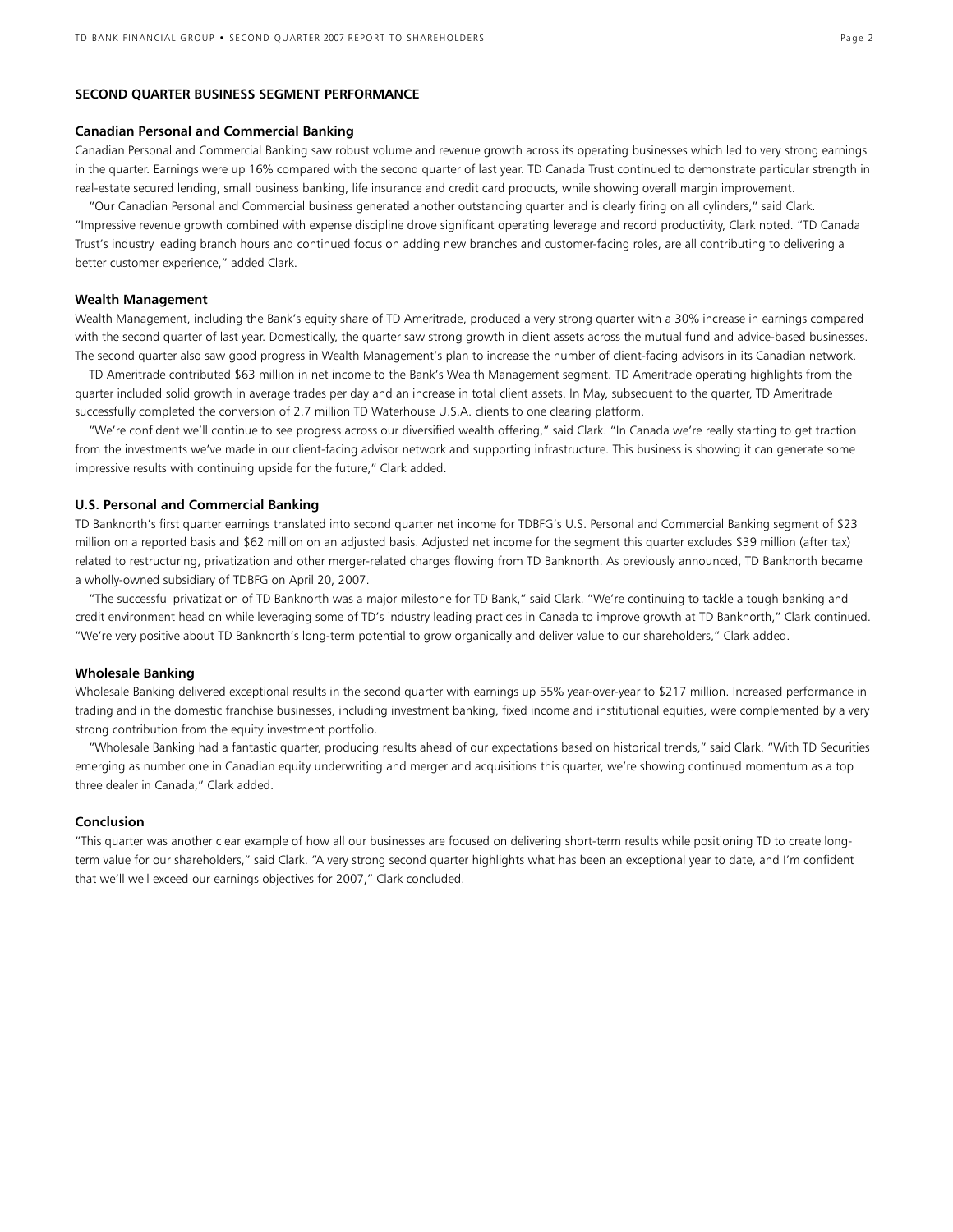## SECOND QUARTER BUSINESS SEGMENT PERFORMANCE

### Canadian Personal and Commercial Banking

Canadian Personal and Commercial Banking saw robust volume and revenue growth across its operating businesses which led to very strong earnings in the quarter. Earnings were up 16% compared with the second quarter of last year. TD Canada Trust continued to demonstrate particular strength in real-estate secured lending, small business banking, life insurance and credit card products, while showing overall margin improvement.

"Our Canadian Personal and Commercial business generated another outstanding quarter and is clearly firing on all cylinders," said Clark. "Impressive revenue growth combined with expense discipline drove significant operating leverage and record productivity, Clark noted. "TD Canada Trust's industry leading branch hours and continued focus on adding new branches and customer-facing roles, are all contributing to delivering a better customer experience," added Clark.

### Wealth Management

Wealth Management, including the Bank's equity share of TD Ameritrade, produced a very strong quarter with a 30% increase in earnings compared with the second quarter of last year. Domestically, the quarter saw strong growth in client assets across the mutual fund and advice-based businesses. The second quarter also saw good progress in Wealth Management's plan to increase the number of client-facing advisors in its Canadian network.

TD Ameritrade contributed $63 million in net income to the Bank's Wealth Management segment. TD Ameritrade operating highlights from the quarter included solid growth in average trades per day and an increase in total client assets. In May, subsequent to the quarter, TD Ameritrade successfully completed the conversion of 2.7 million TD Waterhouse U.S.A. clients to one clearing platform.

"We're confident we'll continue to see progress across our diversified wealth offering," said Clark. "In Canada we're really starting to get traction from the investments we've made in our client-facing advisor network and supporting infrastructure. This business is showing it can generate some impressive results with continuing upside for the future," Clark added.

### U.S. Personal and Commercial Banking

TD Banknorth's first quarter earnings translated into second quarter net income for TDBFG's U.S. Personal and Commercial Banking segment of $23 million on a reported basis and $62 million on an adjusted basis. Adjusted net income for the segment this quarter excludes $39 million (after tax) related to restructuring, privatization and other merger-related charges flowing from TD Banknorth. As previously announced, TD Banknorth became a wholly-owned subsidiary of TDBFG on April 20, 2007.

"The successful privatization of TD Banknorth was a major milestone for TD Bank," said Clark. "We're continuing to tackle a tough banking and credit environment head on while leveraging some of TD's industry leading practices in Canada to improve growth at TD Banknorth," Clark continued. "We're very positive about TD Banknorth's long-term potential to grow organically and deliver value to our shareholders," Clark added.

### Wholesale Banking

Wholesale Banking delivered exceptional results in the second quarter with earnings up 55% year-over-year to $217 million. Increased performance in trading and in the domestic franchise businesses, including investment banking, fixed income and institutional equities, were complemented by a very strong contribution from the equity investment portfolio.

"Wholesale Banking had a fantastic quarter, producing results ahead of our expectations based on historical trends," said Clark. "With TD Securities emerging as number one in Canadian equity underwriting and merger and acquisitions this quarter, we're showing continued momentum as a top three dealer in Canada," Clark added.

### Conclusion

"This quarter was another clear example of how all our businesses are focused on delivering short-term results while positioning TD to create long-term value for our shareholders," said Clark. "A very strong second quarter highlights what has been an exceptional year to date, and I'm confident that we'll well exceed our earnings objectives for 2007," Clark concluded.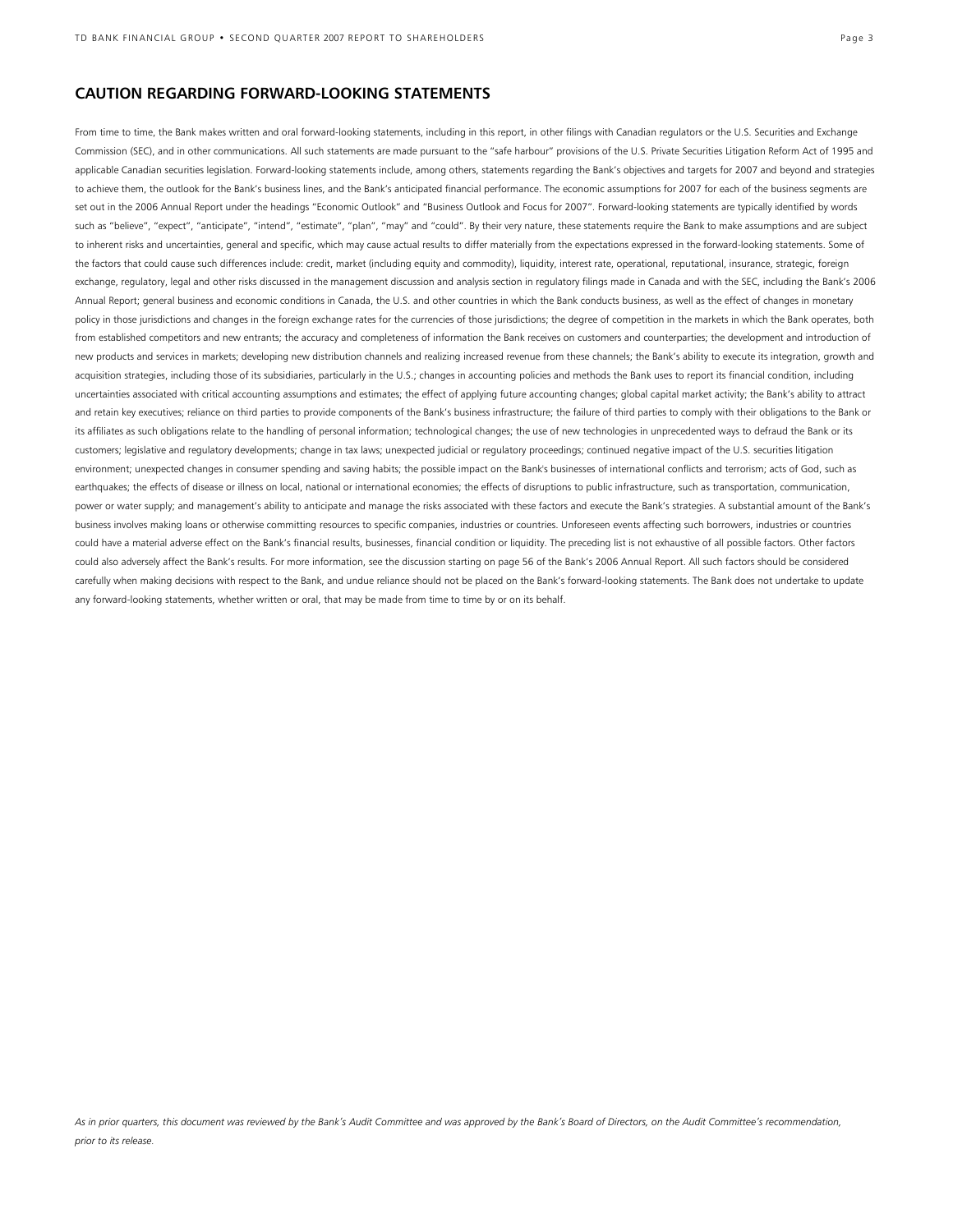## CAUTION REGARDING FORWARD-LOOKING STATEMENTS

From time to time, the Bank makes written and oral forward-looking statements, including in this report, in other filings with Canadian regulators or the U.S. Securities and Exchange Commission (SEC), and in other communications. All such statements are made pursuant to the "safe harbour" provisions of the U.S. Private Securities Litigation Reform Act of 1995 and applicable Canadian securities legislation. Forward-looking statements include, among others, statements regarding the Bank's objectives and targets for 2007 and beyond and strategies to achieve them, the outlook for the Bank's business lines, and the Bank's anticipated financial performance. The economic assumptions for 2007 for each of the business segments are set out in the 2006 Annual Report under the headings "Economic Outlook" and "Business Outlook and Focus for 2007". Forward-looking statements are typically identified by words such as "believe", "expect", "anticipate", "intend", "estimate", "plan", "may" and "could". By their very nature, these statements require the Bank to make assumptions and are subject to inherent risks and uncertainties, general and specific, which may cause actual results to differ materially from the expectations expressed in the forward-looking statements. Some of the factors that could cause such differences include: credit, market (including equity and commodity), liquidity, interest rate, operational, reputational, insurance, strategic, foreign exchange, regulatory, legal and other risks discussed in the management discussion and analysis section in regulatory filings made in Canada and with the SEC, including the Bank's 2006 Annual Report; general business and economic conditions in Canada, the U.S. and other countries in which the Bank conducts business, as well as the effect of changes in monetary policy in those jurisdictions and changes in the foreign exchange rates for the currencies of those jurisdictions; the degree of competition in the markets in which the Bank operates, both from established competitors and new entrants; the accuracy and completeness of information the Bank receives on customers and counterparties; the development and introduction of new products and services in markets; developing new distribution channels and realizing increased revenue from these channels; the Bank's ability to execute its integration, growth and acquisition strategies, including those of its subsidiaries, particularly in the U.S.; changes in accounting policies and methods the Bank uses to report its financial condition, including uncertainties associated with critical accounting assumptions and estimates; the effect of applying future accounting changes; global capital market activity; the Bank's ability to attract and retain key executives; reliance on third parties to provide components of the Bank's business infrastructure; the failure of third parties to comply with their obligations to the Bank or its affiliates as such obligations relate to the handling of personal information; technological changes; the use of new technologies in unprecedented ways to defraud the Bank or its customers; legislative and regulatory developments; change in tax laws; unexpected judicial or regulatory proceedings; continued negative impact of the U.S. securities litigation environment; unexpected changes in consumer spending and saving habits; the possible impact on the Bank's businesses of international conflicts and terrorism; acts of God, such as earthquakes; the effects of disease or illness on local, national or international economies; the effects of disruptions to public infrastructure, such as transportation, communication, power or water supply; and management's ability to anticipate and manage the risks associated with these factors and execute the Bank's strategies. A substantial amount of the Bank's business involves making loans or otherwise committing resources to specific companies, industries or countries. Unforeseen events affecting such borrowers, industries or countries could have a material adverse effect on the Bank's financial results, businesses, financial condition or liquidity. The preceding list is not exhaustive of all possible factors. Other factors could also adversely affect the Bank's results. For more information, see the discussion starting on page 56 of the Bank's 2006 Annual Report. All such factors should be considered carefully when making decisions with respect to the Bank, and undue reliance should not be placed on the Bank's forward-looking statements. The Bank does not undertake to update any forward-looking statements, whether written or oral, that may be made from time to time by or on its behalf.

*As in prior quarters, this document was reviewed by the Bank's Audit Committee and was approved by the Bank's Board of Directors, on the Audit Committee's recommendation, prior to its release.*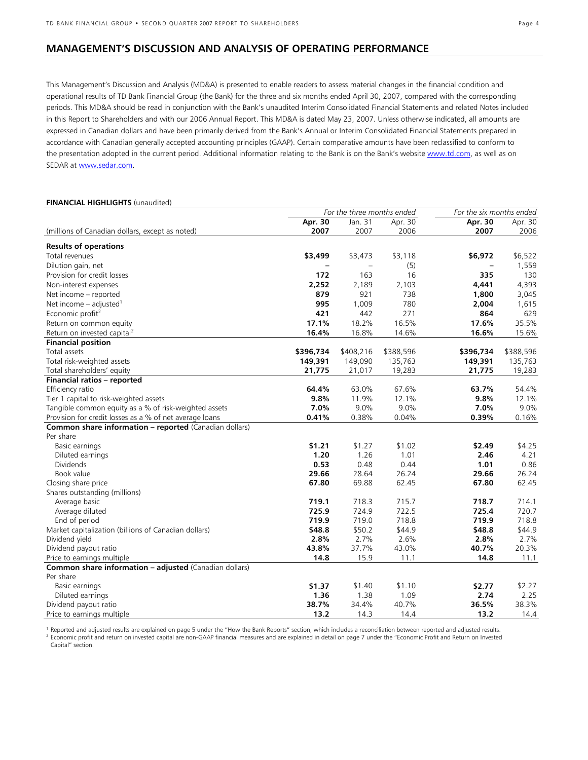## MANAGEMENT'S DISCUSSION AND ANALYSIS OF OPERATING PERFORMANCE

This Management's Discussion and Analysis (MD&A) is presented to enable readers to assess material changes in the financial condition and operational results of TD Bank Financial Group (the Bank) for the three and six months ended April 30, 2007, compared with the corresponding periods. This MD&A should be read in conjunction with the Bank's unaudited Interim Consolidated Financial Statements and related Notes included in this Report to Shareholders and with our 2006 Annual Report. This MD&A is dated May 23, 2007. Unless otherwise indicated, all amounts are expressed in Canadian dollars and have been primarily derived from the Bank's Annual or Interim Consolidated Financial Statements prepared in accordance with Canadian generally accepted accounting principles (GAAP). Certain comparative amounts have been reclassified to conform to the presentation adopted in the current period. Additional information relating to the Bank is on the Bank's website www.td.com, as well as on SEDAR at www.sedar.com.

**FINANCIAL HIGHLIGHTS** (unaudited)

| | *For the three months ended* | | | *For the six months ended* | |
|---|---|---|---|---|---|
| (millions of Canadian dollars, except as noted) | **Apr. 30 2007** | Jan. 31 2007 | Apr. 30 2006 | **Apr. 30 2007** | Apr. 30 2006 |
| **Results of operations** | | | | | |
| Total revenues | **\$3,499** | \$3,473 | \$3,118 | **\$6,972** | \$6,522 |
| Dilution gain, net | **–** | – | (5) | **–** | 1,559 |
| Provision for credit losses | **172** | 163 | 16 | **335** | 130 |
| Non-interest expenses | **2,252** | 2,189 | 2,103 | **4,441** | 4,393 |
| Net income – reported | **879** | 921 | 738 | **1,800** | 3,045 |
| Net income – adjusted[1] | **995** | 1,009 | 780 | **2,004** | 1,615 |
| Economic profit[2] | **421** | 442 | 271 | **864** | 629 |
| Return on common equity | **17.1%** | 18.2% | 16.5% | **17.6%** | 35.5% |
| Return on invested capital[2] | **16.4%** | 16.8% | 14.6% | **16.6%** | 15.6% |
| **Financial position** | | | | | |
| Total assets | **\$396,734** | \$408,216 | \$388,596 | **\$396,734** | \$388,596 |
| Total risk-weighted assets | **149,391** | 149,090 | 135,763 | **149,391** | 135,763 |
| Total shareholders' equity | **21,775** | 21,017 | 19,283 | **21,775** | 19,283 |
| **Financial ratios – reported** | | | | | |
| Efficiency ratio | **64.4%** | 63.0% | 67.6% | **63.7%** | 54.4% |
| Tier 1 capital to risk-weighted assets | **9.8%** | 11.9% | 12.1% | **9.8%** | 12.1% |
| Tangible common equity as a % of risk-weighted assets | **7.0%** | 9.0% | 9.0% | **7.0%** | 9.0% |
| Provision for credit losses as a % of net average loans | **0.41%** | 0.38% | 0.04% | **0.39%** | 0.16% |
| **Common share information – reported** (Canadian dollars) | | | | | |
| Per share | | | | | |
| Basic earnings | **\$1.21** | \$1.27 | \$1.02 | **\$2.49** | \$4.25 |
| Diluted earnings | **1.20** | 1.26 | 1.01 | **2.46** | 4.21 |
| Dividends | **0.53** | 0.48 | 0.44 | **1.01** | 0.86 |
| Book value | **29.66** | 28.64 | 26.24 | **29.66** | 26.24 |
| Closing share price | **67.80** | 69.88 | 62.45 | **67.80** | 62.45 |
| Shares outstanding (millions) | | | | | |
| Average basic | **719.1** | 718.3 | 715.7 | **718.7** | 714.1 |
| Average diluted | **725.9** | 724.9 | 722.5 | **725.4** | 720.7 |
| End of period | **719.9** | 719.0 | 718.8 | **719.9** | 718.8 |
| Market capitalization (billions of Canadian dollars) | **\$48.8** | \$50.2 | \$44.9 | **\$48.8** | \$44.9 |
| Dividend yield | **2.8%** | 2.7% | 2.6% | **2.8%** | 2.7% |
| Dividend payout ratio | **43.8%** | 37.7% | 43.0% | **40.7%** | 20.3% |
| Price to earnings multiple | **14.8** | 15.9 | 11.1 | **14.8** | 11.1 |
| **Common share information – adjusted** (Canadian dollars) | | | | | |
| Per share | | | | | |
| Basic earnings | **\$1.37** | \$1.40 | \$1.10 | **\$2.77** | \$2.27 |
| Diluted earnings | **1.36** | 1.38 | 1.09 | **2.74** | 2.25 |
| Dividend payout ratio | **38.7%** | 34.4% | 40.7% | **36.5%** | 38.3% |
| Price to earnings multiple | **13.2** | 14.3 | 14.4 | **13.2** | 14.4 |

[1] Reported and adjusted results are explained on page 5 under the "How the Bank Reports" section, which includes a reconciliation between reported and adjusted results.
[2] Economic profit and return on invested capital are non-GAAP financial measures and are explained in detail on page 7 under the "Economic Profit and Return on Invested Capital" section.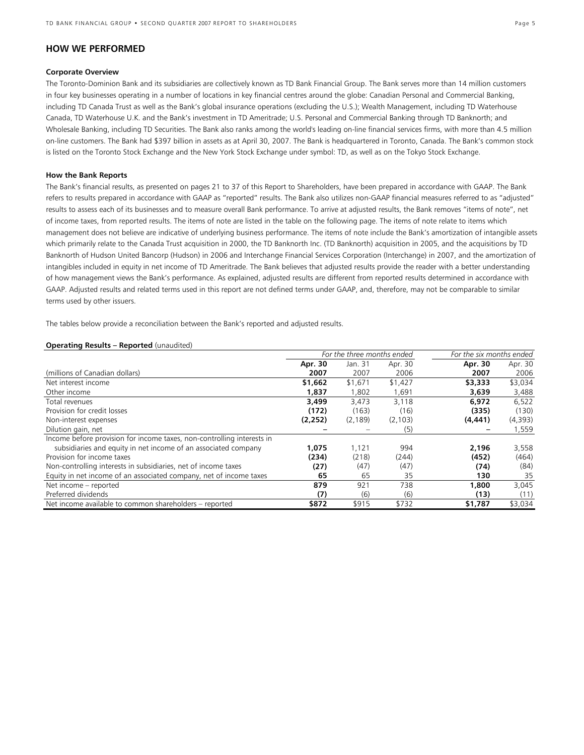## HOW WE PERFORMED

**Corporate Overview**

The Toronto-Dominion Bank and its subsidiaries are collectively known as TD Bank Financial Group. The Bank serves more than 14 million customers in four key businesses operating in a number of locations in key financial centres around the globe: Canadian Personal and Commercial Banking, including TD Canada Trust as well as the Bank's global insurance operations (excluding the U.S.); Wealth Management, including TD Waterhouse Canada, TD Waterhouse U.K. and the Bank's investment in TD Ameritrade; U.S. Personal and Commercial Banking through TD Banknorth; and Wholesale Banking, including TD Securities. The Bank also ranks among the world's leading on-line financial services firms, with more than 4.5 million on-line customers. The Bank had $397 billion in assets as at April 30, 2007. The Bank is headquartered in Toronto, Canada. The Bank's common stock is listed on the Toronto Stock Exchange and the New York Stock Exchange under symbol: TD, as well as on the Tokyo Stock Exchange.

**How the Bank Reports**

The Bank's financial results, as presented on pages 21 to 37 of this Report to Shareholders, have been prepared in accordance with GAAP. The Bank refers to results prepared in accordance with GAAP as "reported" results. The Bank also utilizes non-GAAP financial measures referred to as "adjusted" results to assess each of its businesses and to measure overall Bank performance. To arrive at adjusted results, the Bank removes "items of note", net of income taxes, from reported results. The items of note are listed in the table on the following page. The items of note relate to items which management does not believe are indicative of underlying business performance. The items of note include the Bank's amortization of intangible assets which primarily relate to the Canada Trust acquisition in 2000, the TD Banknorth Inc. (TD Banknorth) acquisition in 2005, and the acquisitions by TD Banknorth of Hudson United Bancorp (Hudson) in 2006 and Interchange Financial Services Corporation (Interchange) in 2007, and the amortization of intangibles included in equity in net income of TD Ameritrade. The Bank believes that adjusted results provide the reader with a better understanding of how management views the Bank's performance. As explained, adjusted results are different from reported results determined in accordance with GAAP. Adjusted results and related terms used in this report are not defined terms under GAAP, and, therefore, may not be comparable to similar terms used by other issuers.

The tables below provide a reconciliation between the Bank's reported and adjusted results.

**Operating Results – Reported** (unaudited)

| | *For the three months ended* | | | *For the six months ended* | |
|---|---|---|---|---|---|
| (millions of Canadian dollars) | **Apr. 30 2007** | Jan. 31 2007 | Apr. 30 2006 | **Apr. 30 2007** | Apr. 30 2006 |
| Net interest income | **$1,662** | $1,671 | $1,427 | **$3,333** | $3,034 |
| Other income | **1,837** | 1,802 | 1,691 | **3,639** | 3,488 |
| Total revenues | **3,499** | 3,473 | 3,118 | **6,972** | 6,522 |
| Provision for credit losses | **(172)** | (163) | (16) | **(335)** | (130) |
| Non-interest expenses | **(2,252)** | (2,189) | (2,103) | **(4,441)** | (4,393) |
| Dilution gain, net | **–** | – | (5) | **–** | 1,559 |
| Income before provision for income taxes, non-controlling interests in subsidiaries and equity in net income of an associated company | **1,075** | 1,121 | 994 | **2,196** | 3,558 |
| Provision for income taxes | **(234)** | (218) | (244) | **(452)** | (464) |
| Non-controlling interests in subsidiaries, net of income taxes | **(27)** | (47) | (47) | **(74)** | (84) |
| Equity in net income of an associated company, net of income taxes | **65** | 65 | 35 | **130** | 35 |
| Net income – reported | **879** | 921 | 738 | **1,800** | 3,045 |
| Preferred dividends | **(7)** | (6) | (6) | **(13)** | (11) |
| Net income available to common shareholders – reported | **$872** | $915 | $732 | **$1,787** | $3,034 |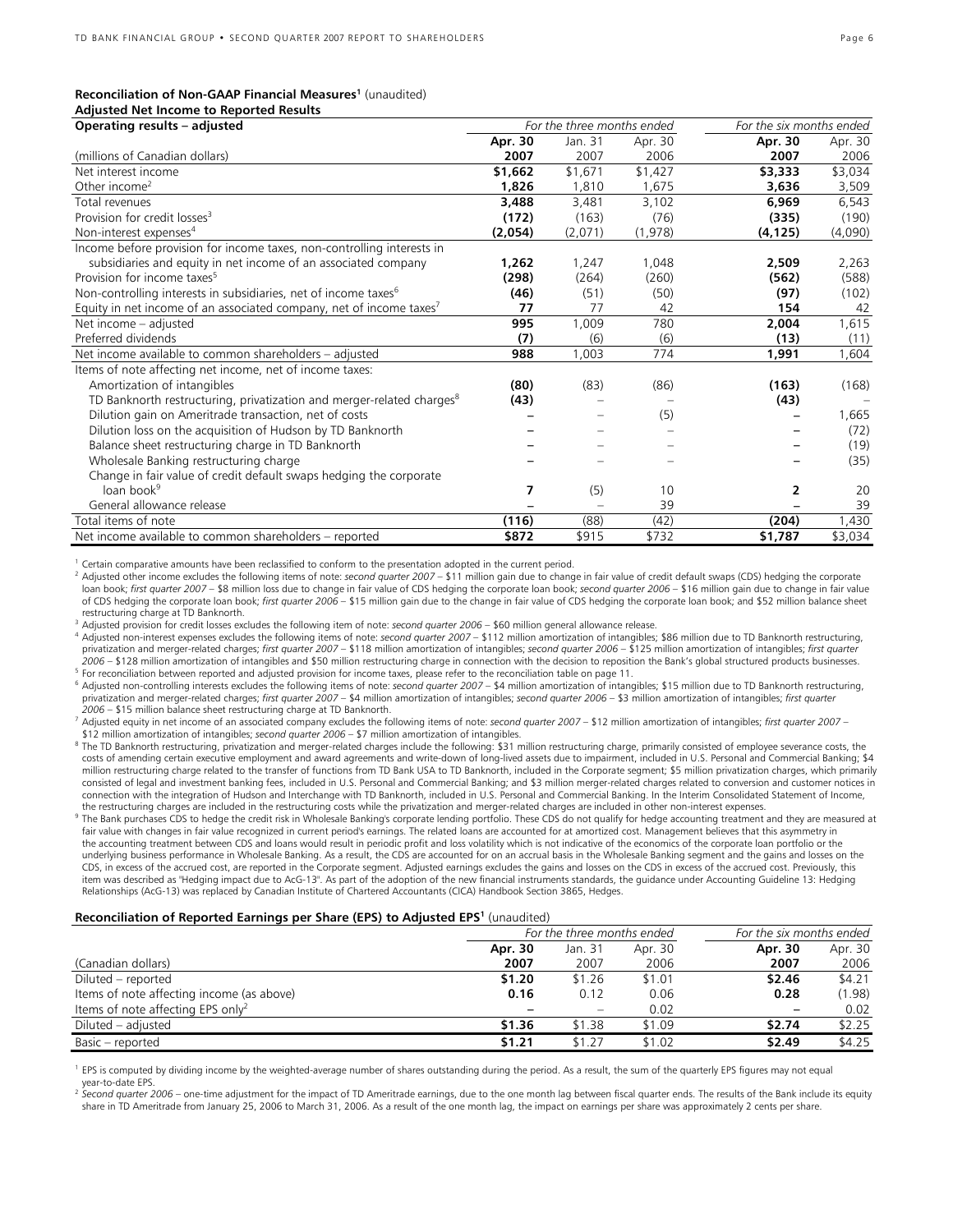**Reconciliation of Non-GAAP Financial Measures[1]** (unaudited)
**Adjusted Net Income to Reported Results**

| Operating results – adjusted | For the three months ended | | | For the six months ended | |
|---|---|---|---|---|---|
| | **Apr. 30** | Jan. 31 | Apr. 30 | **Apr. 30** | Apr. 30 |
| (millions of Canadian dollars) | **2007** | 2007 | 2006 | **2007** | 2006 |
| Net interest income | **$1,662** | $1,671 | $1,427 | **$3,333** | $3,034 |
| Other income[2] | **1,826** | 1,810 | 1,675 | **3,636** | 3,509 |
| Total revenues | **3,488** | 3,481 | 3,102 | **6,969** | 6,543 |
| Provision for credit losses[3] | **(172)** | (163) | (76) | **(335)** | (190) |
| Non-interest expenses[4] | **(2,054)** | (2,071) | (1,978) | **(4,125)** | (4,090) |
| Income before provision for income taxes, non-controlling interests in subsidiaries and equity in net income of an associated company | **1,262** | 1,247 | 1,048 | **2,509** | 2,263 |
| Provision for income taxes[5] | **(298)** | (264) | (260) | **(562)** | (588) |
| Non-controlling interests in subsidiaries, net of income taxes[6] | **(46)** | (51) | (50) | **(97)** | (102) |
| Equity in net income of an associated company, net of income taxes[7] | **77** | 77 | 42 | **154** | 42 |
| Net income – adjusted | **995** | 1,009 | 780 | **2,004** | 1,615 |
| Preferred dividends | **(7)** | (6) | (6) | **(13)** | (11) |
| Net income available to common shareholders – adjusted | **988** | 1,003 | 774 | **1,991** | 1,604 |
| Items of note affecting net income, net of income taxes: | | | | | |
| Amortization of intangibles | **(80)** | (83) | (86) | **(163)** | (168) |
| TD Banknorth restructuring, privatization and merger-related charges[8] | **(43)** | – | – | **(43)** | – |
| Dilution gain on Ameritrade transaction, net of costs | **–** | – | (5) | **–** | 1,665 |
| Dilution loss on the acquisition of Hudson by TD Banknorth | **–** | – | – | **–** | (72) |
| Balance sheet restructuring charge in TD Banknorth | **–** | – | – | **–** | (19) |
| Wholesale Banking restructuring charge | **–** | – | – | **–** | (35) |
| Change in fair value of credit default swaps hedging the corporate loan book[9] | **7** | (5) | 10 | **2** | 20 |
| General allowance release | **–** | – | 39 | **–** | 39 |
| Total items of note | **(116)** | (88) | (42) | **(204)** | 1,430 |
| Net income available to common shareholders – reported | **$872** | $915 | $732 | **$1,787** | $3,034 |

[1] Certain comparative amounts have been reclassified to conform to the presentation adopted in the current period.

[2] Adjusted other income excludes the following items of note: *second quarter 2007* – $11 million gain due to change in fair value of credit default swaps (CDS) hedging the corporate loan book; *first quarter 2007* – $8 million loss due to change in fair value of CDS hedging the corporate loan book; *second quarter 2006* – $16 million gain due to change in fair value of CDS hedging the corporate loan book; *first quarter 2006* – $15 million gain due to the change in fair value of CDS hedging the corporate loan book; and $52 million balance sheet restructuring charge at TD Banknorth.

[3] Adjusted provision for credit losses excludes the following item of note: *second quarter 2006* – $60 million general allowance release.

[4] Adjusted non-interest expenses excludes the following items of note: *second quarter 2007* – $112 million amortization of intangibles; $86 million due to TD Banknorth restructuring, privatization and merger-related charges; *first quarter 2007* – $118 million amortization of intangibles; *second quarter 2006* – $125 million amortization of intangibles; *first quarter 2006* – $128 million amortization of intangibles and $50 million restructuring charge in connection with the decision to reposition the Bank's global structured products businesses.

[5] For reconciliation between reported and adjusted provision for income taxes, please refer to the reconciliation table on page 11.

[6] Adjusted non-controlling interests excludes the following items of note: *second quarter 2007* – $4 million amortization of intangibles; $15 million due to TD Banknorth restructuring, privatization and merger-related charges; *first quarter 2007* – $4 million amortization of intangibles; *second quarter 2006* – $3 million amortization of intangibles; *first quarter 2006* – $15 million balance sheet restructuring charge at TD Banknorth.

[7] Adjusted equity in net income of an associated company excludes the following items of note: *second quarter 2007* – $12 million amortization of intangibles; *first quarter 2007* – $12 million amortization of intangibles; *second quarter 2006* – $7 million amortization of intangibles.

[8] The TD Banknorth restructuring, privatization and merger-related charges include the following: $31 million restructuring charge, primarily consisted of employee severance costs, the costs of amending certain executive employment and award agreements and write-down of long-lived assets due to impairment, included in U.S. Personal and Commercial Banking; $4 million restructuring charge related to the transfer of functions from TD Bank USA to TD Banknorth, included in the Corporate segment; $5 million privatization charges, which primarily consisted of legal and investment banking fees, included in U.S. Personal and Commercial Banking; and $3 million merger-related charges related to conversion and customer notices in connection with the integration of Hudson and Interchange with TD Banknorth, included in U.S. Personal and Commercial Banking. In the Interim Consolidated Statement of Income, the restructuring charges are included in the restructuring costs while the privatization and merger-related charges are included in other non-interest expenses.

[9] The Bank purchases CDS to hedge the credit risk in Wholesale Banking's corporate lending portfolio. These CDS do not qualify for hedge accounting treatment and they are measured at fair value with changes in fair value recognized in current period's earnings. The related loans are accounted for at amortized cost. Management believes that this asymmetry in the accounting treatment between CDS and loans would result in periodic profit and loss volatility which is not indicative of the economics of the corporate loan portfolio or the underlying business performance in Wholesale Banking. As a result, the CDS are accounted for on an accrual basis in the Wholesale Banking segment and the gains and losses on the CDS, in excess of the accrued cost, are reported in the Corporate segment. Adjusted earnings excludes the gains and losses on the CDS in excess of the accrued cost. Previously, this item was described as "Hedging impact due to AcG-13". As part of the adoption of the new financial instruments standards, the guidance under Accounting Guideline 13: Hedging Relationships (AcG-13) was replaced by Canadian Institute of Chartered Accountants (CICA) Handbook Section 3865, Hedges.

**Reconciliation of Reported Earnings per Share (EPS) to Adjusted EPS[1]** (unaudited)

| | For the three months ended | | | For the six months ended | |
|---|---|---|---|---|---|
| | **Apr. 30** | Jan. 31 | Apr. 30 | **Apr. 30** | Apr. 30 |
| (Canadian dollars) | **2007** | 2007 | 2006 | **2007** | 2006 |
| Diluted – reported | **$1.20** | $1.26 | $1.01 | **$2.46** | $4.21 |
| Items of note affecting income (as above) | **0.16** | 0.12 | 0.06 | **0.28** | (1.98) |
| Items of note affecting EPS only[2] | **–** | – | 0.02 | **–** | 0.02 |
| Diluted – adjusted | **$1.36** | $1.38 | $1.09 | **$2.74** | $2.25 |
| Basic – reported | **$1.21** | $1.27 | $1.02 | **$2.49** | $4.25 |

[1] EPS is computed by dividing income by the weighted-average number of shares outstanding during the period. As a result, the sum of the quarterly EPS figures may not equal year-to-date EPS.

[2] *Second quarter 2006* – one-time adjustment for the impact of TD Ameritrade earnings, due to the one month lag between fiscal quarter ends. The results of the Bank include its equity share in TD Ameritrade from January 25, 2006 to March 31, 2006. As a result of the one month lag, the impact on earnings per share was approximately 2 cents per share.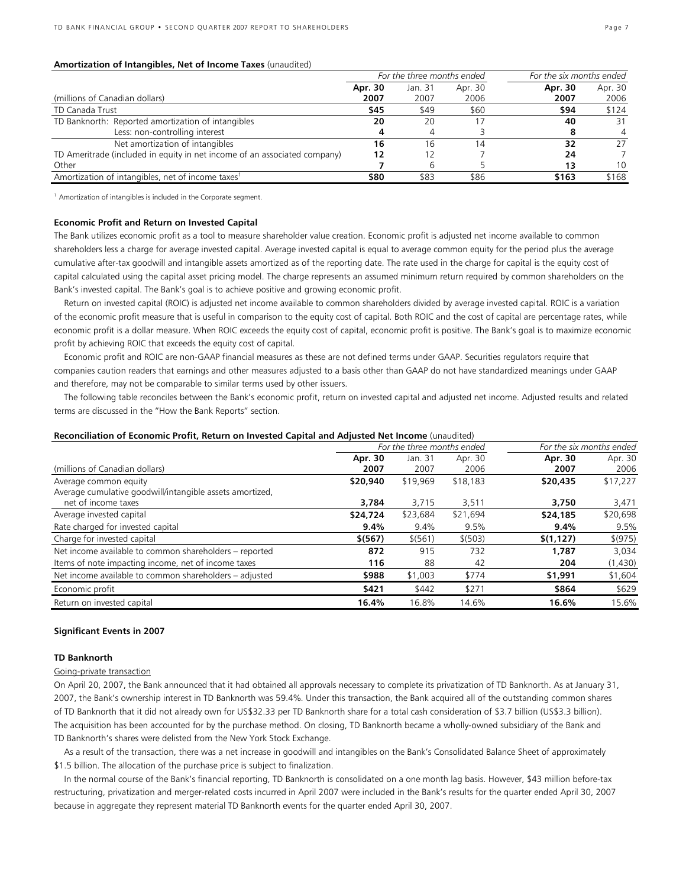**Amortization of Intangibles, Net of Income Taxes** (unaudited)

| | *For the three months ended* | | | *For the six months ended* | |
|---|---|---|---|---|---|
| | **Apr. 30** | Jan. 31 | Apr. 30 | **Apr. 30** | Apr. 30 |
| (millions of Canadian dollars) | **2007** | 2007 | 2006 | **2007** | 2006 |
| TD Canada Trust | **$45** | $49 | $60 | **$94** | $124 |
| TD Banknorth: Reported amortization of intangibles | **20** | 20 | 17 | **40** | 31 |
| Less: non-controlling interest | **4** | 4 | 3 | **8** | 4 |
| Net amortization of intangibles | **16** | 16 | 14 | **32** | 27 |
| TD Ameritrade (included in equity in net income of an associated company) | **12** | 12 | 7 | **24** | 7 |
| Other | **7** | 6 | 5 | **13** | 10 |
| Amortization of intangibles, net of income taxes[1] | **$80** | $83 | $86 | **$163** | $168 |

[1] Amortization of intangibles is included in the Corporate segment.

**Economic Profit and Return on Invested Capital**

The Bank utilizes economic profit as a tool to measure shareholder value creation. Economic profit is adjusted net income available to common shareholders less a charge for average invested capital. Average invested capital is equal to average common equity for the period plus the average cumulative after-tax goodwill and intangible assets amortized as of the reporting date. The rate used in the charge for capital is the equity cost of capital calculated using the capital asset pricing model. The charge represents an assumed minimum return required by common shareholders on the Bank's invested capital. The Bank's goal is to achieve positive and growing economic profit.

Return on invested capital (ROIC) is adjusted net income available to common shareholders divided by average invested capital. ROIC is a variation of the economic profit measure that is useful in comparison to the equity cost of capital. Both ROIC and the cost of capital are percentage rates, while economic profit is a dollar measure. When ROIC exceeds the equity cost of capital, economic profit is positive. The Bank's goal is to maximize economic profit by achieving ROIC that exceeds the equity cost of capital.

Economic profit and ROIC are non-GAAP financial measures as these are not defined terms under GAAP. Securities regulators require that companies caution readers that earnings and other measures adjusted to a basis other than GAAP do not have standardized meanings under GAAP and therefore, may not be comparable to similar terms used by other issuers.

The following table reconciles between the Bank's economic profit, return on invested capital and adjusted net income. Adjusted results and related terms are discussed in the "How the Bank Reports" section.

**Reconciliation of Economic Profit, Return on Invested Capital and Adjusted Net Income** (unaudited)

| | *For the three months ended* | | | *For the six months ended* | |
|---|---|---|---|---|---|
| | **Apr. 30** | Jan. 31 | Apr. 30 | **Apr. 30** | Apr. 30 |
| (millions of Canadian dollars) | **2007** | 2007 | 2006 | **2007** | 2006 |
| Average common equity | **$20,940** | $19,969 | $18,183 | **$20,435** | $17,227 |
| Average cumulative goodwill/intangible assets amortized, net of income taxes | **3,784** | 3,715 | 3,511 | **3,750** | 3,471 |
| Average invested capital | **$24,724** | $23,684 | $21,694 | **$24,185** | $20,698 |
| Rate charged for invested capital | **9.4%** | 9.4% | 9.5% | **9.4%** | 9.5% |
| Charge for invested capital | **$(567)** | $(561) | $(503) | **$(1,127)** | $(975) |
| Net income available to common shareholders – reported | **872** | 915 | 732 | **1,787** | 3,034 |
| Items of note impacting income, net of income taxes | **116** | 88 | 42 | **204** | (1,430) |
| Net income available to common shareholders – adjusted | **$988** | $1,003 | $774 | **$1,991** | $1,604 |
| Economic profit | **$421** | $442 | $271 | **$864** | $629 |
| Return on invested capital | **16.4%** | 16.8% | 14.6% | **16.6%** | 15.6% |

**Significant Events in 2007**

**TD Banknorth**

Going-private transaction

On April 20, 2007, the Bank announced that it had obtained all approvals necessary to complete its privatization of TD Banknorth. As at January 31, 2007, the Bank's ownership interest in TD Banknorth was 59.4%. Under this transaction, the Bank acquired all of the outstanding common shares of TD Banknorth that it did not already own for US$32.33 per TD Banknorth share for a total cash consideration of $3.7 billion (US$3.3 billion). The acquisition has been accounted for by the purchase method. On closing, TD Banknorth became a wholly-owned subsidiary of the Bank and TD Banknorth's shares were delisted from the New York Stock Exchange.

As a result of the transaction, there was a net increase in goodwill and intangibles on the Bank's Consolidated Balance Sheet of approximately $1.5 billion. The allocation of the purchase price is subject to finalization.

In the normal course of the Bank's financial reporting, TD Banknorth is consolidated on a one month lag basis. However, $43 million before-tax restructuring, privatization and merger-related costs incurred in April 2007 were included in the Bank's results for the quarter ended April 30, 2007 because in aggregate they represent material TD Banknorth events for the quarter ended April 30, 2007.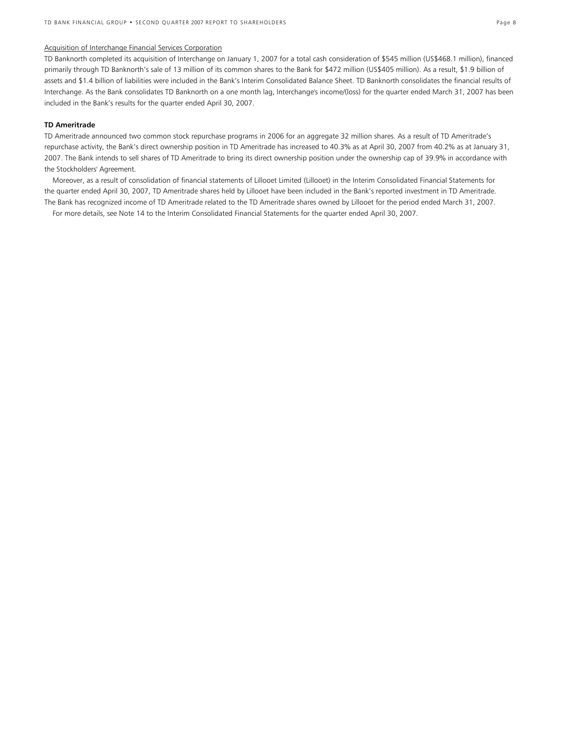Acquisition of Interchange Financial Services Corporation

TD Banknorth completed its acquisition of Interchange on January 1, 2007 for a total cash consideration of $545 million (US$468.1 million), financed primarily through TD Banknorth's sale of 13 million of its common shares to the Bank for $472 million (US$405 million). As a result, $1.9 billion of assets and $1.4 billion of liabilities were included in the Bank's Interim Consolidated Balance Sheet. TD Banknorth consolidates the financial results of Interchange. As the Bank consolidates TD Banknorth on a one month lag, Interchange's income/(loss) for the quarter ended March 31, 2007 has been included in the Bank's results for the quarter ended April 30, 2007.

**TD Ameritrade**

TD Ameritrade announced two common stock repurchase programs in 2006 for an aggregate 32 million shares. As a result of TD Ameritrade's repurchase activity, the Bank's direct ownership position in TD Ameritrade has increased to 40.3% as at April 30, 2007 from 40.2% as at January 31, 2007. The Bank intends to sell shares of TD Ameritrade to bring its direct ownership position under the ownership cap of 39.9% in accordance with the Stockholders' Agreement.

Moreover, as a result of consolidation of financial statements of Lillooet Limited (Lillooet) in the Interim Consolidated Financial Statements for the quarter ended April 30, 2007, TD Ameritrade shares held by Lillooet have been included in the Bank's reported investment in TD Ameritrade. The Bank has recognized income of TD Ameritrade related to the TD Ameritrade shares owned by Lillooet for the period ended March 31, 2007.

For more details, see Note 14 to the Interim Consolidated Financial Statements for the quarter ended April 30, 2007.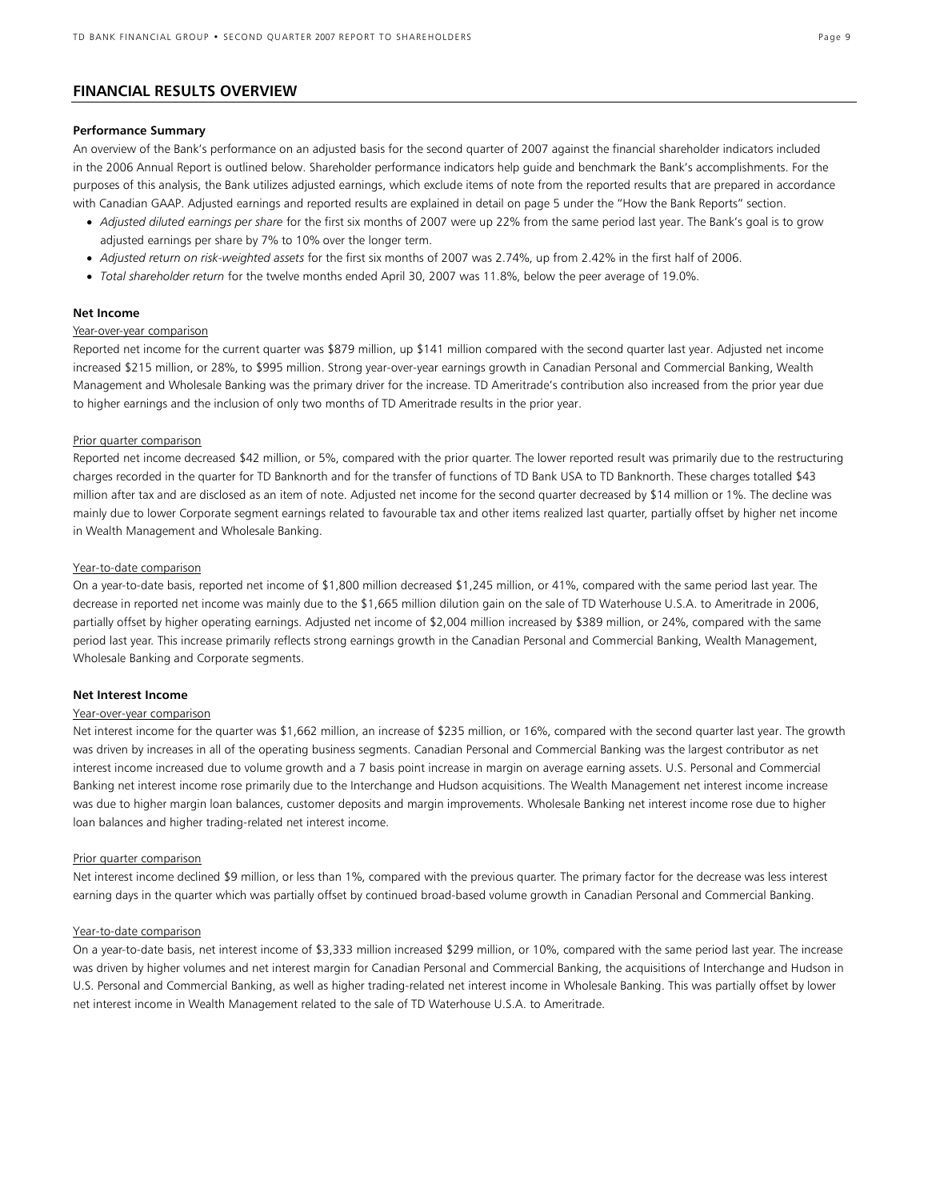## FINANCIAL RESULTS OVERVIEW

### Performance Summary

An overview of the Bank's performance on an adjusted basis for the second quarter of 2007 against the financial shareholder indicators included in the 2006 Annual Report is outlined below. Shareholder performance indicators help guide and benchmark the Bank's accomplishments. For the purposes of this analysis, the Bank utilizes adjusted earnings, which exclude items of note from the reported results that are prepared in accordance with Canadian GAAP. Adjusted earnings and reported results are explained in detail on page 5 under the "How the Bank Reports" section.

- *Adjusted diluted earnings per share* for the first six months of 2007 were up 22% from the same period last year. The Bank's goal is to grow adjusted earnings per share by 7% to 10% over the longer term.
- *Adjusted return on risk-weighted assets* for the first six months of 2007 was 2.74%, up from 2.42% in the first half of 2006.
- *Total shareholder return* for the twelve months ended April 30, 2007 was 11.8%, below the peer average of 19.0%.

### Net Income

Year-over-year comparison

Reported net income for the current quarter was $879 million, up $141 million compared with the second quarter last year. Adjusted net income increased $215 million, or 28%, to $995 million. Strong year-over-year earnings growth in Canadian Personal and Commercial Banking, Wealth Management and Wholesale Banking was the primary driver for the increase. TD Ameritrade's contribution also increased from the prior year due to higher earnings and the inclusion of only two months of TD Ameritrade results in the prior year.

Prior quarter comparison

Reported net income decreased $42 million, or 5%, compared with the prior quarter. The lower reported result was primarily due to the restructuring charges recorded in the quarter for TD Banknorth and for the transfer of functions of TD Bank USA to TD Banknorth. These charges totalled $43 million after tax and are disclosed as an item of note. Adjusted net income for the second quarter decreased by $14 million or 1%. The decline was mainly due to lower Corporate segment earnings related to favourable tax and other items realized last quarter, partially offset by higher net income in Wealth Management and Wholesale Banking.

Year-to-date comparison

On a year-to-date basis, reported net income of $1,800 million decreased $1,245 million, or 41%, compared with the same period last year. The decrease in reported net income was mainly due to the $1,665 million dilution gain on the sale of TD Waterhouse U.S.A. to Ameritrade in 2006, partially offset by higher operating earnings. Adjusted net income of $2,004 million increased by $389 million, or 24%, compared with the same period last year. This increase primarily reflects strong earnings growth in the Canadian Personal and Commercial Banking, Wealth Management, Wholesale Banking and Corporate segments.

### Net Interest Income

Year-over-year comparison

Net interest income for the quarter was $1,662 million, an increase of $235 million, or 16%, compared with the second quarter last year. The growth was driven by increases in all of the operating business segments. Canadian Personal and Commercial Banking was the largest contributor as net interest income increased due to volume growth and a 7 basis point increase in margin on average earning assets. U.S. Personal and Commercial Banking net interest income rose primarily due to the Interchange and Hudson acquisitions. The Wealth Management net interest income increase was due to higher margin loan balances, customer deposits and margin improvements. Wholesale Banking net interest income rose due to higher loan balances and higher trading-related net interest income.

Prior quarter comparison

Net interest income declined $9 million, or less than 1%, compared with the previous quarter. The primary factor for the decrease was less interest earning days in the quarter which was partially offset by continued broad-based volume growth in Canadian Personal and Commercial Banking.

Year-to-date comparison

On a year-to-date basis, net interest income of $3,333 million increased $299 million, or 10%, compared with the same period last year. The increase was driven by higher volumes and net interest margin for Canadian Personal and Commercial Banking, the acquisitions of Interchange and Hudson in U.S. Personal and Commercial Banking, as well as higher trading-related net interest income in Wholesale Banking. This was partially offset by lower net interest income in Wealth Management related to the sale of TD Waterhouse U.S.A. to Ameritrade.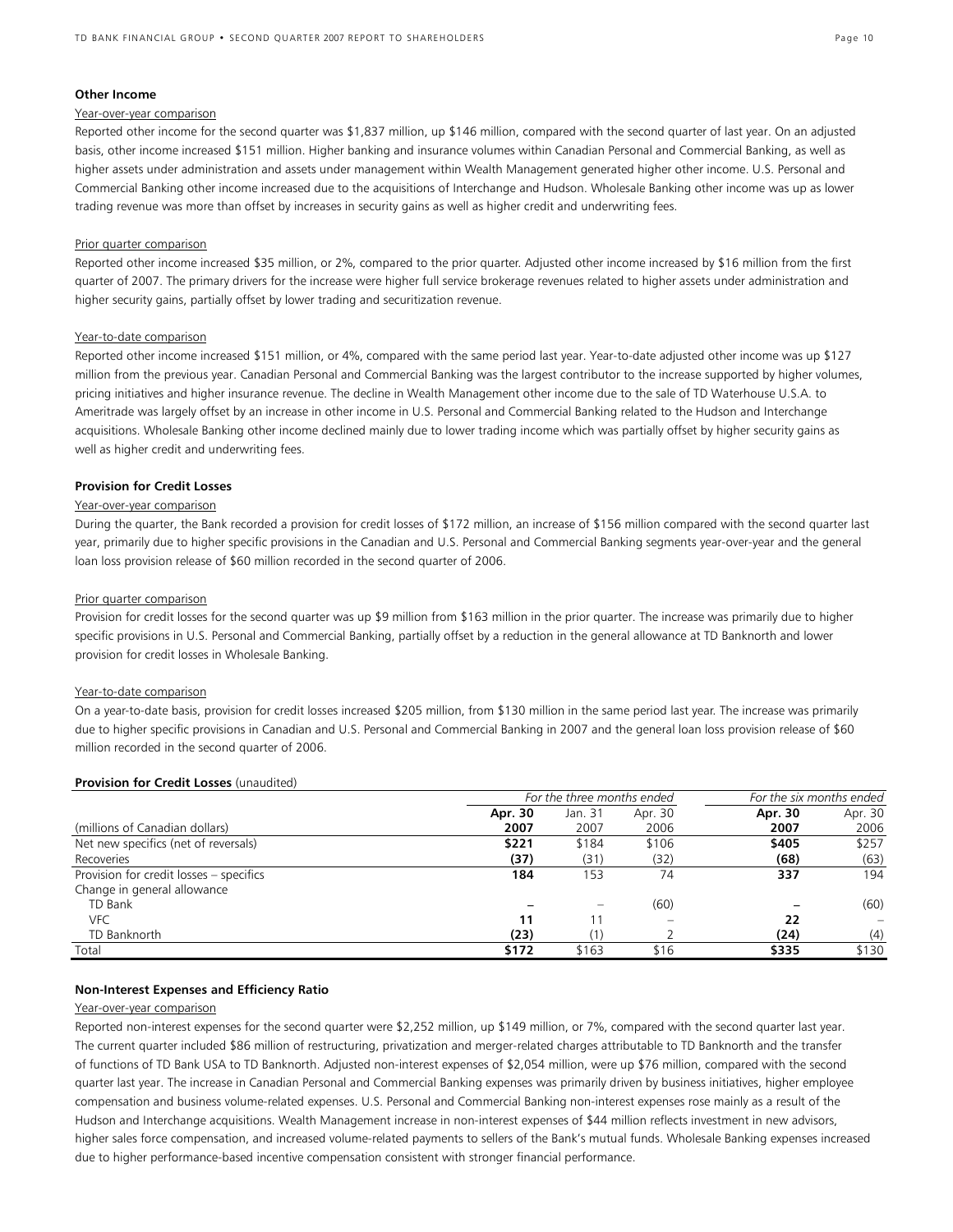### Other Income

Year-over-year comparison

Reported other income for the second quarter was $1,837 million, up $146 million, compared with the second quarter of last year. On an adjusted basis, other income increased $151 million. Higher banking and insurance volumes within Canadian Personal and Commercial Banking, as well as higher assets under administration and assets under management within Wealth Management generated higher other income. U.S. Personal and Commercial Banking other income increased due to the acquisitions of Interchange and Hudson. Wholesale Banking other income was up as lower trading revenue was more than offset by increases in security gains as well as higher credit and underwriting fees.

Prior quarter comparison

Reported other income increased $35 million, or 2%, compared to the prior quarter. Adjusted other income increased by $16 million from the first quarter of 2007. The primary drivers for the increase were higher full service brokerage revenues related to higher assets under administration and higher security gains, partially offset by lower trading and securitization revenue.

Year-to-date comparison

Reported other income increased $151 million, or 4%, compared with the same period last year. Year-to-date adjusted other income was up $127 million from the previous year. Canadian Personal and Commercial Banking was the largest contributor to the increase supported by higher volumes, pricing initiatives and higher insurance revenue. The decline in Wealth Management other income due to the sale of TD Waterhouse U.S.A. to Ameritrade was largely offset by an increase in other income in U.S. Personal and Commercial Banking related to the Hudson and Interchange acquisitions. Wholesale Banking other income declined mainly due to lower trading income which was partially offset by higher security gains as well as higher credit and underwriting fees.

### Provision for Credit Losses

Year-over-year comparison

During the quarter, the Bank recorded a provision for credit losses of $172 million, an increase of $156 million compared with the second quarter last year, primarily due to higher specific provisions in the Canadian and U.S. Personal and Commercial Banking segments year-over-year and the general loan loss provision release of $60 million recorded in the second quarter of 2006.

Prior quarter comparison

Provision for credit losses for the second quarter was up $9 million from $163 million in the prior quarter. The increase was primarily due to higher specific provisions in U.S. Personal and Commercial Banking, partially offset by a reduction in the general allowance at TD Banknorth and lower provision for credit losses in Wholesale Banking.

Year-to-date comparison

On a year-to-date basis, provision for credit losses increased $205 million, from $130 million in the same period last year. The increase was primarily due to higher specific provisions in Canadian and U.S. Personal and Commercial Banking in 2007 and the general loan loss provision release of $60 million recorded in the second quarter of 2006.

**Provision for Credit Losses** (unaudited)

| | *For the three months ended* | | | *For the six months ended* | |
|---|---|---|---|---|---|
| | **Apr. 30** | Jan. 31 | Apr. 30 | **Apr. 30** | Apr. 30 |
| (millions of Canadian dollars) | **2007** | 2007 | 2006 | **2007** | 2006 |
| Net new specifics (net of reversals) | **$221** | $184 | $106 | **$405** | $257 |
| Recoveries | **(37)** | (31) | (32) | **(68)** | (63) |
| Provision for credit losses – specifics | **184** | 153 | 74 | **337** | 194 |
| Change in general allowance | | | | | |
| TD Bank | **–** | – | (60) | **–** | (60) |
| VFC | **11** | 11 | – | **22** | – |
| TD Banknorth | **(23)** | (1) | 2 | **(24)** | (4) |
| Total | **$172** | $163 | $16 | **$335** | $130 |

### Non-Interest Expenses and Efficiency Ratio

Year-over-year comparison

Reported non-interest expenses for the second quarter were $2,252 million, up $149 million, or 7%, compared with the second quarter last year. The current quarter included $86 million of restructuring, privatization and merger-related charges attributable to TD Banknorth and the transfer of functions of TD Bank USA to TD Banknorth. Adjusted non-interest expenses of $2,054 million, were up $76 million, compared with the second quarter last year. The increase in Canadian Personal and Commercial Banking expenses was primarily driven by business initiatives, higher employee compensation and business volume-related expenses. U.S. Personal and Commercial Banking non-interest expenses rose mainly as a result of the Hudson and Interchange acquisitions. Wealth Management increase in non-interest expenses of $44 million reflects investment in new advisors, higher sales force compensation, and increased volume-related payments to sellers of the Bank's mutual funds. Wholesale Banking expenses increased due to higher performance-based incentive compensation consistent with stronger financial performance.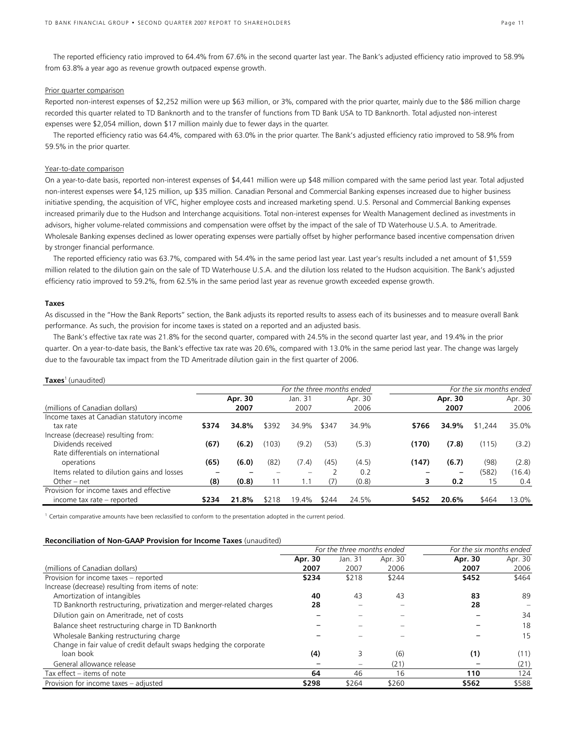The reported efficiency ratio improved to 64.4% from 67.6% in the second quarter last year. The Bank's adjusted efficiency ratio improved to 58.9% from 63.8% a year ago as revenue growth outpaced expense growth.

Prior quarter comparison

Reported non-interest expenses of $2,252 million were up $63 million, or 3%, compared with the prior quarter, mainly due to the $86 million charge recorded this quarter related to TD Banknorth and to the transfer of functions from TD Bank USA to TD Banknorth. Total adjusted non-interest expenses were $2,054 million, down $17 million mainly due to fewer days in the quarter.

The reported efficiency ratio was 64.4%, compared with 63.0% in the prior quarter. The Bank's adjusted efficiency ratio improved to 58.9% from 59.5% in the prior quarter.

Year-to-date comparison

On a year-to-date basis, reported non-interest expenses of $4,441 million were up $48 million compared with the same period last year. Total adjusted non-interest expenses were $4,125 million, up $35 million. Canadian Personal and Commercial Banking expenses increased due to higher business initiative spending, the acquisition of VFC, higher employee costs and increased marketing spend. U.S. Personal and Commercial Banking expenses increased primarily due to the Hudson and Interchange acquisitions. Total non-interest expenses for Wealth Management declined as investments in advisors, higher volume-related commissions and compensation were offset by the impact of the sale of TD Waterhouse U.S.A. to Ameritrade. Wholesale Banking expenses declined as lower operating expenses were partially offset by higher performance based incentive compensation driven by stronger financial performance.

The reported efficiency ratio was 63.7%, compared with 54.4% in the same period last year. Last year's results included a net amount of $1,559 million related to the dilution gain on the sale of TD Waterhouse U.S.A. and the dilution loss related to the Hudson acquisition. The Bank's adjusted efficiency ratio improved to 59.2%, from 62.5% in the same period last year as revenue growth exceeded expense growth.

### Taxes

As discussed in the "How the Bank Reports" section, the Bank adjusts its reported results to assess each of its businesses and to measure overall Bank performance. As such, the provision for income taxes is stated on a reported and an adjusted basis.

The Bank's effective tax rate was 21.8% for the second quarter, compared with 24.5% in the second quarter last year, and 19.4% in the prior quarter. On a year-to-date basis, the Bank's effective tax rate was 20.6%, compared with 13.0% in the same period last year. The change was largely due to the favourable tax impact from the TD Ameritrade dilution gain in the first quarter of 2006.

**Taxes**[1] (unaudited)

| | *For the three months ended* | | | | | | *For the six months ended* | | | |
|---|---|---|---|---|---|---|---|---|---|---|
| | **Apr. 30** | | Jan. 31 | | Apr. 30 | | **Apr. 30** | | Apr. 30 | |
| (millions of Canadian dollars) | **2007** | | 2007 | | 2006 | | **2007** | | 2006 | |
| Income taxes at Canadian statutory income tax rate | **$374** | **34.8%** | $392 | 34.9% | $347 | 34.9% | **$766** | **34.9%** | $1,244 | 35.0% |
| Increase (decrease) resulting from: | | | | | | | | | | |
| Dividends received | **(67)** | **(6.2)** | (103) | (9.2) | (53) | (5.3) | **(170)** | **(7.8)** | (115) | (3.2) |
| Rate differentials on international operations | **(65)** | **(6.0)** | (82) | (7.4) | (45) | (4.5) | **(147)** | **(6.7)** | (98) | (2.8) |
| Items related to dilution gains and losses | **–** | **–** | – | – | 2 | 0.2 | **–** | **–** | (582) | (16.4) |
| Other – net | **(8)** | **(0.8)** | 11 | 1.1 | (7) | (0.8) | **3** | **0.2** | 15 | 0.4 |
| Provision for income taxes and effective income tax rate – reported | **$234** | **21.8%** | $218 | 19.4% | $244 | 24.5% | **$452** | **20.6%** | $464 | 13.0% |

[1] Certain comparative amounts have been reclassified to conform to the presentation adopted in the current period.

**Reconciliation of Non-GAAP Provision for Income Taxes** (unaudited)

| | *For the three months ended* | | | *For the six months ended* | |
|---|---|---|---|---|---|
| | **Apr. 30** | Jan. 31 | Apr. 30 | **Apr. 30** | Apr. 30 |
| (millions of Canadian dollars) | **2007** | 2007 | 2006 | **2007** | 2006 |
| Provision for income taxes – reported | **$234** | $218 | $244 | **$452** | $464 |
| Increase (decrease) resulting from items of note: | | | | | |
| Amortization of intangibles | **40** | 43 | 43 | **83** | 89 |
| TD Banknorth restructuring, privatization and merger-related charges | **28** | – | – | **28** | – |
| Dilution gain on Ameritrade, net of costs | **–** | – | – | **–** | 34 |
| Balance sheet restructuring charge in TD Banknorth | **–** | – | – | **–** | 18 |
| Wholesale Banking restructuring charge | **–** | – | – | **–** | 15 |
| Change in fair value of credit default swaps hedging the corporate loan book | **(4)** | 3 | (6) | **(1)** | (11) |
| General allowance release | **–** | – | (21) | **–** | (21) |
| Tax effect – items of note | **64** | 46 | 16 | **110** | 124 |
| Provision for income taxes – adjusted | **$298** | $264 | $260 | **$562** | $588 |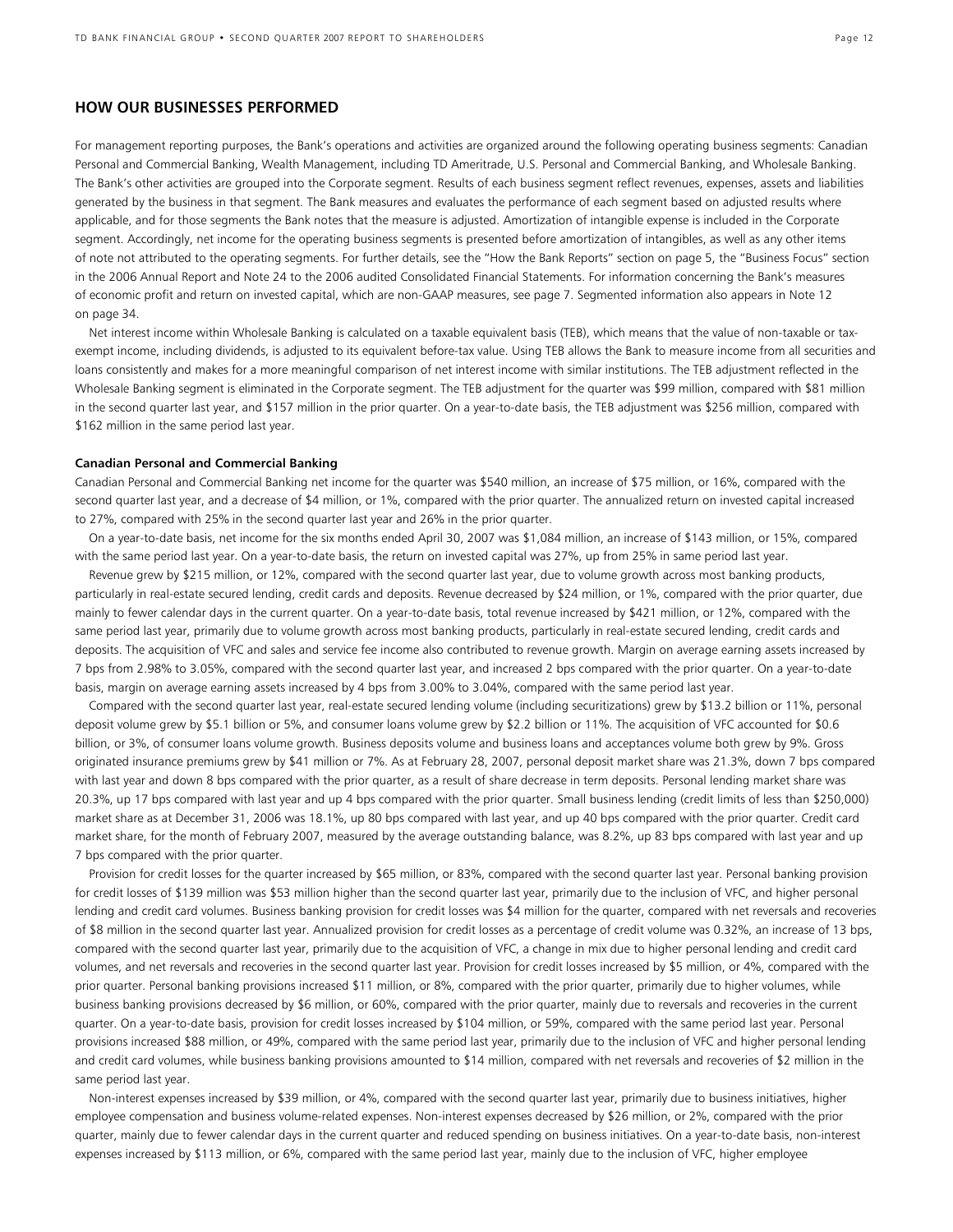## HOW OUR BUSINESSES PERFORMED

For management reporting purposes, the Bank's operations and activities are organized around the following operating business segments: Canadian Personal and Commercial Banking, Wealth Management, including TD Ameritrade, U.S. Personal and Commercial Banking, and Wholesale Banking. The Bank's other activities are grouped into the Corporate segment. Results of each business segment reflect revenues, expenses, assets and liabilities generated by the business in that segment. The Bank measures and evaluates the performance of each segment based on adjusted results where applicable, and for those segments the Bank notes that the measure is adjusted. Amortization of intangible expense is included in the Corporate segment. Accordingly, net income for the operating business segments is presented before amortization of intangibles, as well as any other items of note not attributed to the operating segments. For further details, see the "How the Bank Reports" section on page 5, the "Business Focus" section in the 2006 Annual Report and Note 24 to the 2006 audited Consolidated Financial Statements. For information concerning the Bank's measures of economic profit and return on invested capital, which are non-GAAP measures, see page 7. Segmented information also appears in Note 12 on page 34.

Net interest income within Wholesale Banking is calculated on a taxable equivalent basis (TEB), which means that the value of non-taxable or tax-exempt income, including dividends, is adjusted to its equivalent before-tax value. Using TEB allows the Bank to measure income from all securities and loans consistently and makes for a more meaningful comparison of net interest income with similar institutions. The TEB adjustment reflected in the Wholesale Banking segment is eliminated in the Corporate segment. The TEB adjustment for the quarter was $99 million, compared with $81 million in the second quarter last year, and $157 million in the prior quarter. On a year-to-date basis, the TEB adjustment was $256 million, compared with $162 million in the same period last year.

**Canadian Personal and Commercial Banking**

Canadian Personal and Commercial Banking net income for the quarter was $540 million, an increase of $75 million, or 16%, compared with the second quarter last year, and a decrease of $4 million, or 1%, compared with the prior quarter. The annualized return on invested capital increased to 27%, compared with 25% in the second quarter last year and 26% in the prior quarter.

On a year-to-date basis, net income for the six months ended April 30, 2007 was $1,084 million, an increase of $143 million, or 15%, compared with the same period last year. On a year-to-date basis, the return on invested capital was 27%, up from 25% in same period last year.

Revenue grew by $215 million, or 12%, compared with the second quarter last year, due to volume growth across most banking products, particularly in real-estate secured lending, credit cards and deposits. Revenue decreased by $24 million, or 1%, compared with the prior quarter, due mainly to fewer calendar days in the current quarter. On a year-to-date basis, total revenue increased by $421 million, or 12%, compared with the same period last year, primarily due to volume growth across most banking products, particularly in real-estate secured lending, credit cards and deposits. The acquisition of VFC and sales and service fee income also contributed to revenue growth. Margin on average earning assets increased by 7 bps from 2.98% to 3.05%, compared with the second quarter last year, and increased 2 bps compared with the prior quarter. On a year-to-date basis, margin on average earning assets increased by 4 bps from 3.00% to 3.04%, compared with the same period last year.

Compared with the second quarter last year, real-estate secured lending volume (including securitizations) grew by $13.2 billion or 11%, personal deposit volume grew by $5.1 billion or 5%, and consumer loans volume grew by $2.2 billion or 11%. The acquisition of VFC accounted for $0.6 billion, or 3%, of consumer loans volume growth. Business deposits volume and business loans and acceptances volume both grew by 9%. Gross originated insurance premiums grew by $41 million or 7%. As at February 28, 2007, personal deposit market share was 21.3%, down 7 bps compared with last year and down 8 bps compared with the prior quarter, as a result of share decrease in term deposits. Personal lending market share was 20.3%, up 17 bps compared with last year and up 4 bps compared with the prior quarter. Small business lending (credit limits of less than $250,000) market share as at December 31, 2006 was 18.1%, up 80 bps compared with last year, and up 40 bps compared with the prior quarter. Credit card market share, for the month of February 2007, measured by the average outstanding balance, was 8.2%, up 83 bps compared with last year and up 7 bps compared with the prior quarter.

Provision for credit losses for the quarter increased by $65 million, or 83%, compared with the second quarter last year. Personal banking provision for credit losses of $139 million was $53 million higher than the second quarter last year, primarily due to the inclusion of VFC, and higher personal lending and credit card volumes. Business banking provision for credit losses was $4 million for the quarter, compared with net reversals and recoveries of $8 million in the second quarter last year. Annualized provision for credit losses as a percentage of credit volume was 0.32%, an increase of 13 bps, compared with the second quarter last year, primarily due to the acquisition of VFC, a change in mix due to higher personal lending and credit card volumes, and net reversals and recoveries in the second quarter last year. Provision for credit losses increased by $5 million, or 4%, compared with the prior quarter. Personal banking provisions increased $11 million, or 8%, compared with the prior quarter, primarily due to higher volumes, while business banking provisions decreased by $6 million, or 60%, compared with the prior quarter, mainly due to reversals and recoveries in the current quarter. On a year-to-date basis, provision for credit losses increased by $104 million, or 59%, compared with the same period last year. Personal provisions increased $88 million, or 49%, compared with the same period last year, primarily due to the inclusion of VFC and higher personal lending and credit card volumes, while business banking provisions amounted to $14 million, compared with net reversals and recoveries of $2 million in the same period last year.

Non-interest expenses increased by $39 million, or 4%, compared with the second quarter last year, primarily due to business initiatives, higher employee compensation and business volume-related expenses. Non-interest expenses decreased by $26 million, or 2%, compared with the prior quarter, mainly due to fewer calendar days in the current quarter and reduced spending on business initiatives. On a year-to-date basis, non-interest expenses increased by $113 million, or 6%, compared with the same period last year, mainly due to the inclusion of VFC, higher employee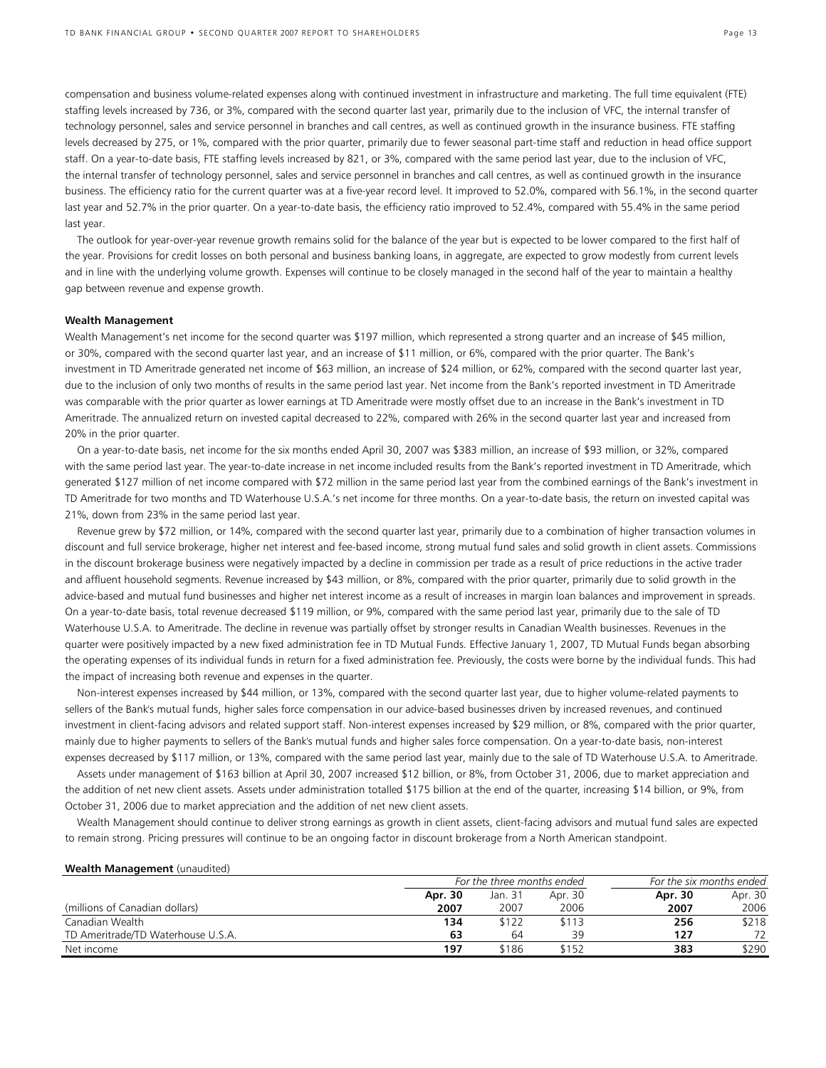compensation and business volume-related expenses along with continued investment in infrastructure and marketing. The full time equivalent (FTE) staffing levels increased by 736, or 3%, compared with the second quarter last year, primarily due to the inclusion of VFC, the internal transfer of technology personnel, sales and service personnel in branches and call centres, as well as continued growth in the insurance business. FTE staffing levels decreased by 275, or 1%, compared with the prior quarter, primarily due to fewer seasonal part-time staff and reduction in head office support staff. On a year-to-date basis, FTE staffing levels increased by 821, or 3%, compared with the same period last year, due to the inclusion of VFC, the internal transfer of technology personnel, sales and service personnel in branches and call centres, as well as continued growth in the insurance business. The efficiency ratio for the current quarter was at a five-year record level. It improved to 52.0%, compared with 56.1%, in the second quarter last year and 52.7% in the prior quarter. On a year-to-date basis, the efficiency ratio improved to 52.4%, compared with 55.4% in the same period last year.

The outlook for year-over-year revenue growth remains solid for the balance of the year but is expected to be lower compared to the first half of the year. Provisions for credit losses on both personal and business banking loans, in aggregate, are expected to grow modestly from current levels and in line with the underlying volume growth. Expenses will continue to be closely managed in the second half of the year to maintain a healthy gap between revenue and expense growth.

**Wealth Management**

Wealth Management's net income for the second quarter was $197 million, which represented a strong quarter and an increase of $45 million, or 30%, compared with the second quarter last year, and an increase of $11 million, or 6%, compared with the prior quarter. The Bank's investment in TD Ameritrade generated net income of $63 million, an increase of $24 million, or 62%, compared with the second quarter last year, due to the inclusion of only two months of results in the same period last year. Net income from the Bank's reported investment in TD Ameritrade was comparable with the prior quarter as lower earnings at TD Ameritrade were mostly offset due to an increase in the Bank's investment in TD Ameritrade. The annualized return on invested capital decreased to 22%, compared with 26% in the second quarter last year and increased from 20% in the prior quarter.

On a year-to-date basis, net income for the six months ended April 30, 2007 was $383 million, an increase of $93 million, or 32%, compared with the same period last year. The year-to-date increase in net income included results from the Bank's reported investment in TD Ameritrade, which generated $127 million of net income compared with $72 million in the same period last year from the combined earnings of the Bank's investment in TD Ameritrade for two months and TD Waterhouse U.S.A.'s net income for three months. On a year-to-date basis, the return on invested capital was 21%, down from 23% in the same period last year.

Revenue grew by $72 million, or 14%, compared with the second quarter last year, primarily due to a combination of higher transaction volumes in discount and full service brokerage, higher net interest and fee-based income, strong mutual fund sales and solid growth in client assets. Commissions in the discount brokerage business were negatively impacted by a decline in commission per trade as a result of price reductions in the active trader and affluent household segments. Revenue increased by $43 million, or 8%, compared with the prior quarter, primarily due to solid growth in the advice-based and mutual fund businesses and higher net interest income as a result of increases in margin loan balances and improvement in spreads. On a year-to-date basis, total revenue decreased $119 million, or 9%, compared with the same period last year, primarily due to the sale of TD Waterhouse U.S.A. to Ameritrade. The decline in revenue was partially offset by stronger results in Canadian Wealth businesses. Revenues in the quarter were positively impacted by a new fixed administration fee in TD Mutual Funds. Effective January 1, 2007, TD Mutual Funds began absorbing the operating expenses of its individual funds in return for a fixed administration fee. Previously, the costs were borne by the individual funds. This had the impact of increasing both revenue and expenses in the quarter.

Non-interest expenses increased by $44 million, or 13%, compared with the second quarter last year, due to higher volume-related payments to sellers of the Bank's mutual funds, higher sales force compensation in our advice-based businesses driven by increased revenues, and continued investment in client-facing advisors and related support staff. Non-interest expenses increased by $29 million, or 8%, compared with the prior quarter, mainly due to higher payments to sellers of the Bank's mutual funds and higher sales force compensation. On a year-to-date basis, non-interest expenses decreased by $117 million, or 13%, compared with the same period last year, mainly due to the sale of TD Waterhouse U.S.A. to Ameritrade.

Assets under management of $163 billion at April 30, 2007 increased $12 billion, or 8%, from October 31, 2006, due to market appreciation and the addition of net new client assets. Assets under administration totalled $175 billion at the end of the quarter, increasing $14 billion, or 9%, from October 31, 2006 due to market appreciation and the addition of net new client assets.

Wealth Management should continue to deliver strong earnings as growth in client assets, client-facing advisors and mutual fund sales are expected to remain strong. Pricing pressures will continue to be an ongoing factor in discount brokerage from a North American standpoint.

**Wealth Management** (unaudited)

| | *For the three months ended* | | | *For the six months ended* | |
|---|---|---|---|---|---|
| | **Apr. 30** | Jan. 31 | Apr. 30 | **Apr. 30** | Apr. 30 |
| (millions of Canadian dollars) | **2007** | 2007 | 2006 | **2007** | 2006 |
| Canadian Wealth | **134** | $122 | $113 | **256** | $218 |
| TD Ameritrade/TD Waterhouse U.S.A. | **63** | 64 | 39 | **127** | 72 |
| Net income | **197** | $186 | $152 | **383** | $290 |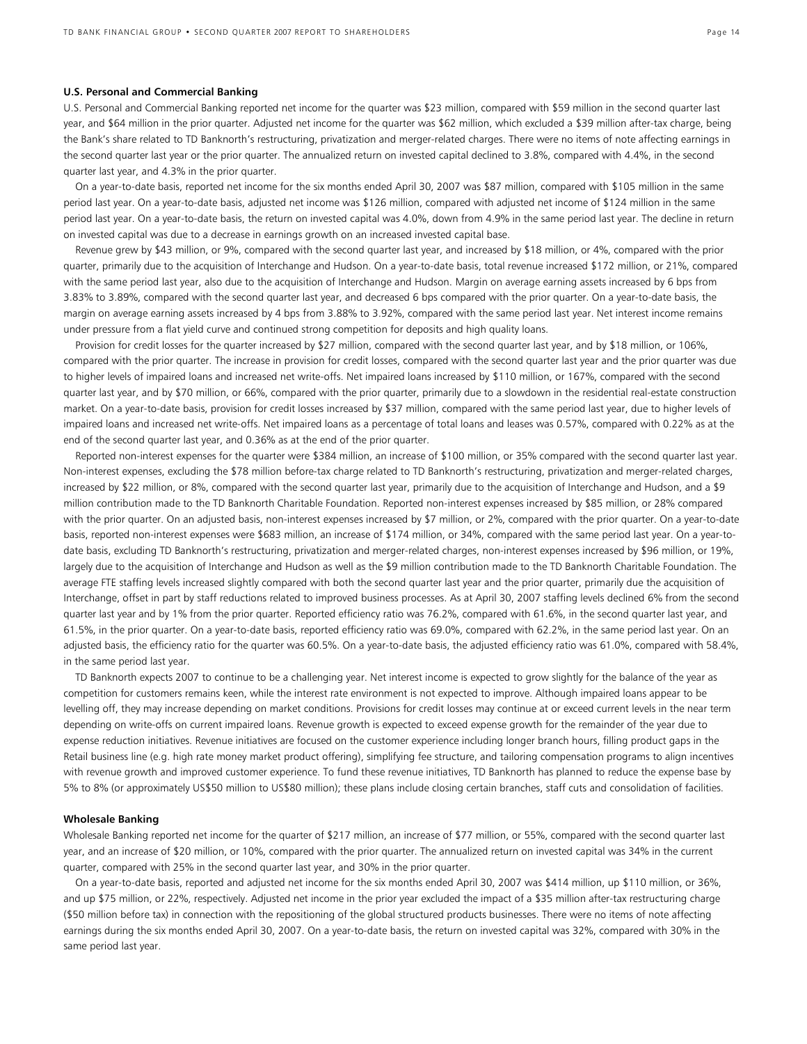### U.S. Personal and Commercial Banking

U.S. Personal and Commercial Banking reported net income for the quarter was $23 million, compared with $59 million in the second quarter last year, and $64 million in the prior quarter. Adjusted net income for the quarter was $62 million, which excluded a $39 million after-tax charge, being the Bank's share related to TD Banknorth's restructuring, privatization and merger-related charges. There were no items of note affecting earnings in the second quarter last year or the prior quarter. The annualized return on invested capital declined to 3.8%, compared with 4.4%, in the second quarter last year, and 4.3% in the prior quarter.

On a year-to-date basis, reported net income for the six months ended April 30, 2007 was $87 million, compared with $105 million in the same period last year. On a year-to-date basis, adjusted net income was $126 million, compared with adjusted net income of $124 million in the same period last year. On a year-to-date basis, the return on invested capital was 4.0%, down from 4.9% in the same period last year. The decline in return on invested capital was due to a decrease in earnings growth on an increased invested capital base.

Revenue grew by $43 million, or 9%, compared with the second quarter last year, and increased by $18 million, or 4%, compared with the prior quarter, primarily due to the acquisition of Interchange and Hudson. On a year-to-date basis, total revenue increased $172 million, or 21%, compared with the same period last year, also due to the acquisition of Interchange and Hudson. Margin on average earning assets increased by 6 bps from 3.83% to 3.89%, compared with the second quarter last year, and decreased 6 bps compared with the prior quarter. On a year-to-date basis, the margin on average earning assets increased by 4 bps from 3.88% to 3.92%, compared with the same period last year. Net interest income remains under pressure from a flat yield curve and continued strong competition for deposits and high quality loans.

Provision for credit losses for the quarter increased by $27 million, compared with the second quarter last year, and by $18 million, or 106%, compared with the prior quarter. The increase in provision for credit losses, compared with the second quarter last year and the prior quarter was due to higher levels of impaired loans and increased net write-offs. Net impaired loans increased by $110 million, or 167%, compared with the second quarter last year, and by $70 million, or 66%, compared with the prior quarter, primarily due to a slowdown in the residential real-estate construction market. On a year-to-date basis, provision for credit losses increased by $37 million, compared with the same period last year, due to higher levels of impaired loans and increased net write-offs. Net impaired loans as a percentage of total loans and leases was 0.57%, compared with 0.22% as at the end of the second quarter last year, and 0.36% as at the end of the prior quarter.

Reported non-interest expenses for the quarter were $384 million, an increase of $100 million, or 35% compared with the second quarter last year. Non-interest expenses, excluding the $78 million before-tax charge related to TD Banknorth's restructuring, privatization and merger-related charges, increased by $22 million, or 8%, compared with the second quarter last year, primarily due to the acquisition of Interchange and Hudson, and a $9 million contribution made to the TD Banknorth Charitable Foundation. Reported non-interest expenses increased by $85 million, or 28% compared with the prior quarter. On an adjusted basis, non-interest expenses increased by $7 million, or 2%, compared with the prior quarter. On a year-to-date basis, reported non-interest expenses were $683 million, an increase of $174 million, or 34%, compared with the same period last year. On a year-to-date basis, excluding TD Banknorth's restructuring, privatization and merger-related charges, non-interest expenses increased by $96 million, or 19%, largely due to the acquisition of Interchange and Hudson as well as the $9 million contribution made to the TD Banknorth Charitable Foundation. The average FTE staffing levels increased slightly compared with both the second quarter last year and the prior quarter, primarily due the acquisition of Interchange, offset in part by staff reductions related to improved business processes. As at April 30, 2007 staffing levels declined 6% from the second quarter last year and by 1% from the prior quarter. Reported efficiency ratio was 76.2%, compared with 61.6%, in the second quarter last year, and 61.5%, in the prior quarter. On a year-to-date basis, reported efficiency ratio was 69.0%, compared with 62.2%, in the same period last year. On an adjusted basis, the efficiency ratio for the quarter was 60.5%. On a year-to-date basis, the adjusted efficiency ratio was 61.0%, compared with 58.4%, in the same period last year.

TD Banknorth expects 2007 to continue to be a challenging year. Net interest income is expected to grow slightly for the balance of the year as competition for customers remains keen, while the interest rate environment is not expected to improve. Although impaired loans appear to be levelling off, they may increase depending on market conditions. Provisions for credit losses may continue at or exceed current levels in the near term depending on write-offs on current impaired loans. Revenue growth is expected to exceed expense growth for the remainder of the year due to expense reduction initiatives. Revenue initiatives are focused on the customer experience including longer branch hours, filling product gaps in the Retail business line (e.g. high rate money market product offering), simplifying fee structure, and tailoring compensation programs to align incentives with revenue growth and improved customer experience. To fund these revenue initiatives, TD Banknorth has planned to reduce the expense base by 5% to 8% (or approximately US$50 million to US$80 million); these plans include closing certain branches, staff cuts and consolidation of facilities.

### Wholesale Banking

Wholesale Banking reported net income for the quarter of $217 million, an increase of $77 million, or 55%, compared with the second quarter last year, and an increase of $20 million, or 10%, compared with the prior quarter. The annualized return on invested capital was 34% in the current quarter, compared with 25% in the second quarter last year, and 30% in the prior quarter.

On a year-to-date basis, reported and adjusted net income for the six months ended April 30, 2007 was $414 million, up $110 million, or 36%, and up $75 million, or 22%, respectively. Adjusted net income in the prior year excluded the impact of a $35 million after-tax restructuring charge ($50 million before tax) in connection with the repositioning of the global structured products businesses. There were no items of note affecting earnings during the six months ended April 30, 2007. On a year-to-date basis, the return on invested capital was 32%, compared with 30% in the same period last year.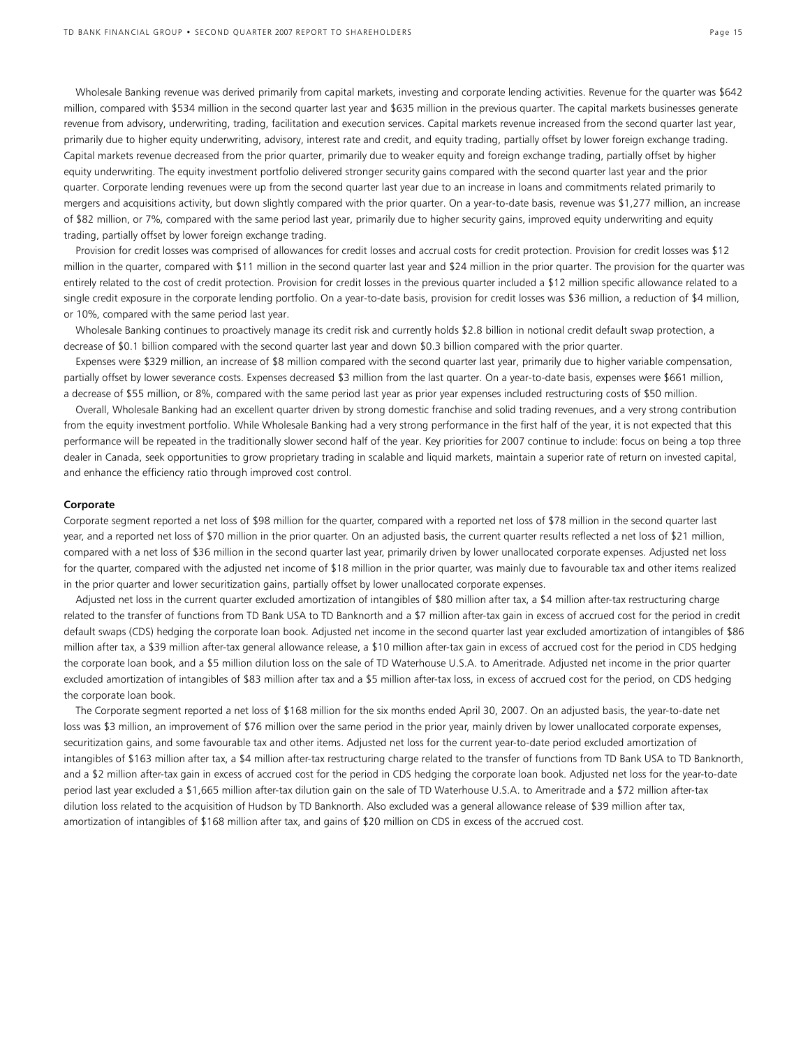Wholesale Banking revenue was derived primarily from capital markets, investing and corporate lending activities. Revenue for the quarter was $642 million, compared with $534 million in the second quarter last year and $635 million in the previous quarter. The capital markets businesses generate revenue from advisory, underwriting, trading, facilitation and execution services. Capital markets revenue increased from the second quarter last year, primarily due to higher equity underwriting, advisory, interest rate and credit, and equity trading, partially offset by lower foreign exchange trading. Capital markets revenue decreased from the prior quarter, primarily due to weaker equity and foreign exchange trading, partially offset by higher equity underwriting. The equity investment portfolio delivered stronger security gains compared with the second quarter last year and the prior quarter. Corporate lending revenues were up from the second quarter last year due to an increase in loans and commitments related primarily to mergers and acquisitions activity, but down slightly compared with the prior quarter. On a year-to-date basis, revenue was $1,277 million, an increase of $82 million, or 7%, compared with the same period last year, primarily due to higher security gains, improved equity underwriting and equity trading, partially offset by lower foreign exchange trading.

Provision for credit losses was comprised of allowances for credit losses and accrual costs for credit protection. Provision for credit losses was $12 million in the quarter, compared with $11 million in the second quarter last year and $24 million in the prior quarter. The provision for the quarter was entirely related to the cost of credit protection. Provision for credit losses in the previous quarter included a $12 million specific allowance related to a single credit exposure in the corporate lending portfolio. On a year-to-date basis, provision for credit losses was $36 million, a reduction of $4 million, or 10%, compared with the same period last year.

Wholesale Banking continues to proactively manage its credit risk and currently holds $2.8 billion in notional credit default swap protection, a decrease of $0.1 billion compared with the second quarter last year and down $0.3 billion compared with the prior quarter.

Expenses were $329 million, an increase of $8 million compared with the second quarter last year, primarily due to higher variable compensation, partially offset by lower severance costs. Expenses decreased $3 million from the last quarter. On a year-to-date basis, expenses were $661 million, a decrease of $55 million, or 8%, compared with the same period last year as prior year expenses included restructuring costs of $50 million.

Overall, Wholesale Banking had an excellent quarter driven by strong domestic franchise and solid trading revenues, and a very strong contribution from the equity investment portfolio. While Wholesale Banking had a very strong performance in the first half of the year, it is not expected that this performance will be repeated in the traditionally slower second half of the year. Key priorities for 2007 continue to include: focus on being a top three dealer in Canada, seek opportunities to grow proprietary trading in scalable and liquid markets, maintain a superior rate of return on invested capital, and enhance the efficiency ratio through improved cost control.

**Corporate**

Corporate segment reported a net loss of $98 million for the quarter, compared with a reported net loss of $78 million in the second quarter last year, and a reported net loss of $70 million in the prior quarter. On an adjusted basis, the current quarter results reflected a net loss of $21 million, compared with a net loss of $36 million in the second quarter last year, primarily driven by lower unallocated corporate expenses. Adjusted net loss for the quarter, compared with the adjusted net income of $18 million in the prior quarter, was mainly due to favourable tax and other items realized in the prior quarter and lower securitization gains, partially offset by lower unallocated corporate expenses.

Adjusted net loss in the current quarter excluded amortization of intangibles of $80 million after tax, a $4 million after-tax restructuring charge related to the transfer of functions from TD Bank USA to TD Banknorth and a $7 million after-tax gain in excess of accrued cost for the period in credit default swaps (CDS) hedging the corporate loan book. Adjusted net income in the second quarter last year excluded amortization of intangibles of $86 million after tax, a $39 million after-tax general allowance release, a $10 million after-tax gain in excess of accrued cost for the period in CDS hedging the corporate loan book, and a $5 million dilution loss on the sale of TD Waterhouse U.S.A. to Ameritrade. Adjusted net income in the prior quarter excluded amortization of intangibles of $83 million after tax and a $5 million after-tax loss, in excess of accrued cost for the period, on CDS hedging the corporate loan book.

The Corporate segment reported a net loss of $168 million for the six months ended April 30, 2007. On an adjusted basis, the year-to-date net loss was $3 million, an improvement of $76 million over the same period in the prior year, mainly driven by lower unallocated corporate expenses, securitization gains, and some favourable tax and other items. Adjusted net loss for the current year-to-date period excluded amortization of intangibles of $163 million after tax, a $4 million after-tax restructuring charge related to the transfer of functions from TD Bank USA to TD Banknorth, and a $2 million after-tax gain in excess of accrued cost for the period in CDS hedging the corporate loan book. Adjusted net loss for the year-to-date period last year excluded a $1,665 million after-tax dilution gain on the sale of TD Waterhouse U.S.A. to Ameritrade and a $72 million after-tax dilution loss related to the acquisition of Hudson by TD Banknorth. Also excluded was a general allowance release of $39 million after tax, amortization of intangibles of $168 million after tax, and gains of $20 million on CDS in excess of the accrued cost.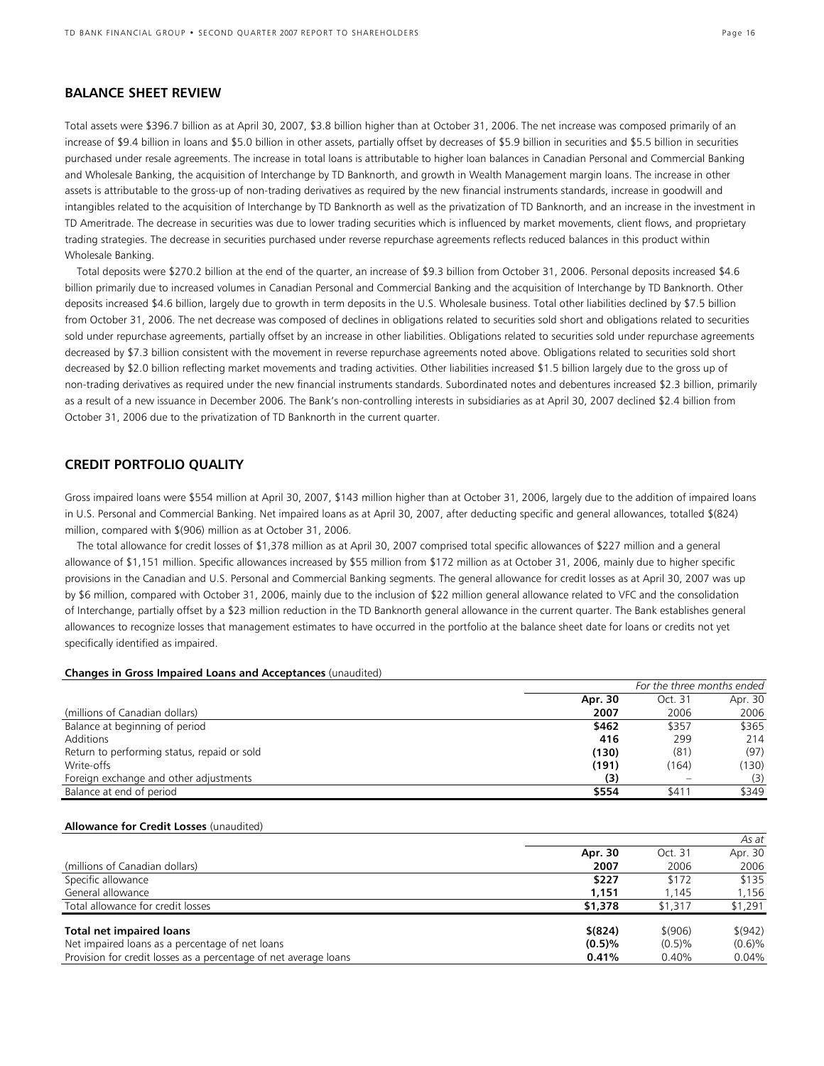## BALANCE SHEET REVIEW

Total assets were $396.7 billion as at April 30, 2007, $3.8 billion higher than at October 31, 2006. The net increase was composed primarily of an increase of $9.4 billion in loans and $5.0 billion in other assets, partially offset by decreases of $5.9 billion in securities and $5.5 billion in securities purchased under resale agreements. The increase in total loans is attributable to higher loan balances in Canadian Personal and Commercial Banking and Wholesale Banking, the acquisition of Interchange by TD Banknorth, and growth in Wealth Management margin loans. The increase in other assets is attributable to the gross-up of non-trading derivatives as required by the new financial instruments standards, increase in goodwill and intangibles related to the acquisition of Interchange by TD Banknorth as well as the privatization of TD Banknorth, and an increase in the investment in TD Ameritrade. The decrease in securities was due to lower trading securities which is influenced by market movements, client flows, and proprietary trading strategies. The decrease in securities purchased under reverse repurchase agreements reflects reduced balances in this product within Wholesale Banking.

Total deposits were $270.2 billion at the end of the quarter, an increase of $9.3 billion from October 31, 2006. Personal deposits increased $4.6 billion primarily due to increased volumes in Canadian Personal and Commercial Banking and the acquisition of Interchange by TD Banknorth. Other deposits increased $4.6 billion, largely due to growth in term deposits in the U.S. Wholesale business. Total other liabilities declined by $7.5 billion from October 31, 2006. The net decrease was composed of declines in obligations related to securities sold short and obligations related to securities sold under repurchase agreements, partially offset by an increase in other liabilities. Obligations related to securities sold under repurchase agreements decreased by $7.3 billion consistent with the movement in reverse repurchase agreements noted above. Obligations related to securities sold short decreased by $2.0 billion reflecting market movements and trading activities. Other liabilities increased $1.5 billion largely due to the gross up of non-trading derivatives as required under the new financial instruments standards. Subordinated notes and debentures increased $2.3 billion, primarily as a result of a new issuance in December 2006. The Bank's non-controlling interests in subsidiaries as at April 30, 2007 declined $2.4 billion from October 31, 2006 due to the privatization of TD Banknorth in the current quarter.

## CREDIT PORTFOLIO QUALITY

Gross impaired loans were $554 million at April 30, 2007, $143 million higher than at October 31, 2006, largely due to the addition of impaired loans in U.S. Personal and Commercial Banking. Net impaired loans as at April 30, 2007, after deducting specific and general allowances, totalled $(824) million, compared with $(906) million as at October 31, 2006.

The total allowance for credit losses of $1,378 million as at April 30, 2007 comprised total specific allowances of $227 million and a general allowance of $1,151 million. Specific allowances increased by $55 million from $172 million as at October 31, 2006, mainly due to higher specific provisions in the Canadian and U.S. Personal and Commercial Banking segments. The general allowance for credit losses as at April 30, 2007 was up by $6 million, compared with October 31, 2006, mainly due to the inclusion of $22 million general allowance related to VFC and the consolidation of Interchange, partially offset by a $23 million reduction in the TD Banknorth general allowance in the current quarter. The Bank establishes general allowances to recognize losses that management estimates to have occurred in the portfolio at the balance sheet date for loans or credits not yet specifically identified as impaired.

**Changes in Gross Impaired Loans and Acceptances** (unaudited)

| | *For the three months ended* | | |
|---|---|---|---|
| (millions of Canadian dollars) | **Apr. 30 2007** | Oct. 31 2006 | Apr. 30 2006 |
| Balance at beginning of period | **$462** | $357 | $365 |
| Additions | **416** | 299 | 214 |
| Return to performing status, repaid or sold | **(130)** | (81) | (97) |
| Write-offs | **(191)** | (164) | (130) |
| Foreign exchange and other adjustments | **(3)** | – | (3) |
| Balance at end of period | **$554** | $411 | $349 |

**Allowance for Credit Losses** (unaudited)

| | | | *As at* |
|---|---|---|---|
| (millions of Canadian dollars) | **Apr. 30 2007** | Oct. 31 2006 | Apr. 30 2006 |
| Specific allowance | **$227** | $172 | $135 |
| General allowance | **1,151** | 1,145 | 1,156 |
| Total allowance for credit losses | **$1,378** | $1,317 | $1,291 |
| **Total net impaired loans** | **$(824)** | $(906) | $(942) |
| Net impaired loans as a percentage of net loans | **(0.5)%** | (0.5)% | (0.6)% |
| Provision for credit losses as a percentage of net average loans | **0.41%** | 0.40% | 0.04% |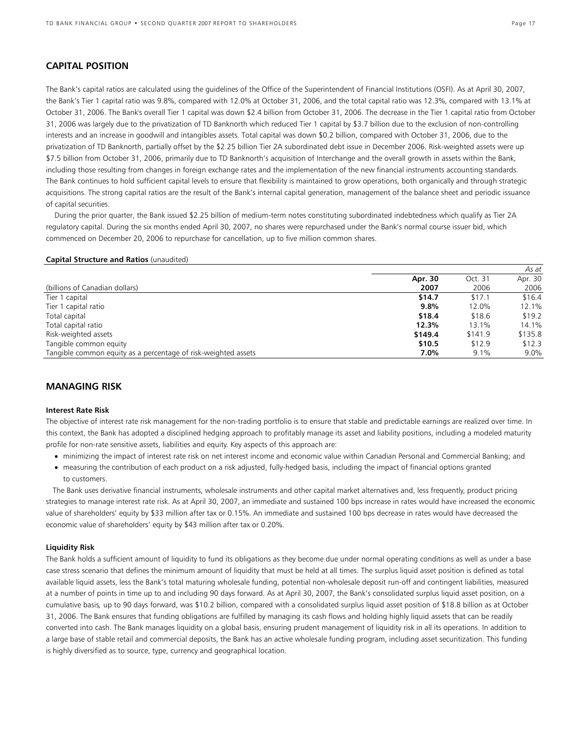## CAPITAL POSITION

The Bank's capital ratios are calculated using the guidelines of the Office of the Superintendent of Financial Institutions (OSFI). As at April 30, 2007, the Bank's Tier 1 capital ratio was 9.8%, compared with 12.0% at October 31, 2006, and the total capital ratio was 12.3%, compared with 13.1% at October 31, 2006. The Bank's overall Tier 1 capital was down $2.4 billion from October 31, 2006. The decrease in the Tier 1 capital ratio from October 31, 2006 was largely due to the privatization of TD Banknorth which reduced Tier 1 capital by $3.7 billion due to the exclusion of non-controlling interests and an increase in goodwill and intangibles assets. Total capital was down $0.2 billion, compared with October 31, 2006, due to the privatization of TD Banknorth, partially offset by the $2.25 billion Tier 2A subordinated debt issue in December 2006. Risk-weighted assets were up $7.5 billion from October 31, 2006, primarily due to TD Banknorth's acquisition of Interchange and the overall growth in assets within the Bank, including those resulting from changes in foreign exchange rates and the implementation of the new financial instruments accounting standards. The Bank continues to hold sufficient capital levels to ensure that flexibility is maintained to grow operations, both organically and through strategic acquisitions. The strong capital ratios are the result of the Bank's internal capital generation, management of the balance sheet and periodic issuance of capital securities.

During the prior quarter, the Bank issued $2.25 billion of medium-term notes constituting subordinated indebtedness which qualify as Tier 2A regulatory capital. During the six months ended April 30, 2007, no shares were repurchased under the Bank's normal course issuer bid, which commenced on December 20, 2006 to repurchase for cancellation, up to five million common shares.

**Capital Structure and Ratios** (unaudited)

| | | | *As at* |
|---|---|---|---|
| (billions of Canadian dollars) | **Apr. 30 2007** | Oct. 31 2006 | Apr. 30 2006 |
| Tier 1 capital | **$14.7** | $17.1 | $16.4 |
| Tier 1 capital ratio | **9.8%** | 12.0% | 12.1% |
| Total capital | **$18.4** | $18.6 | $19.2 |
| Total capital ratio | **12.3%** | 13.1% | 14.1% |
| Risk-weighted assets | **$149.4** | $141.9 | $135.8 |
| Tangible common equity | **$10.5** | $12.9 | $12.3 |
| Tangible common equity as a percentage of risk-weighted assets | **7.0%** | 9.1% | 9.0% |

## MANAGING RISK

### Interest Rate Risk

The objective of interest rate risk management for the non-trading portfolio is to ensure that stable and predictable earnings are realized over time. In this context, the Bank has adopted a disciplined hedging approach to profitably manage its asset and liability positions, including a modeled maturity profile for non-rate sensitive assets, liabilities and equity. Key aspects of this approach are:

- minimizing the impact of interest rate risk on net interest income and economic value within Canadian Personal and Commercial Banking; and
- measuring the contribution of each product on a risk adjusted, fully-hedged basis, including the impact of financial options granted to customers.

The Bank uses derivative financial instruments, wholesale instruments and other capital market alternatives and, less frequently, product pricing strategies to manage interest rate risk. As at April 30, 2007, an immediate and sustained 100 bps increase in rates would have increased the economic value of shareholders' equity by $33 million after tax or 0.15%. An immediate and sustained 100 bps decrease in rates would have decreased the economic value of shareholders' equity by $43 million after tax or 0.20%.

### Liquidity Risk

The Bank holds a sufficient amount of liquidity to fund its obligations as they become due under normal operating conditions as well as under a base case stress scenario that defines the minimum amount of liquidity that must be held at all times. The surplus liquid asset position is defined as total available liquid assets, less the Bank's total maturing wholesale funding, potential non-wholesale deposit run-off and contingent liabilities, measured at a number of points in time up to and including 90 days forward. As at April 30, 2007, the Bank's consolidated surplus liquid asset position, on a cumulative basis, up to 90 days forward, was $10.2 billion, compared with a consolidated surplus liquid asset position of $18.8 billion as at October 31, 2006. The Bank ensures that funding obligations are fulfilled by managing its cash flows and holding highly liquid assets that can be readily converted into cash. The Bank manages liquidity on a global basis, ensuring prudent management of liquidity risk in all its operations. In addition to a large base of stable retail and commercial deposits, the Bank has an active wholesale funding program, including asset securitization. This funding is highly diversified as to source, type, currency and geographical location.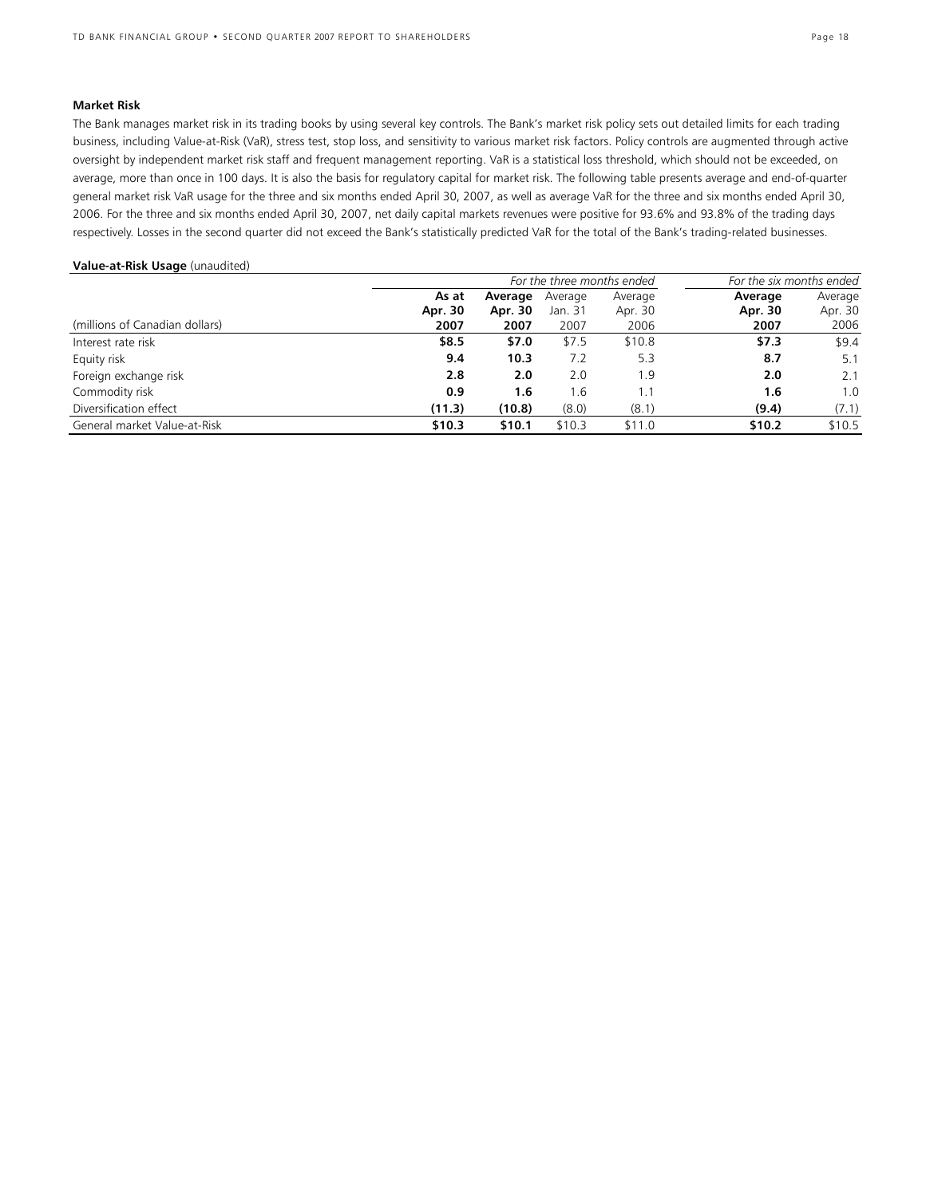### Market Risk

The Bank manages market risk in its trading books by using several key controls. The Bank's market risk policy sets out detailed limits for each trading business, including Value-at-Risk (VaR), stress test, stop loss, and sensitivity to various market risk factors. Policy controls are augmented through active oversight by independent market risk staff and frequent management reporting. VaR is a statistical loss threshold, which should not be exceeded, on average, more than once in 100 days. It is also the basis for regulatory capital for market risk. The following table presents average and end-of-quarter general market risk VaR usage for the three and six months ended April 30, 2007, as well as average VaR for the three and six months ended April 30, 2006. For the three and six months ended April 30, 2007, net daily capital markets revenues were positive for 93.6% and 93.8% of the trading days respectively. Losses in the second quarter did not exceed the Bank's statistically predicted VaR for the total of the Bank's trading-related businesses.

**Value-at-Risk Usage** (unaudited)

| | *For the three months ended* | | | | *For the six months ended* | |
|---|---|---|---|---|---|---|
| | **As at Apr. 30** | **Average Apr. 30** | Average Jan. 31 | Average Apr. 30 | **Average Apr. 30** | Average Apr. 30 |
| (millions of Canadian dollars) | **2007** | **2007** | 2007 | 2006 | **2007** | 2006 |
| Interest rate risk | **$8.5** | **$7.0** | $7.5 | $10.8 | **$7.3** | $9.4 |
| Equity risk | **9.4** | **10.3** | 7.2 | 5.3 | **8.7** | 5.1 |
| Foreign exchange risk | **2.8** | **2.0** | 2.0 | 1.9 | **2.0** | 2.1 |
| Commodity risk | **0.9** | **1.6** | 1.6 | 1.1 | **1.6** | 1.0 |
| Diversification effect | **(11.3)** | **(10.8)** | (8.0) | (8.1) | **(9.4)** | (7.1) |
| General market Value-at-Risk | **$10.3** | **$10.1** | $10.3 | $11.0 | **$10.2** | $10.5 |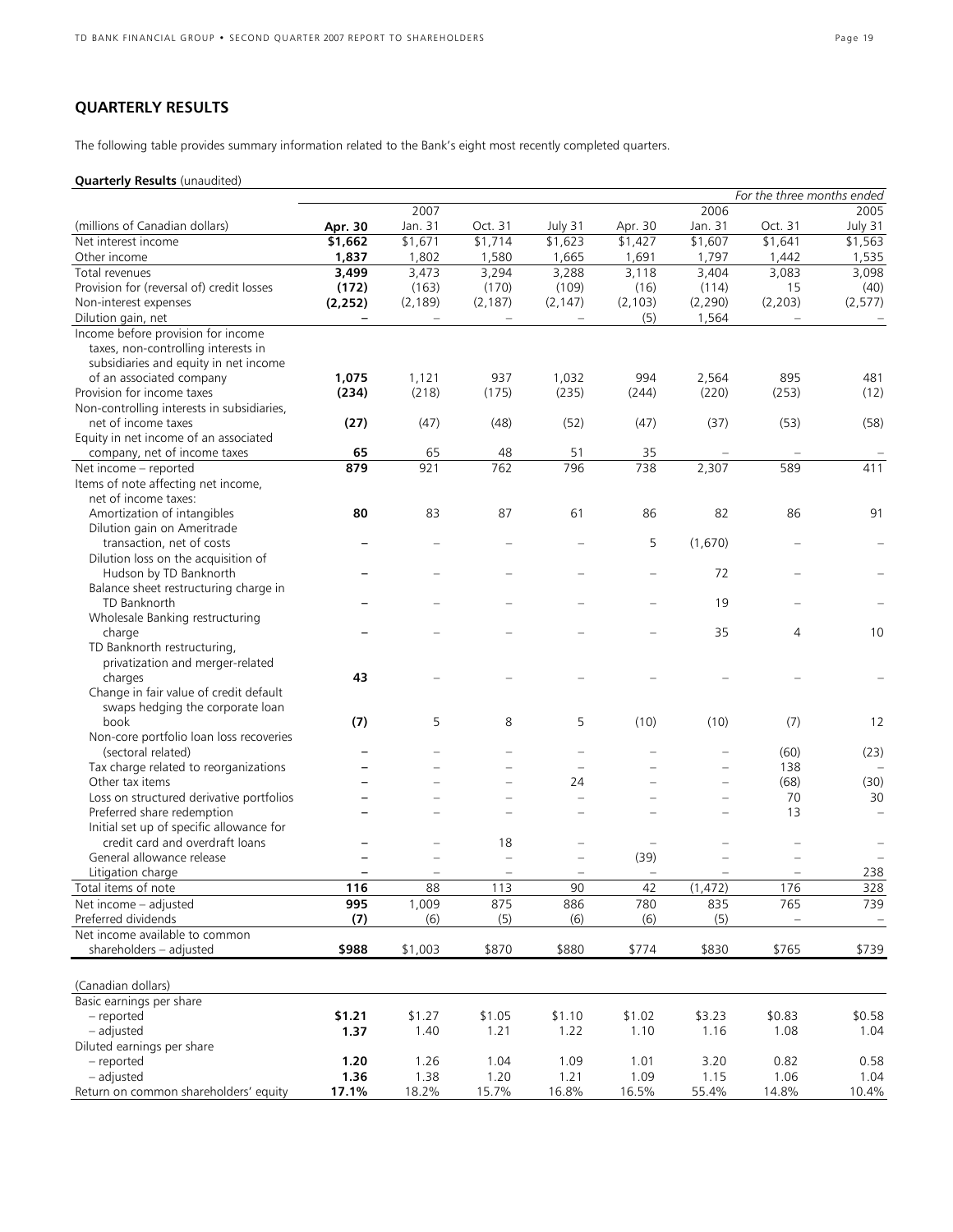## QUARTERLY RESULTS

The following table provides summary information related to the Bank's eight most recently completed quarters.

**Quarterly Results** (unaudited)

| | | | | | | | | *For the three months ended* |
|---|---|---|---|---|---|---|---|---|
| | | 2007 | | | | 2006 | | 2005 |
| (millions of Canadian dollars) | **Apr. 30** | Jan. 31 | Oct. 31 | July 31 | Apr. 30 | Jan. 31 | Oct. 31 | July 31 |
| Net interest income | **$1,662** | $1,671 | $1,714 | $1,623 | $1,427 | $1,607 | $1,641 | $1,563 |
| Other income | **1,837** | 1,802 | 1,580 | 1,665 | 1,691 | 1,797 | 1,442 | 1,535 |
| Total revenues | **3,499** | 3,473 | 3,294 | 3,288 | 3,118 | 3,404 | 3,083 | 3,098 |
| Provision for (reversal of) credit losses | **(172)** | (163) | (170) | (109) | (16) | (114) | 15 | (40) |
| Non-interest expenses | **(2,252)** | (2,189) | (2,187) | (2,147) | (2,103) | (2,290) | (2,203) | (2,577) |
| Dilution gain, net | **–** | – | – | – | (5) | 1,564 | – | – |
| Income before provision for income taxes, non-controlling interests in subsidiaries and equity in net income of an associated company | **1,075** | 1,121 | 937 | 1,032 | 994 | 2,564 | 895 | 481 |
| Provision for income taxes | **(234)** | (218) | (175) | (235) | (244) | (220) | (253) | (12) |
| Non-controlling interests in subsidiaries, net of income taxes | **(27)** | (47) | (48) | (52) | (47) | (37) | (53) | (58) |
| Equity in net income of an associated company, net of income taxes | **65** | 65 | 48 | 51 | 35 | – | – | – |
| Net income – reported | **879** | 921 | 762 | 796 | 738 | 2,307 | 589 | 411 |
| Items of note affecting net income, net of income taxes: | | | | | | | | |
| Amortization of intangibles | **80** | 83 | 87 | 61 | 86 | 82 | 86 | 91 |
| Dilution gain on Ameritrade transaction, net of costs | **–** | – | – | – | 5 | (1,670) | – | – |
| Dilution loss on the acquisition of Hudson by TD Banknorth | **–** | – | – | – | – | 72 | – | – |
| Balance sheet restructuring charge in TD Banknorth | **–** | – | – | – | – | 19 | – | – |
| Wholesale Banking restructuring charge | **–** | – | – | – | – | 35 | 4 | 10 |
| TD Banknorth restructuring, privatization and merger-related charges | **43** | – | – | – | – | – | – | – |
| Change in fair value of credit default swaps hedging the corporate loan book | **(7)** | 5 | 8 | 5 | (10) | (10) | (7) | 12 |
| Non-core portfolio loan loss recoveries (sectoral related) | **–** | – | – | – | – | – | (60) | (23) |
| Tax charge related to reorganizations | **–** | – | – | – | – | – | 138 | – |
| Other tax items | **–** | – | – | 24 | – | – | (68) | (30) |
| Loss on structured derivative portfolios | **–** | – | – | – | – | – | 70 | 30 |
| Preferred share redemption | **–** | – | – | – | – | – | 13 | – |
| Initial set up of specific allowance for credit card and overdraft loans | **–** | – | 18 | – | – | – | – | – |
| General allowance release | **–** | – | – | – | (39) | – | – | – |
| Litigation charge | **–** | – | – | – | – | – | – | 238 |
| Total items of note | **116** | 88 | 113 | 90 | 42 | (1,472) | 176 | 328 |
| Net income – adjusted | **995** | 1,009 | 875 | 886 | 780 | 835 | 765 | 739 |
| Preferred dividends | **(7)** | (6) | (5) | (6) | (6) | (5) | – | – |
| Net income available to common shareholders – adjusted | **$988** | $1,003 | $870 | $880 | $774 | $830 | $765 | $739 |
| | | | | | | | | |
| (Canadian dollars) | | | | | | | | |
| Basic earnings per share | | | | | | | | |
| – reported | **$1.21** | $1.27 | $1.05 | $1.10 | $1.02 | $3.23 | $0.83 | $0.58 |
| – adjusted | **1.37** | 1.40 | 1.21 | 1.22 | 1.10 | 1.16 | 1.08 | 1.04 |
| Diluted earnings per share | | | | | | | | |
| – reported | **1.20** | 1.26 | 1.04 | 1.09 | 1.01 | 3.20 | 0.82 | 0.58 |
| – adjusted | **1.36** | 1.38 | 1.20 | 1.21 | 1.09 | 1.15 | 1.06 | 1.04 |
| Return on common shareholders' equity | **17.1%** | 18.2% | 15.7% | 16.8% | 16.5% | 55.4% | 14.8% | 10.4% |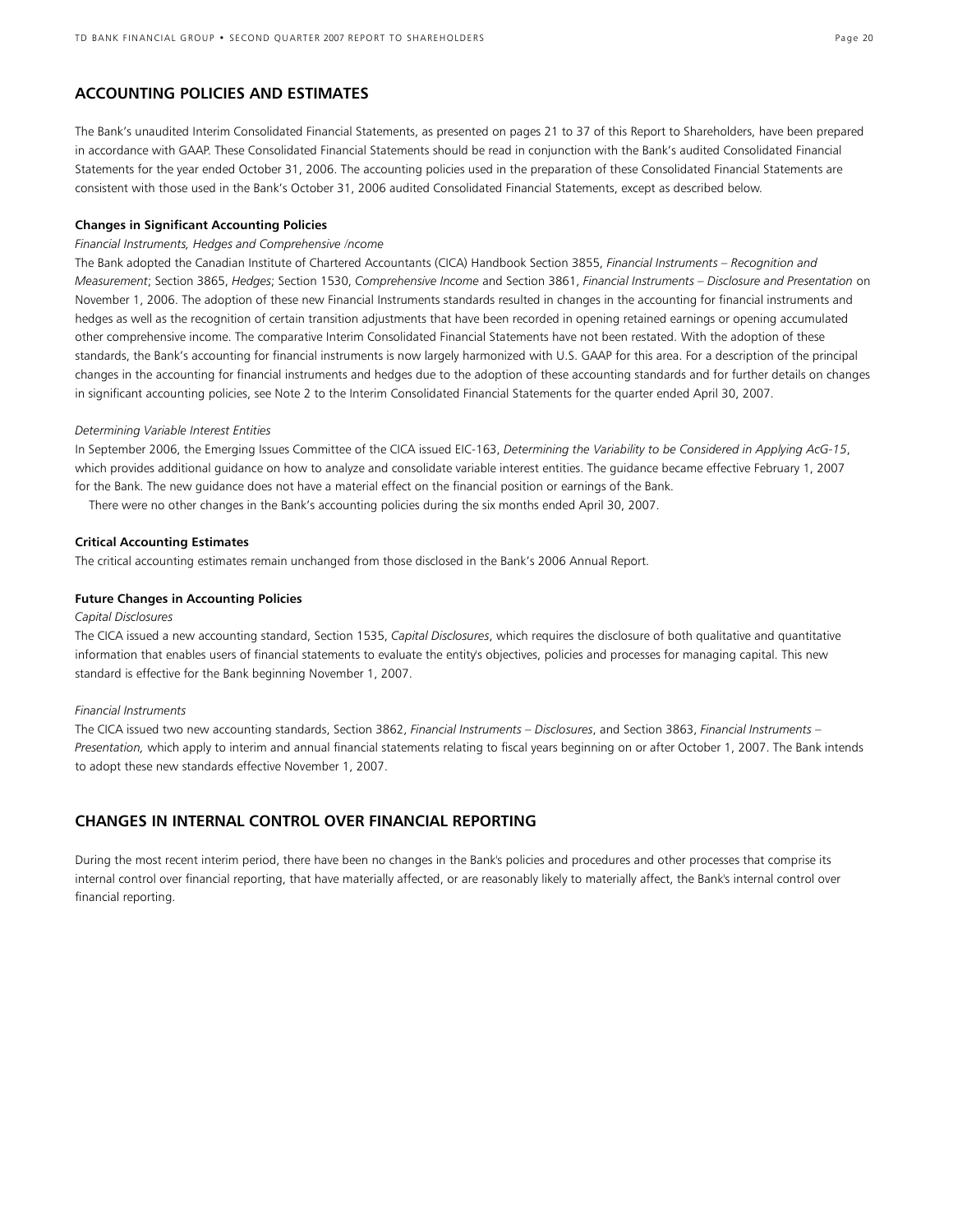## ACCOUNTING POLICIES AND ESTIMATES

The Bank's unaudited Interim Consolidated Financial Statements, as presented on pages 21 to 37 of this Report to Shareholders, have been prepared in accordance with GAAP. These Consolidated Financial Statements should be read in conjunction with the Bank's audited Consolidated Financial Statements for the year ended October 31, 2006. The accounting policies used in the preparation of these Consolidated Financial Statements are consistent with those used in the Bank's October 31, 2006 audited Consolidated Financial Statements, except as described below.

**Changes in Significant Accounting Policies**

*Financial Instruments, Hedges and Comprehensive Income*

The Bank adopted the Canadian Institute of Chartered Accountants (CICA) Handbook Section 3855, *Financial Instruments – Recognition and Measurement*; Section 3865, *Hedges*; Section 1530, *Comprehensive Income* and Section 3861, *Financial Instruments – Disclosure and Presentation* on November 1, 2006. The adoption of these new Financial Instruments standards resulted in changes in the accounting for financial instruments and hedges as well as the recognition of certain transition adjustments that have been recorded in opening retained earnings or opening accumulated other comprehensive income. The comparative Interim Consolidated Financial Statements have not been restated. With the adoption of these standards, the Bank's accounting for financial instruments is now largely harmonized with U.S. GAAP for this area. For a description of the principal changes in the accounting for financial instruments and hedges due to the adoption of these accounting standards and for further details on changes in significant accounting policies, see Note 2 to the Interim Consolidated Financial Statements for the quarter ended April 30, 2007.

*Determining Variable Interest Entities*

In September 2006, the Emerging Issues Committee of the CICA issued EIC-163, *Determining the Variability to be Considered in Applying AcG-15*, which provides additional guidance on how to analyze and consolidate variable interest entities. The guidance became effective February 1, 2007 for the Bank. The new guidance does not have a material effect on the financial position or earnings of the Bank.

There were no other changes in the Bank's accounting policies during the six months ended April 30, 2007.

**Critical Accounting Estimates**

The critical accounting estimates remain unchanged from those disclosed in the Bank's 2006 Annual Report.

**Future Changes in Accounting Policies**

*Capital Disclosures*

The CICA issued a new accounting standard, Section 1535, *Capital Disclosures*, which requires the disclosure of both qualitative and quantitative information that enables users of financial statements to evaluate the entity's objectives, policies and processes for managing capital. This new standard is effective for the Bank beginning November 1, 2007.

*Financial Instruments*

The CICA issued two new accounting standards, Section 3862, *Financial Instruments – Disclosures*, and Section 3863, *Financial Instruments – Presentation,* which apply to interim and annual financial statements relating to fiscal years beginning on or after October 1, 2007. The Bank intends to adopt these new standards effective November 1, 2007.

## CHANGES IN INTERNAL CONTROL OVER FINANCIAL REPORTING

During the most recent interim period, there have been no changes in the Bank's policies and procedures and other processes that comprise its internal control over financial reporting, that have materially affected, or are reasonably likely to materially affect, the Bank's internal control over financial reporting.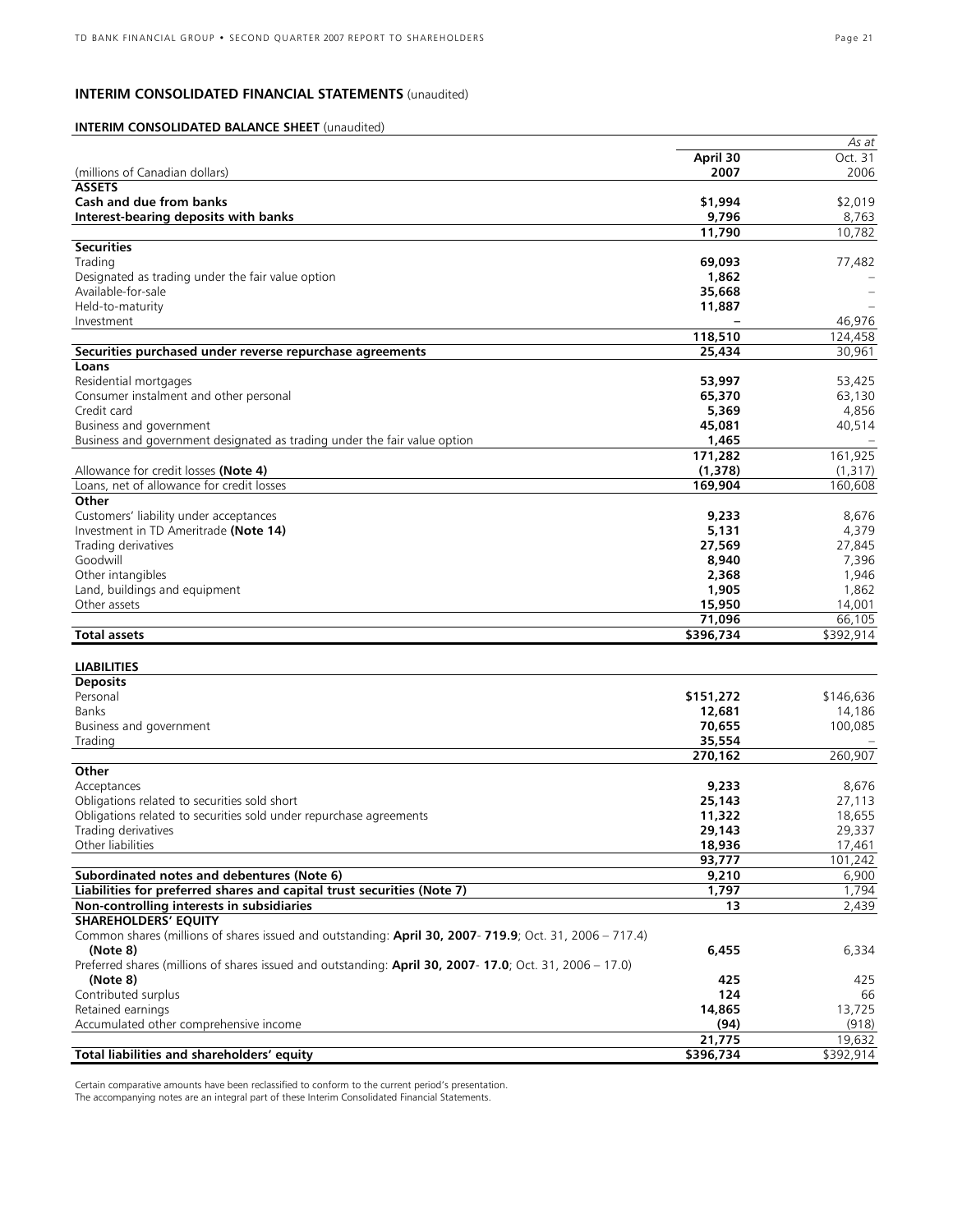## INTERIM CONSOLIDATED FINANCIAL STATEMENTS (unaudited)

### INTERIM CONSOLIDATED BALANCE SHEET (unaudited)

| (millions of Canadian dollars) | April 30 2007 | *As at* Oct. 31 2006 |
|---|---|---|
| **ASSETS** | | |
| **Cash and due from banks** | **$1,994** | $2,019 |
| **Interest-bearing deposits with banks** | **9,796** | 8,763 |
| | **11,790** | 10,782 |
| **Securities** | | |
| Trading | **69,093** | 77,482 |
| Designated as trading under the fair value option | **1,862** | – |
| Available-for-sale | **35,668** | – |
| Held-to-maturity | **11,887** | – |
| Investment | **–** | 46,976 |
| | **118,510** | 124,458 |
| **Securities purchased under reverse repurchase agreements** | **25,434** | 30,961 |
| **Loans** | | |
| Residential mortgages | **53,997** | 53,425 |
| Consumer instalment and other personal | **65,370** | 63,130 |
| Credit card | **5,369** | 4,856 |
| Business and government | **45,081** | 40,514 |
| Business and government designated as trading under the fair value option | **1,465** | – |
| | **171,282** | 161,925 |
| Allowance for credit losses **(Note 4)** | **(1,378)** | (1,317) |
| Loans, net of allowance for credit losses | **169,904** | 160,608 |
| **Other** | | |
| Customers' liability under acceptances | **9,233** | 8,676 |
| Investment in TD Ameritrade **(Note 14)** | **5,131** | 4,379 |
| Trading derivatives | **27,569** | 27,845 |
| Goodwill | **8,940** | 7,396 |
| Other intangibles | **2,368** | 1,946 |
| Land, buildings and equipment | **1,905** | 1,862 |
| Other assets | **15,950** | 14,001 |
| | **71,096** | 66,105 |
| **Total assets** | **$396,734** | $392,914 |
| | | |
| **LIABILITIES** | | |
| **Deposits** | | |
| Personal | **$151,272** | $146,636 |
| Banks | **12,681** | 14,186 |
| Business and government | **70,655** | 100,085 |
| Trading | **35,554** | – |
| | **270,162** | 260,907 |
| **Other** | | |
| Acceptances | **9,233** | 8,676 |
| Obligations related to securities sold short | **25,143** | 27,113 |
| Obligations related to securities sold under repurchase agreements | **11,322** | 18,655 |
| Trading derivatives | **29,143** | 29,337 |
| Other liabilities | **18,936** | 17,461 |
| | **93,777** | 101,242 |
| **Subordinated notes and debentures (Note 6)** | **9,210** | 6,900 |
| **Liabilities for preferred shares and capital trust securities (Note 7)** | **1,797** | 1,794 |
| **Non-controlling interests in subsidiaries** | **13** | 2,439 |
| **SHAREHOLDERS' EQUITY** | | |
| Common shares (millions of shares issued and outstanding: **April 30, 2007- 719.9**; Oct. 31, 2006 – 717.4) **(Note 8)** | **6,455** | 6,334 |
| Preferred shares (millions of shares issued and outstanding: **April 30, 2007- 17.0**; Oct. 31, 2006 – 17.0) **(Note 8)** | **425** | 425 |
| Contributed surplus | **124** | 66 |
| Retained earnings | **14,865** | 13,725 |
| Accumulated other comprehensive income | **(94)** | (918) |
| | **21,775** | 19,632 |
| **Total liabilities and shareholders' equity** | **$396,734** | $392,914 |

Certain comparative amounts have been reclassified to conform to the current period's presentation.
The accompanying notes are an integral part of these Interim Consolidated Financial Statements.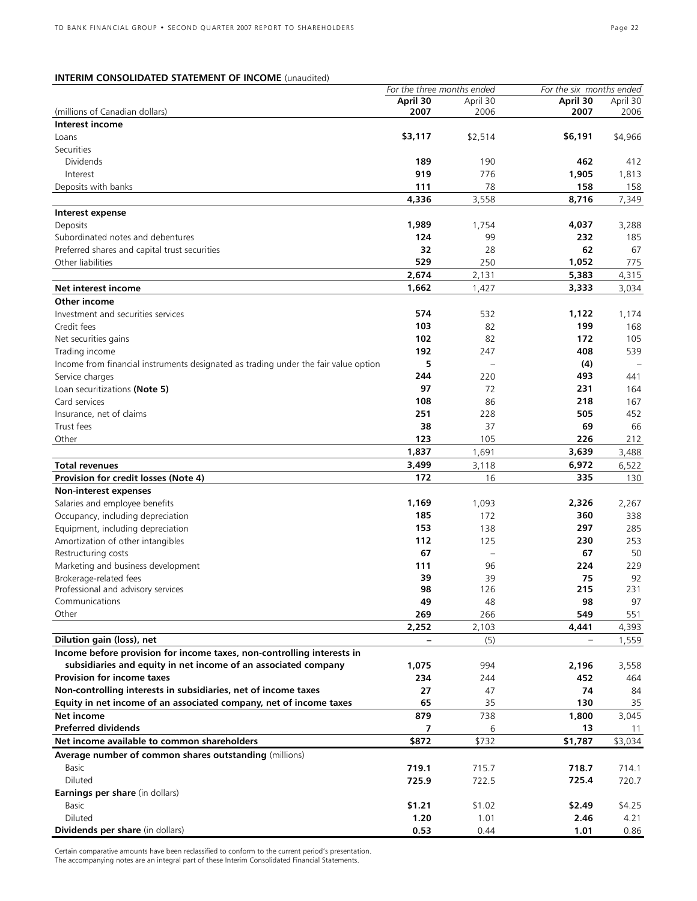## INTERIM CONSOLIDATED STATEMENT OF INCOME (unaudited)

| (millions of Canadian dollars) | *For the three months ended* | | *For the six months ended* | |
|---|---|---|---|---|
| | **April 30 2007** | April 30 2006 | **April 30 2007** | April 30 2006 |
| **Interest income** | | | | |
| Loans | **$3,117** | $2,514 | **$6,191** | $4,966 |
| Securities | | | | |
| Dividends | **189** | 190 | **462** | 412 |
| Interest | **919** | 776 | **1,905** | 1,813 |
| Deposits with banks | **111** | 78 | **158** | 158 |
| | **4,336** | 3,558 | **8,716** | 7,349 |
| **Interest expense** | | | | |
| Deposits | **1,989** | 1,754 | **4,037** | 3,288 |
| Subordinated notes and debentures | **124** | 99 | **232** | 185 |
| Preferred shares and capital trust securities | **32** | 28 | **62** | 67 |
| Other liabilities | **529** | 250 | **1,052** | 775 |
| | **2,674** | 2,131 | **5,383** | 4,315 |
| **Net interest income** | **1,662** | 1,427 | **3,333** | 3,034 |
| **Other income** | | | | |
| Investment and securities services | **574** | 532 | **1,122** | 1,174 |
| Credit fees | **103** | 82 | **199** | 168 |
| Net securities gains | **102** | 82 | **172** | 105 |
| Trading income | **192** | 247 | **408** | 539 |
| Income from financial instruments designated as trading under the fair value option | **5** | – | **(4)** | – |
| Service charges | **244** | 220 | **493** | 441 |
| Loan securitizations **(Note 5)** | **97** | 72 | **231** | 164 |
| Card services | **108** | 86 | **218** | 167 |
| Insurance, net of claims | **251** | 228 | **505** | 452 |
| Trust fees | **38** | 37 | **69** | 66 |
| Other | **123** | 105 | **226** | 212 |
| | **1,837** | 1,691 | **3,639** | 3,488 |
| **Total revenues** | **3,499** | 3,118 | **6,972** | 6,522 |
| **Provision for credit losses (Note 4)** | **172** | 16 | **335** | 130 |
| **Non-interest expenses** | | | | |
| Salaries and employee benefits | **1,169** | 1,093 | **2,326** | 2,267 |
| Occupancy, including depreciation | **185** | 172 | **360** | 338 |
| Equipment, including depreciation | **153** | 138 | **297** | 285 |
| Amortization of other intangibles | **112** | 125 | **230** | 253 |
| Restructuring costs | **67** | – | **67** | 50 |
| Marketing and business development | **111** | 96 | **224** | 229 |
| Brokerage-related fees | **39** | 39 | **75** | 92 |
| Professional and advisory services | **98** | 126 | **215** | 231 |
| Communications | **49** | 48 | **98** | 97 |
| Other | **269** | 266 | **549** | 551 |
| | **2,252** | 2,103 | **4,441** | 4,393 |
| **Dilution gain (loss), net** | **–** | (5) | **–** | 1,559 |
| **Income before provision for income taxes, non-controlling interests in subsidiaries and equity in net income of an associated company** | **1,075** | 994 | **2,196** | 3,558 |
| **Provision for income taxes** | **234** | 244 | **452** | 464 |
| **Non-controlling interests in subsidiaries, net of income taxes** | **27** | 47 | **74** | 84 |
| **Equity in net income of an associated company, net of income taxes** | **65** | 35 | **130** | 35 |
| **Net income** | **879** | 738 | **1,800** | 3,045 |
| **Preferred dividends** | **7** | 6 | **13** | 11 |
| **Net income available to common shareholders** | **$872** | $732 | **$1,787** | $3,034 |
| **Average number of common shares outstanding** (millions) | | | | |
| Basic | **719.1** | 715.7 | **718.7** | 714.1 |
| Diluted | **725.9** | 722.5 | **725.4** | 720.7 |
| **Earnings per share** (in dollars) | | | | |
| Basic | **$1.21** | $1.02 | **$2.49** | $4.25 |
| Diluted | **1.20** | 1.01 | **2.46** | 4.21 |
| **Dividends per share** (in dollars) | **0.53** | 0.44 | **1.01** | 0.86 |

Certain comparative amounts have been reclassified to conform to the current period's presentation.
The accompanying notes are an integral part of these Interim Consolidated Financial Statements.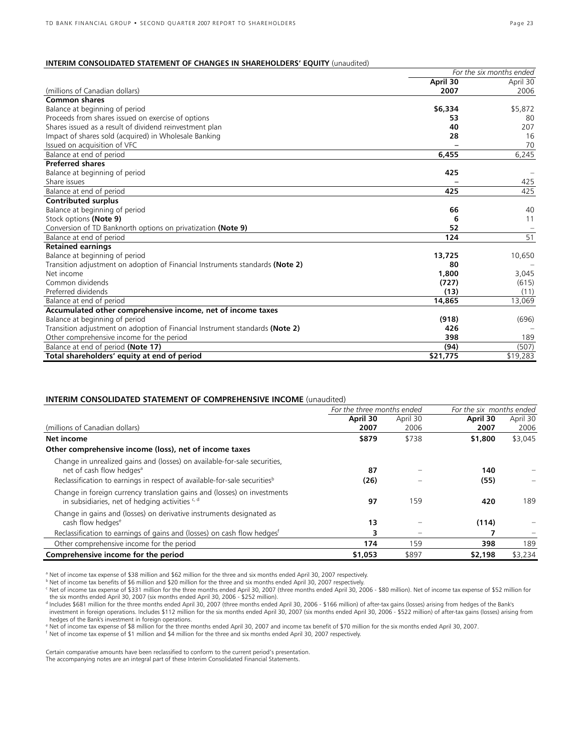**INTERIM CONSOLIDATED STATEMENT OF CHANGES IN SHAREHOLDERS' EQUITY** (unaudited)

| | *For the six months ended* | |
|---|---|---|
| (millions of Canadian dollars) | **April 30 2007** | April 30 2006 |
| **Common shares** | | |
| Balance at beginning of period | **$6,334** | $5,872 |
| Proceeds from shares issued on exercise of options | **53** | 80 |
| Shares issued as a result of dividend reinvestment plan | **40** | 207 |
| Impact of shares sold (acquired) in Wholesale Banking | **28** | 16 |
| Issued on acquisition of VFC | **–** | 70 |
| Balance at end of period | **6,455** | 6,245 |
| **Preferred shares** | | |
| Balance at beginning of period | **425** | – |
| Share issues | **–** | 425 |
| Balance at end of period | **425** | 425 |
| **Contributed surplus** | | |
| Balance at beginning of period | **66** | 40 |
| Stock options **(Note 9)** | **6** | 11 |
| Conversion of TD Banknorth options on privatization **(Note 9)** | **52** | – |
| Balance at end of period | **124** | 51 |
| **Retained earnings** | | |
| Balance at beginning of period | **13,725** | 10,650 |
| Transition adjustment on adoption of Financial Instruments standards **(Note 2)** | **80** | – |
| Net income | **1,800** | 3,045 |
| Common dividends | **(727)** | (615) |
| Preferred dividends | **(13)** | (11) |
| Balance at end of period | **14,865** | 13,069 |
| **Accumulated other comprehensive income, net of income taxes** | | |
| Balance at beginning of period | **(918)** | (696) |
| Transition adjustment on adoption of Financial Instrument standards **(Note 2)** | **426** | – |
| Other comprehensive income for the period | **398** | 189 |
| Balance at end of period **(Note 17)** | **(94)** | (507) |
| **Total shareholders' equity at end of period** | **$21,775** | $19,283 |

**INTERIM CONSOLIDATED STATEMENT OF COMPREHENSIVE INCOME** (unaudited)

| | *For the three months ended* | | *For the six months ended* | |
|---|---|---|---|---|
| (millions of Canadian dollars) | **April 30 2007** | April 30 2006 | **April 30 2007** | April 30 2006 |
| **Net income** | **$879** | $738 | **$1,800** | $3,045 |
| **Other comprehensive income (loss), net of income taxes** | | | | |
| Change in unrealized gains and (losses) on available-for-sale securities, net of cash flow hedges[a] | **87** | – | **140** | – |
| Reclassification to earnings in respect of available-for-sale securities[b] | **(26)** | – | **(55)** | – |
| Change in foreign currency translation gains and (losses) on investments in subsidiaries, net of hedging activities[c, d] | **97** | 159 | **420** | 189 |
| Change in gains and (losses) on derivative instruments designated as cash flow hedges[e] | **13** | – | **(114)** | – |
| Reclassification to earnings of gains and (losses) on cash flow hedges[f] | **3** | – | **7** | – |
| Other comprehensive income for the period | **174** | 159 | **398** | 189 |
| **Comprehensive income for the period** | **$1,053** | $897 | **$2,198** | $3,234 |

[a] Net of income tax expense of $38 million and $62 million for the three and six months ended April 30, 2007 respectively.

[b] Net of income tax benefits of $6 million and $20 million for the three and six months ended April 30, 2007 respectively.

[c] Net of income tax expense of $331 million for the three months ended April 30, 2007 (three months ended April 30, 2006 - $80 million). Net of income tax expense of $52 million for the six months ended April 30, 2007 (six months ended April 30, 2006 - $252 million).

[d] Includes $681 million for the three months ended April 30, 2007 (three months ended April 30, 2006 - $166 million) of after-tax gains (losses) arising from hedges of the Bank's investment in foreign operations. Includes $112 million for the six months ended April 30, 2007 (six months ended April 30, 2006 - $522 million) of after-tax gains (losses) arising from hedges of the Bank's investment in foreign operations.

[e] Net of income tax expense of $8 million for the three months ended April 30, 2007 and income tax benefit of $70 million for the six months ended April 30, 2007.

[f] Net of income tax expense of $1 million and $4 million for the three and six months ended April 30, 2007 respectively.

Certain comparative amounts have been reclassified to conform to the current period's presentation.
The accompanying notes are an integral part of these Interim Consolidated Financial Statements.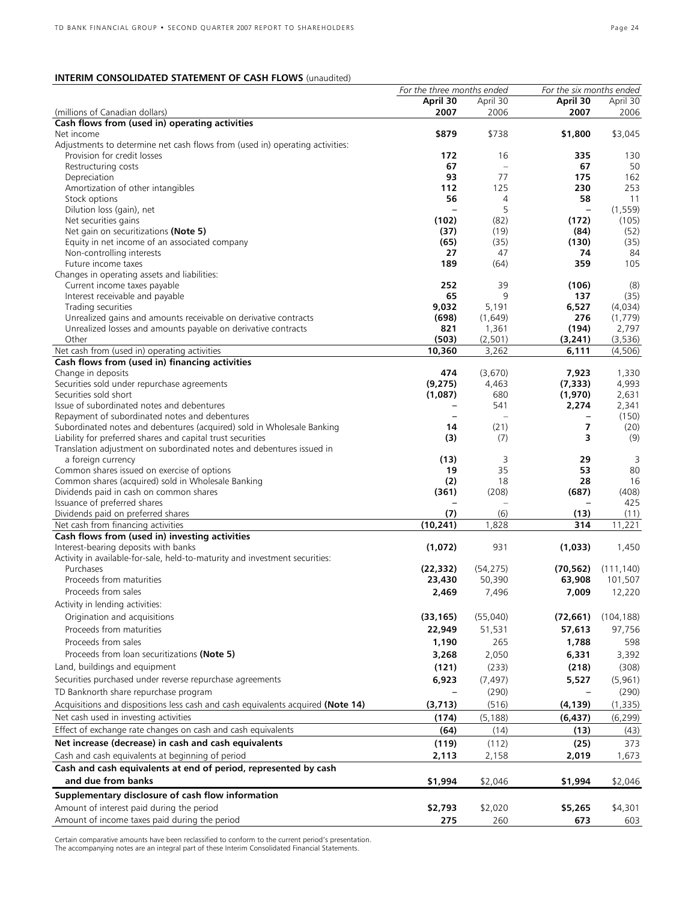## INTERIM CONSOLIDATED STATEMENT OF CASH FLOWS (unaudited)

| (millions of Canadian dollars) | For the three months ended | | For the six months ended | |
|---|---|---|---|---|
| | **April 30 2007** | April 30 2006 | **April 30 2007** | April 30 2006 |
| **Cash flows from (used in) operating activities** | | | | |
| Net income | **$879** | $738 | **$1,800** | $3,045 |
| Adjustments to determine net cash flows from (used in) operating activities: | | | | |
| Provision for credit losses | **172** | 16 | **335** | 130 |
| Restructuring costs | **67** | – | **67** | 50 |
| Depreciation | **93** | 77 | **175** | 162 |
| Amortization of other intangibles | **112** | 125 | **230** | 253 |
| Stock options | **56** | 4 | **58** | 11 |
| Dilution loss (gain), net | **–** | 5 | **–** | (1,559) |
| Net securities gains | **(102)** | (82) | **(172)** | (105) |
| Net gain on securitizations **(Note 5)** | **(37)** | (19) | **(84)** | (52) |
| Equity in net income of an associated company | **(65)** | (35) | **(130)** | (35) |
| Non-controlling interests | **27** | 47 | **74** | 84 |
| Future income taxes | **189** | (64) | **359** | 105 |
| Changes in operating assets and liabilities: | | | | |
| Current income taxes payable | **252** | 39 | **(106)** | (8) |
| Interest receivable and payable | **65** | 9 | **137** | (35) |
| Trading securities | **9,032** | 5,191 | **6,527** | (4,034) |
| Unrealized gains and amounts receivable on derivative contracts | **(698)** | (1,649) | **276** | (1,779) |
| Unrealized losses and amounts payable on derivative contracts | **821** | 1,361 | **(194)** | 2,797 |
| Other | **(503)** | (2,501) | **(3,241)** | (3,536) |
| Net cash from (used in) operating activities | **10,360** | 3,262 | **6,111** | (4,506) |
| **Cash flows from (used in) financing activities** | | | | |
| Change in deposits | **474** | (3,670) | **7,923** | 1,330 |
| Securities sold under repurchase agreements | **(9,275)** | 4,463 | **(7,333)** | 4,993 |
| Securities sold short | **(1,087)** | 680 | **(1,970)** | 2,631 |
| Issue of subordinated notes and debentures | **–** | 541 | **2,274** | 2,341 |
| Repayment of subordinated notes and debentures | **–** | – | **–** | (150) |
| Subordinated notes and debentures (acquired) sold in Wholesale Banking | **14** | (21) | **7** | (20) |
| Liability for preferred shares and capital trust securities | **(3)** | (7) | **3** | (9) |
| Translation adjustment on subordinated notes and debentures issued in a foreign currency | **(13)** | 3 | **29** | 3 |
| Common shares issued on exercise of options | **19** | 35 | **53** | 80 |
| Common shares (acquired) sold in Wholesale Banking | **(2)** | 18 | **28** | 16 |
| Dividends paid in cash on common shares | **(361)** | (208) | **(687)** | (408) |
| Issuance of preferred shares | **–** | – | **–** | 425 |
| Dividends paid on preferred shares | **(7)** | (6) | **(13)** | (11) |
| Net cash from financing activities | **(10,241)** | 1,828 | **314** | 11,221 |
| **Cash flows from (used in) investing activities** | | | | |
| Interest-bearing deposits with banks | **(1,072)** | 931 | **(1,033)** | 1,450 |
| Activity in available-for-sale, held-to-maturity and investment securities: | | | | |
| Purchases | **(22,332)** | (54,275) | **(70,562)** | (111,140) |
| Proceeds from maturities | **23,430** | 50,390 | **63,908** | 101,507 |
| Proceeds from sales | **2,469** | 7,496 | **7,009** | 12,220 |
| Activity in lending activities: | | | | |
| Origination and acquisitions | **(33,165)** | (55,040) | **(72,661)** | (104,188) |
| Proceeds from maturities | **22,949** | 51,531 | **57,613** | 97,756 |
| Proceeds from sales | **1,190** | 265 | **1,788** | 598 |
| Proceeds from loan securitizations **(Note 5)** | **3,268** | 2,050 | **6,331** | 3,392 |
| Land, buildings and equipment | **(121)** | (233) | **(218)** | (308) |
| Securities purchased under reverse repurchase agreements | **6,923** | (7,497) | **5,527** | (5,961) |
| TD Banknorth share repurchase program | **–** | (290) | **–** | (290) |
| Acquisitions and dispositions less cash and cash equivalents acquired **(Note 14)** | **(3,713)** | (516) | **(4,139)** | (1,335) |
| Net cash used in investing activities | **(174)** | (5,188) | **(6,437)** | (6,299) |
| Effect of exchange rate changes on cash and cash equivalents | **(64)** | (14) | **(13)** | (43) |
| **Net increase (decrease) in cash and cash equivalents** | **(119)** | (112) | **(25)** | 373 |
| Cash and cash equivalents at beginning of period | **2,113** | 2,158 | **2,019** | 1,673 |
| **Cash and cash equivalents at end of period, represented by cash and due from banks** | **$1,994** | $2,046 | **$1,994** | $2,046 |
| **Supplementary disclosure of cash flow information** | | | | |
| Amount of interest paid during the period | **$2,793** | $2,020 | **$5,265** | $4,301 |
| Amount of income taxes paid during the period | **275** | 260 | **673** | 603 |

Certain comparative amounts have been reclassified to conform to the current period's presentation.
The accompanying notes are an integral part of these Interim Consolidated Financial Statements.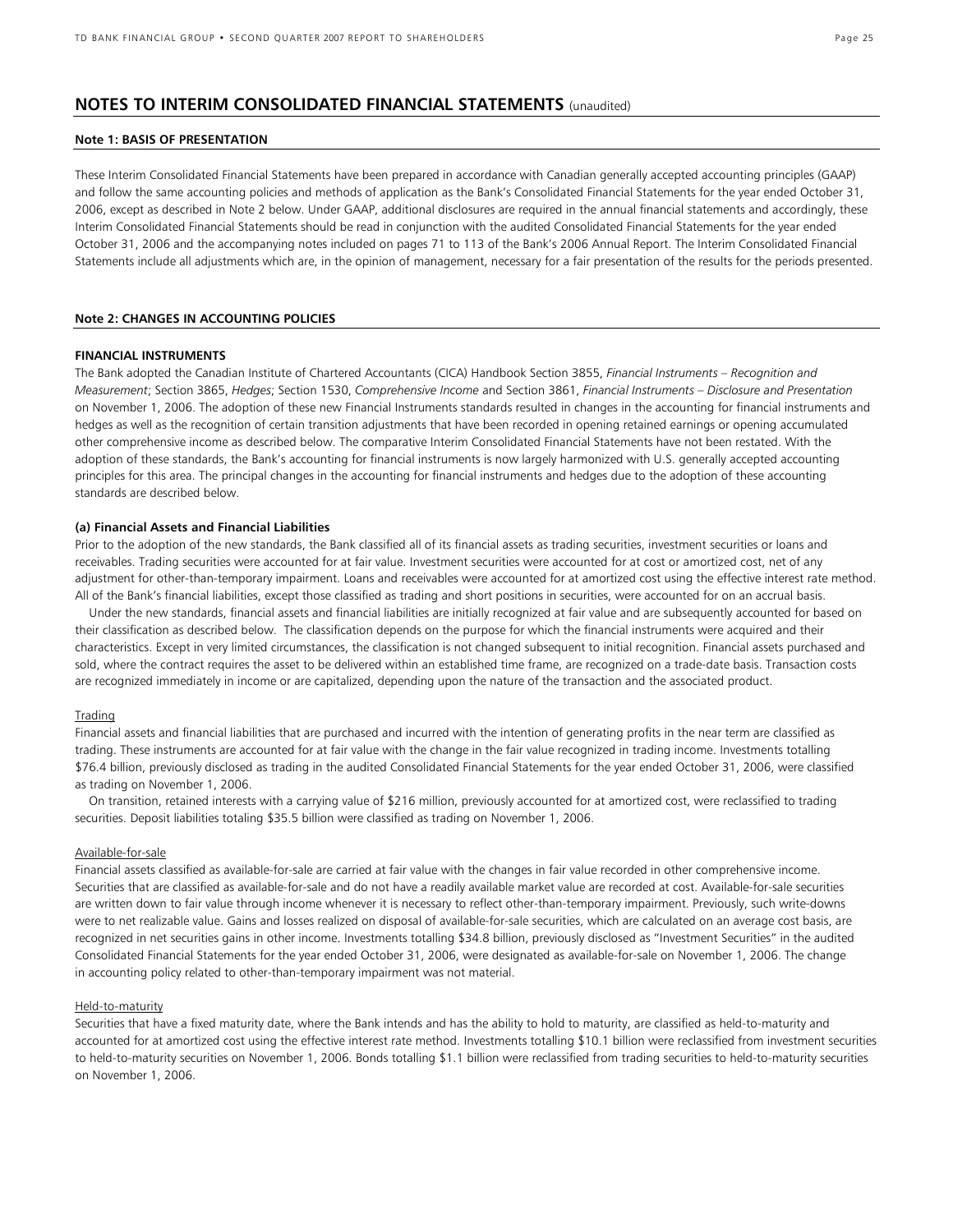# NOTES TO INTERIM CONSOLIDATED FINANCIAL STATEMENTS (unaudited)

## Note 1: BASIS OF PRESENTATION

These Interim Consolidated Financial Statements have been prepared in accordance with Canadian generally accepted accounting principles (GAAP) and follow the same accounting policies and methods of application as the Bank's Consolidated Financial Statements for the year ended October 31, 2006, except as described in Note 2 below. Under GAAP, additional disclosures are required in the annual financial statements and accordingly, these Interim Consolidated Financial Statements should be read in conjunction with the audited Consolidated Financial Statements for the year ended October 31, 2006 and the accompanying notes included on pages 71 to 113 of the Bank's 2006 Annual Report. The Interim Consolidated Financial Statements include all adjustments which are, in the opinion of management, necessary for a fair presentation of the results for the periods presented.

## Note 2: CHANGES IN ACCOUNTING POLICIES

### FINANCIAL INSTRUMENTS

The Bank adopted the Canadian Institute of Chartered Accountants (CICA) Handbook Section 3855, *Financial Instruments – Recognition and Measurement*; Section 3865, *Hedges*; Section 1530, *Comprehensive Income* and Section 3861, *Financial Instruments – Disclosure and Presentation* on November 1, 2006. The adoption of these new Financial Instruments standards resulted in changes in the accounting for financial instruments and hedges as well as the recognition of certain transition adjustments that have been recorded in opening retained earnings or opening accumulated other comprehensive income as described below. The comparative Interim Consolidated Financial Statements have not been restated. With the adoption of these standards, the Bank's accounting for financial instruments is now largely harmonized with U.S. generally accepted accounting principles for this area. The principal changes in the accounting for financial instruments and hedges due to the adoption of these accounting standards are described below.

#### (a) Financial Assets and Financial Liabilities

Prior to the adoption of the new standards, the Bank classified all of its financial assets as trading securities, investment securities or loans and receivables. Trading securities were accounted for at fair value. Investment securities were accounted for at cost or amortized cost, net of any adjustment for other-than-temporary impairment. Loans and receivables were accounted for at amortized cost using the effective interest rate method. All of the Bank's financial liabilities, except those classified as trading and short positions in securities, were accounted for on an accrual basis.

Under the new standards, financial assets and financial liabilities are initially recognized at fair value and are subsequently accounted for based on their classification as described below. The classification depends on the purpose for which the financial instruments were acquired and their characteristics. Except in very limited circumstances, the classification is not changed subsequent to initial recognition. Financial assets purchased and sold, where the contract requires the asset to be delivered within an established time frame, are recognized on a trade-date basis. Transaction costs are recognized immediately in income or are capitalized, depending upon the nature of the transaction and the associated product.

Trading

Financial assets and financial liabilities that are purchased and incurred with the intention of generating profits in the near term are classified as trading. These instruments are accounted for at fair value with the change in the fair value recognized in trading income. Investments totalling $76.4 billion, previously disclosed as trading in the audited Consolidated Financial Statements for the year ended October 31, 2006, were classified as trading on November 1, 2006.

On transition, retained interests with a carrying value of $216 million, previously accounted for at amortized cost, were reclassified to trading securities. Deposit liabilities totaling $35.5 billion were classified as trading on November 1, 2006.

Available-for-sale

Financial assets classified as available-for-sale are carried at fair value with the changes in fair value recorded in other comprehensive income. Securities that are classified as available-for-sale and do not have a readily available market value are recorded at cost. Available-for-sale securities are written down to fair value through income whenever it is necessary to reflect other-than-temporary impairment. Previously, such write-downs were to net realizable value. Gains and losses realized on disposal of available-for-sale securities, which are calculated on an average cost basis, are recognized in net securities gains in other income. Investments totalling $34.8 billion, previously disclosed as "Investment Securities" in the audited Consolidated Financial Statements for the year ended October 31, 2006, were designated as available-for-sale on November 1, 2006. The change in accounting policy related to other-than-temporary impairment was not material.

Held-to-maturity

Securities that have a fixed maturity date, where the Bank intends and has the ability to hold to maturity, are classified as held-to-maturity and accounted for at amortized cost using the effective interest rate method. Investments totalling $10.1 billion were reclassified from investment securities to held-to-maturity securities on November 1, 2006. Bonds totalling $1.1 billion were reclassified from trading securities to held-to-maturity securities on November 1, 2006.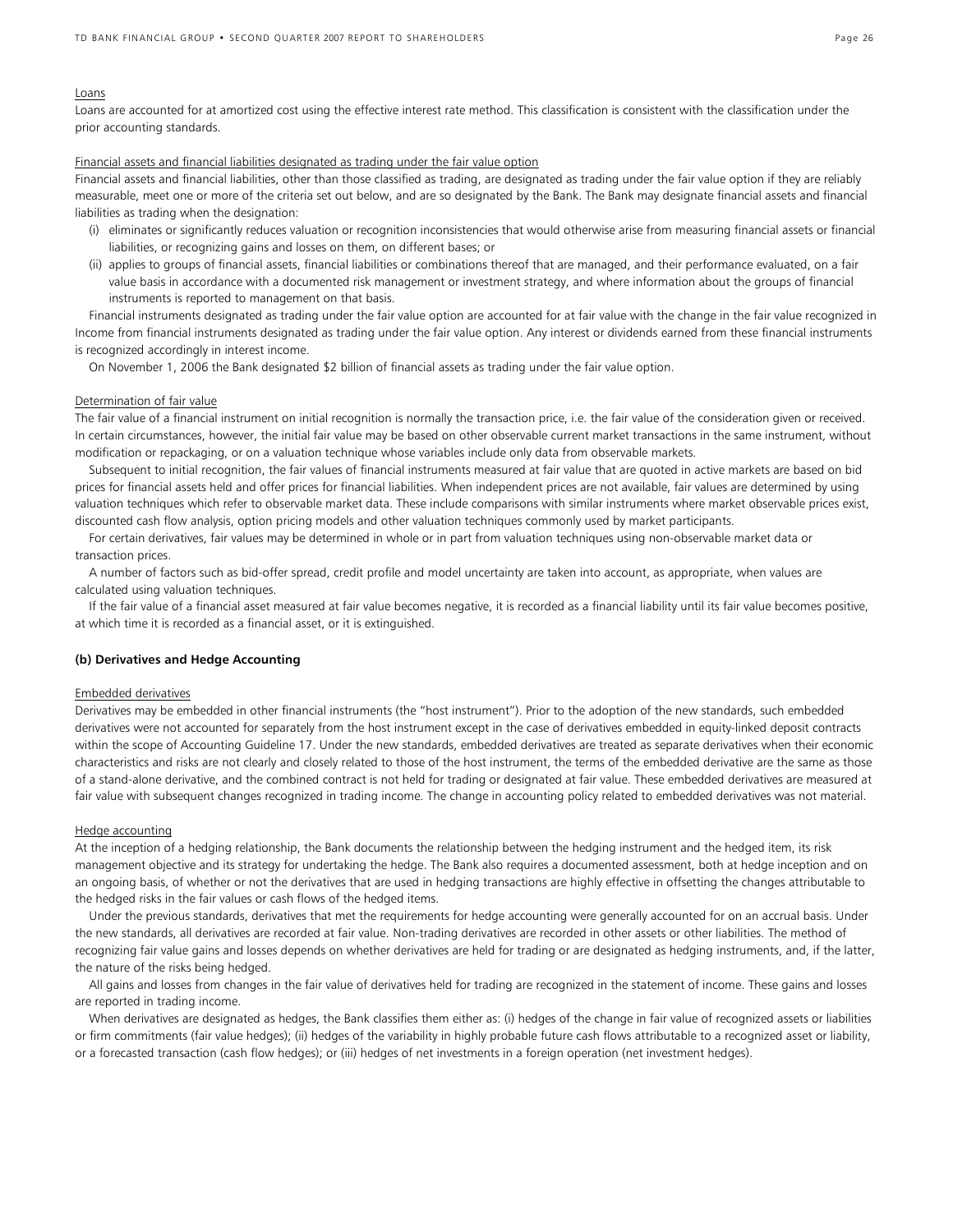Loans

Loans are accounted for at amortized cost using the effective interest rate method. This classification is consistent with the classification under the prior accounting standards.

Financial assets and financial liabilities designated as trading under the fair value option

Financial assets and financial liabilities, other than those classified as trading, are designated as trading under the fair value option if they are reliably measurable, meet one or more of the criteria set out below, and are so designated by the Bank. The Bank may designate financial assets and financial liabilities as trading when the designation:

(i) eliminates or significantly reduces valuation or recognition inconsistencies that would otherwise arise from measuring financial assets or financial liabilities, or recognizing gains and losses on them, on different bases; or

(ii) applies to groups of financial assets, financial liabilities or combinations thereof that are managed, and their performance evaluated, on a fair value basis in accordance with a documented risk management or investment strategy, and where information about the groups of financial instruments is reported to management on that basis.

Financial instruments designated as trading under the fair value option are accounted for at fair value with the change in the fair value recognized in Income from financial instruments designated as trading under the fair value option. Any interest or dividends earned from these financial instruments is recognized accordingly in interest income.

On November 1, 2006 the Bank designated $2 billion of financial assets as trading under the fair value option.

Determination of fair value

The fair value of a financial instrument on initial recognition is normally the transaction price, i.e. the fair value of the consideration given or received. In certain circumstances, however, the initial fair value may be based on other observable current market transactions in the same instrument, without modification or repackaging, or on a valuation technique whose variables include only data from observable markets.

Subsequent to initial recognition, the fair values of financial instruments measured at fair value that are quoted in active markets are based on bid prices for financial assets held and offer prices for financial liabilities. When independent prices are not available, fair values are determined by using valuation techniques which refer to observable market data. These include comparisons with similar instruments where market observable prices exist, discounted cash flow analysis, option pricing models and other valuation techniques commonly used by market participants.

For certain derivatives, fair values may be determined in whole or in part from valuation techniques using non-observable market data or transaction prices.

A number of factors such as bid-offer spread, credit profile and model uncertainty are taken into account, as appropriate, when values are calculated using valuation techniques.

If the fair value of a financial asset measured at fair value becomes negative, it is recorded as a financial liability until its fair value becomes positive, at which time it is recorded as a financial asset, or it is extinguished.

**(b) Derivatives and Hedge Accounting**

Embedded derivatives

Derivatives may be embedded in other financial instruments (the "host instrument"). Prior to the adoption of the new standards, such embedded derivatives were not accounted for separately from the host instrument except in the case of derivatives embedded in equity-linked deposit contracts within the scope of Accounting Guideline 17. Under the new standards, embedded derivatives are treated as separate derivatives when their economic characteristics and risks are not clearly and closely related to those of the host instrument, the terms of the embedded derivative are the same as those of a stand-alone derivative, and the combined contract is not held for trading or designated at fair value. These embedded derivatives are measured at fair value with subsequent changes recognized in trading income. The change in accounting policy related to embedded derivatives was not material.

Hedge accounting

At the inception of a hedging relationship, the Bank documents the relationship between the hedging instrument and the hedged item, its risk management objective and its strategy for undertaking the hedge. The Bank also requires a documented assessment, both at hedge inception and on an ongoing basis, of whether or not the derivatives that are used in hedging transactions are highly effective in offsetting the changes attributable to the hedged risks in the fair values or cash flows of the hedged items.

Under the previous standards, derivatives that met the requirements for hedge accounting were generally accounted for on an accrual basis. Under the new standards, all derivatives are recorded at fair value. Non-trading derivatives are recorded in other assets or other liabilities. The method of recognizing fair value gains and losses depends on whether derivatives are held for trading or are designated as hedging instruments, and, if the latter, the nature of the risks being hedged.

All gains and losses from changes in the fair value of derivatives held for trading are recognized in the statement of income. These gains and losses are reported in trading income.

When derivatives are designated as hedges, the Bank classifies them either as: (i) hedges of the change in fair value of recognized assets or liabilities or firm commitments (fair value hedges); (ii) hedges of the variability in highly probable future cash flows attributable to a recognized asset or liability, or a forecasted transaction (cash flow hedges); or (iii) hedges of net investments in a foreign operation (net investment hedges).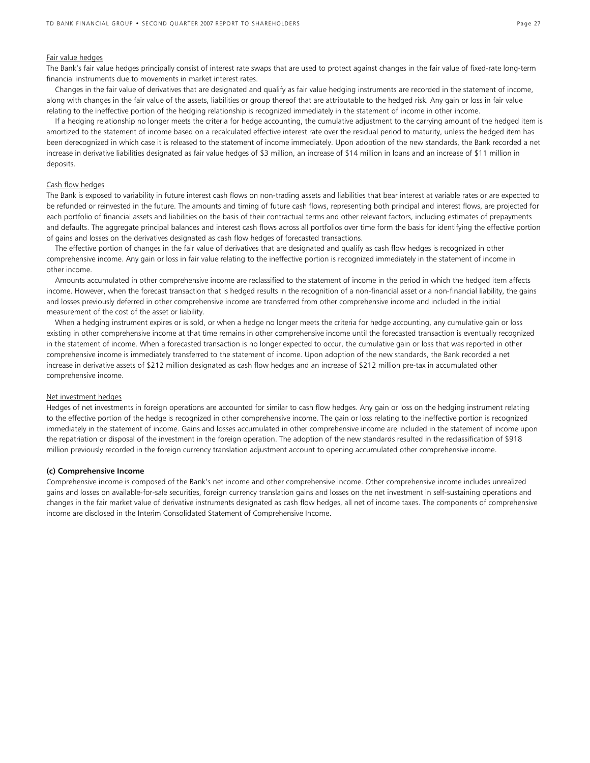Fair value hedges

The Bank's fair value hedges principally consist of interest rate swaps that are used to protect against changes in the fair value of fixed-rate long-term financial instruments due to movements in market interest rates.

Changes in the fair value of derivatives that are designated and qualify as fair value hedging instruments are recorded in the statement of income, along with changes in the fair value of the assets, liabilities or group thereof that are attributable to the hedged risk. Any gain or loss in fair value relating to the ineffective portion of the hedging relationship is recognized immediately in the statement of income in other income.

If a hedging relationship no longer meets the criteria for hedge accounting, the cumulative adjustment to the carrying amount of the hedged item is amortized to the statement of income based on a recalculated effective interest rate over the residual period to maturity, unless the hedged item has been derecognized in which case it is released to the statement of income immediately. Upon adoption of the new standards, the Bank recorded a net increase in derivative liabilities designated as fair value hedges of $3 million, an increase of $14 million in loans and an increase of $11 million in deposits.

Cash flow hedges

The Bank is exposed to variability in future interest cash flows on non-trading assets and liabilities that bear interest at variable rates or are expected to be refunded or reinvested in the future. The amounts and timing of future cash flows, representing both principal and interest flows, are projected for each portfolio of financial assets and liabilities on the basis of their contractual terms and other relevant factors, including estimates of prepayments and defaults. The aggregate principal balances and interest cash flows across all portfolios over time form the basis for identifying the effective portion of gains and losses on the derivatives designated as cash flow hedges of forecasted transactions.

The effective portion of changes in the fair value of derivatives that are designated and qualify as cash flow hedges is recognized in other comprehensive income. Any gain or loss in fair value relating to the ineffective portion is recognized immediately in the statement of income in other income.

Amounts accumulated in other comprehensive income are reclassified to the statement of income in the period in which the hedged item affects income. However, when the forecast transaction that is hedged results in the recognition of a non-financial asset or a non-financial liability, the gains and losses previously deferred in other comprehensive income are transferred from other comprehensive income and included in the initial measurement of the cost of the asset or liability.

When a hedging instrument expires or is sold, or when a hedge no longer meets the criteria for hedge accounting, any cumulative gain or loss existing in other comprehensive income at that time remains in other comprehensive income until the forecasted transaction is eventually recognized in the statement of income. When a forecasted transaction is no longer expected to occur, the cumulative gain or loss that was reported in other comprehensive income is immediately transferred to the statement of income. Upon adoption of the new standards, the Bank recorded a net increase in derivative assets of $212 million designated as cash flow hedges and an increase of $212 million pre-tax in accumulated other comprehensive income.

Net investment hedges

Hedges of net investments in foreign operations are accounted for similar to cash flow hedges. Any gain or loss on the hedging instrument relating to the effective portion of the hedge is recognized in other comprehensive income. The gain or loss relating to the ineffective portion is recognized immediately in the statement of income. Gains and losses accumulated in other comprehensive income are included in the statement of income upon the repatriation or disposal of the investment in the foreign operation. The adoption of the new standards resulted in the reclassification of $918 million previously recorded in the foreign currency translation adjustment account to opening accumulated other comprehensive income.

**(c) Comprehensive Income**

Comprehensive income is composed of the Bank's net income and other comprehensive income. Other comprehensive income includes unrealized gains and losses on available-for-sale securities, foreign currency translation gains and losses on the net investment in self-sustaining operations and changes in the fair market value of derivative instruments designated as cash flow hedges, all net of income taxes. The components of comprehensive income are disclosed in the Interim Consolidated Statement of Comprehensive Income.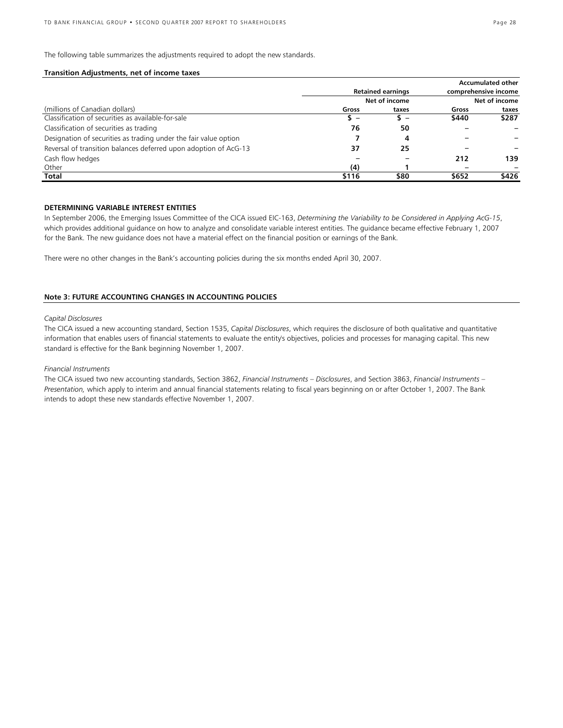The following table summarizes the adjustments required to adopt the new standards.

**Transition Adjustments, net of income taxes**

| | Retained earnings | | Accumulated other comprehensive income | |
|---|---|---|---|---|
| (millions of Canadian dollars) | Gross | Net of income taxes | Gross | Net of income taxes |
| Classification of securities as available-for-sale | **$ –** | **$ –** | **$440** | **$287** |
| Classification of securities as trading | **76** | **50** | **–** | **–** |
| Designation of securities as trading under the fair value option | **7** | **4** | **–** | **–** |
| Reversal of transition balances deferred upon adoption of AcG-13 | **37** | **25** | **–** | **–** |
| Cash flow hedges | **–** | **–** | **212** | **139** |
| Other | **(4)** | **1** | **–** | **–** |
| **Total** | **$116** | **$80** | **$652** | **$426** |

**DETERMINING VARIABLE INTEREST ENTITIES**

In September 2006, the Emerging Issues Committee of the CICA issued EIC-163, *Determining the Variability to be Considered in Applying AcG-15*, which provides additional guidance on how to analyze and consolidate variable interest entities. The guidance became effective February 1, 2007 for the Bank. The new guidance does not have a material effect on the financial position or earnings of the Bank.

There were no other changes in the Bank's accounting policies during the six months ended April 30, 2007.

**Note 3: FUTURE ACCOUNTING CHANGES IN ACCOUNTING POLICIES**

*Capital Disclosures*

The CICA issued a new accounting standard, Section 1535, *Capital Disclosures*, which requires the disclosure of both qualitative and quantitative information that enables users of financial statements to evaluate the entity's objectives, policies and processes for managing capital. This new standard is effective for the Bank beginning November 1, 2007.

*Financial Instruments*

The CICA issued two new accounting standards, Section 3862, *Financial Instruments – Disclosures*, and Section 3863, *Financial Instruments – Presentation,* which apply to interim and annual financial statements relating to fiscal years beginning on or after October 1, 2007. The Bank intends to adopt these new standards effective November 1, 2007.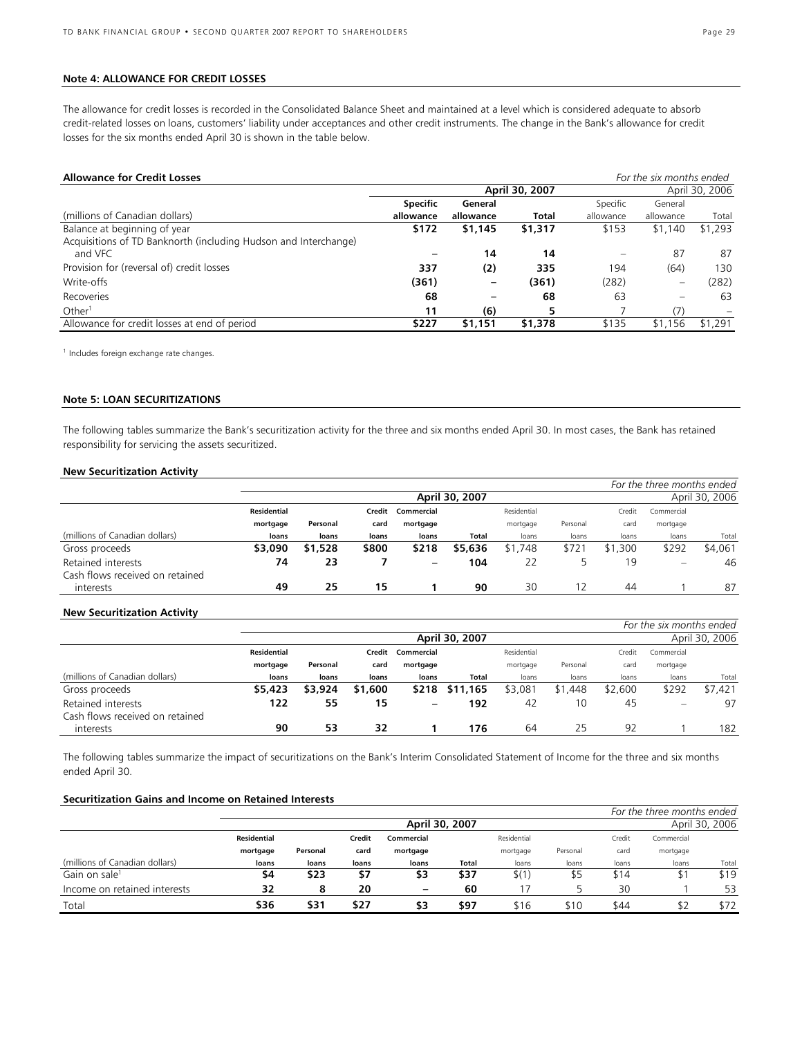### Note 4: ALLOWANCE FOR CREDIT LOSSES

The allowance for credit losses is recorded in the Consolidated Balance Sheet and maintained at a level which is considered adequate to absorb credit-related losses on loans, customers' liability under acceptances and other credit instruments. The change in the Bank's allowance for credit losses for the six months ended April 30 is shown in the table below.

**Allowance for Credit Losses** *For the six months ended*

| | April 30, 2007 | | | April 30, 2006 | | |
|---|---|---|---|---|---|---|
| (millions of Canadian dollars) | **Specific allowance** | **General allowance** | **Total** | Specific allowance | General allowance | Total |
| Balance at beginning of year | **$172** | **$1,145** | **$1,317** | $153 | $1,140 | $1,293 |
| Acquisitions of TD Banknorth (including Hudson and Interchange) and VFC | **–** | **14** | **14** | – | 87 | 87 |
| Provision for (reversal of) credit losses | **337** | **(2)** | **335** | 194 | (64) | 130 |
| Write-offs | **(361)** | **–** | **(361)** | (282) | – | (282) |
| Recoveries | **68** | **–** | **68** | 63 | – | 63 |
| Other[1] | **11** | **(6)** | **5** | 7 | (7) | – |
| Allowance for credit losses at end of period | **$227** | **$1,151** | **$1,378** | $135 | $1,156 | $1,291 |

[1] Includes foreign exchange rate changes.

### Note 5: LOAN SECURITIZATIONS

The following tables summarize the Bank's securitization activity for the three and six months ended April 30. In most cases, the Bank has retained responsibility for servicing the assets securitized.

**New Securitization Activity** *For the three months ended*

| | April 30, 2007 | | | | | April 30, 2006 | | | | |
|---|---|---|---|---|---|---|---|---|---|---|
| (millions of Canadian dollars) | **Residential mortgage loans** | **Personal loans** | **Credit card loans** | **Commercial mortgage loans** | **Total** | Residential mortgage loans | Personal loans | Credit card loans | Commercial mortgage loans | Total |
| Gross proceeds | **$3,090** | **$1,528** | **$800** | **$218** | **$5,636** | $1,748 | $721 | $1,300 | $292 | $4,061 |
| Retained interests | **74** | **23** | **7** | **–** | **104** | 22 | 5 | 19 | – | 46 |
| Cash flows received on retained interests | **49** | **25** | **15** | **1** | **90** | 30 | 12 | 44 | 1 | 87 |

**New Securitization Activity** *For the six months ended*

| | April 30, 2007 | | | | | April 30, 2006 | | | | |
|---|---|---|---|---|---|---|---|---|---|---|
| (millions of Canadian dollars) | **Residential mortgage loans** | **Personal loans** | **Credit card loans** | **Commercial mortgage loans** | **Total** | Residential mortgage loans | Personal loans | Credit card loans | Commercial mortgage loans | Total |
| Gross proceeds | **$5,423** | **$3,924** | **$1,600** | **$218** | **$11,165** | $3,081 | $1,448 | $2,600 | $292 | $7,421 |
| Retained interests | **122** | **55** | **15** | **–** | **192** | 42 | 10 | 45 | – | 97 |
| Cash flows received on retained interests | **90** | **53** | **32** | **1** | **176** | 64 | 25 | 92 | 1 | 182 |

The following tables summarize the impact of securitizations on the Bank's Interim Consolidated Statement of Income for the three and six months ended April 30.

**Securitization Gains and Income on Retained Interests** *For the three months ended*

| | April 30, 2007 | | | | | April 30, 2006 | | | | |
|---|---|---|---|---|---|---|---|---|---|---|
| (millions of Canadian dollars) | **Residential mortgage loans** | **Personal loans** | **Credit card loans** | **Commercial mortgage loans** | **Total** | Residential mortgage loans | Personal loans | Credit card loans | Commercial mortgage loans | Total |
| Gain on sale[1] | **$4** | **$23** | **$7** | **$3** | **$37** | $(1) | $5 | $14 | $1 | $19 |
| Income on retained interests | **32** | **8** | **20** | **–** | **60** | 17 | 5 | 30 | 1 | 53 |
| Total | **$36** | **$31** | **$27** | **$3** | **$97** | $16 | $10 | $44 | $2 | $72 |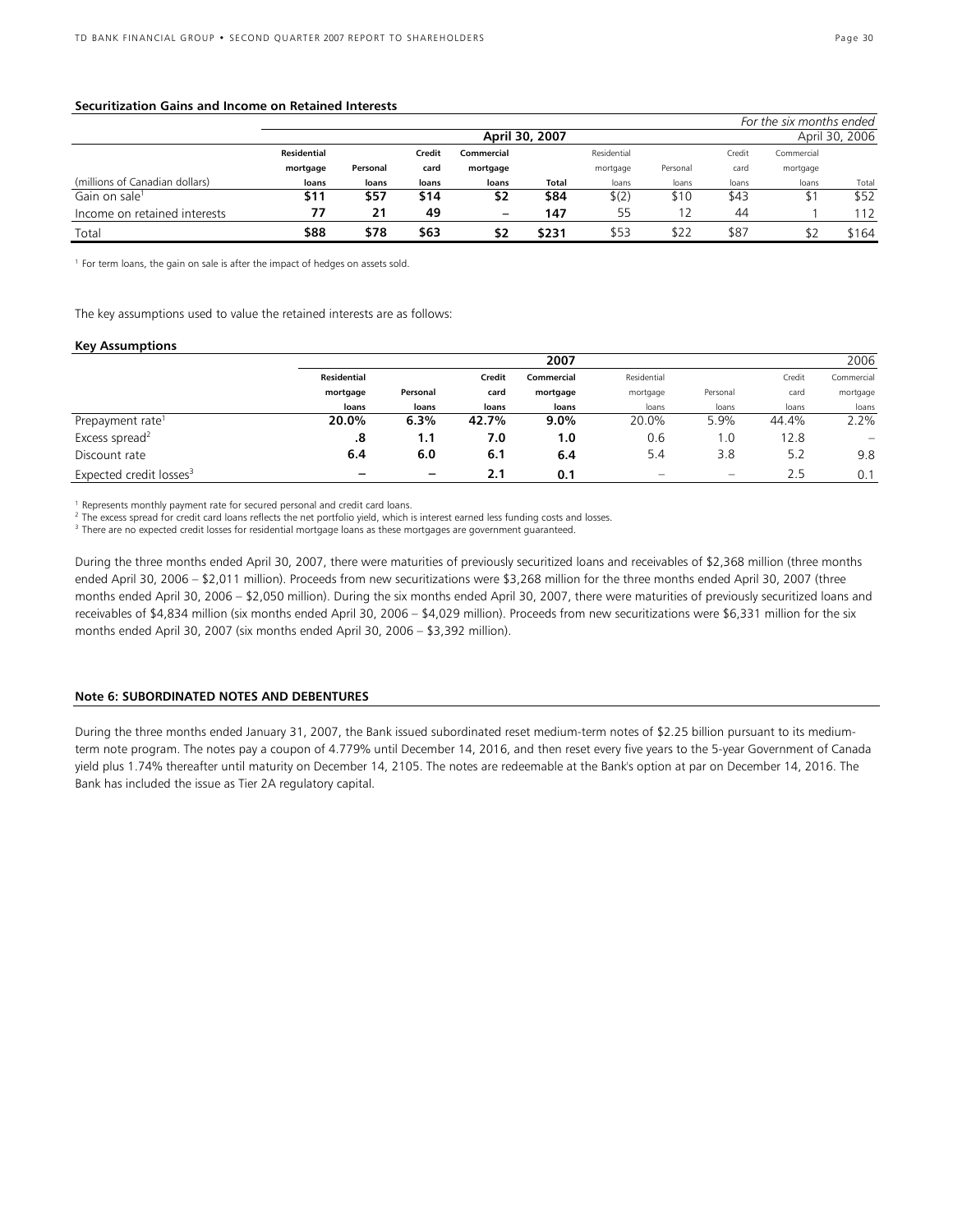**Securitization Gains and Income on Retained Interests**

| | | | | | | | | | *For the six months ended* | |
|---|---|---|---|---|---|---|---|---|---|---|
| | **April 30, 2007** | | | | | April 30, 2006 | | | | |
| (millions of Canadian dollars) | **Residential mortgage loans** | **Personal loans** | **Credit card loans** | **Commercial mortgage loans** | **Total** | Residential mortgage loans | Personal loans | Credit card loans | Commercial mortgage loans | Total |
| Gain on sale[1] | **$11** | **$57** | **$14** | **$2** | **$84** | $(2) | $10 | $43 | $1 | $52 |
| Income on retained interests | **77** | **21** | **49** | **–** | **147** | 55 | 12 | 44 | 1 | 112 |
| Total | **$88** | **$78** | **$63** | **$2** | **$231** | $53 | $22 | $87 | $2 | $164 |

[1] For term loans, the gain on sale is after the impact of hedges on assets sold.

The key assumptions used to value the retained interests are as follows:

**Key Assumptions**

| | **2007** | | | | 2006 | | | |
|---|---|---|---|---|---|---|---|---|
| | **Residential mortgage loans** | **Personal loans** | **Credit card loans** | **Commercial mortgage loans** | Residential mortgage loans | Personal loans | Credit card loans | Commercial mortgage loans |
| Prepayment rate[1] | **20.0%** | **6.3%** | **42.7%** | **9.0%** | 20.0% | 5.9% | 44.4% | 2.2% |
| Excess spread[2] | **.8** | **1.1** | **7.0** | **1.0** | 0.6 | 1.0 | 12.8 | – |
| Discount rate | **6.4** | **6.0** | **6.1** | **6.4** | 5.4 | 3.8 | 5.2 | 9.8 |
| Expected credit losses[3] | **–** | **–** | **2.1** | **0.1** | – | – | 2.5 | 0.1 |

[1] Represents monthly payment rate for secured personal and credit card loans.
[2] The excess spread for credit card loans reflects the net portfolio yield, which is interest earned less funding costs and losses.
[3] There are no expected credit losses for residential mortgage loans as these mortgages are government guaranteed.

During the three months ended April 30, 2007, there were maturities of previously securitized loans and receivables of $2,368 million (three months ended April 30, 2006 – $2,011 million). Proceeds from new securitizations were $3,268 million for the three months ended April 30, 2007 (three months ended April 30, 2006 – $2,050 million). During the six months ended April 30, 2007, there were maturities of previously securitized loans and receivables of $4,834 million (six months ended April 30, 2006 – $4,029 million). Proceeds from new securitizations were $6,331 million for the six months ended April 30, 2007 (six months ended April 30, 2006 – $3,392 million).

**Note 6: SUBORDINATED NOTES AND DEBENTURES**

During the three months ended January 31, 2007, the Bank issued subordinated reset medium-term notes of $2.25 billion pursuant to its medium-term note program. The notes pay a coupon of 4.779% until December 14, 2016, and then reset every five years to the 5-year Government of Canada yield plus 1.74% thereafter until maturity on December 14, 2105. The notes are redeemable at the Bank's option at par on December 14, 2016. The Bank has included the issue as Tier 2A regulatory capital.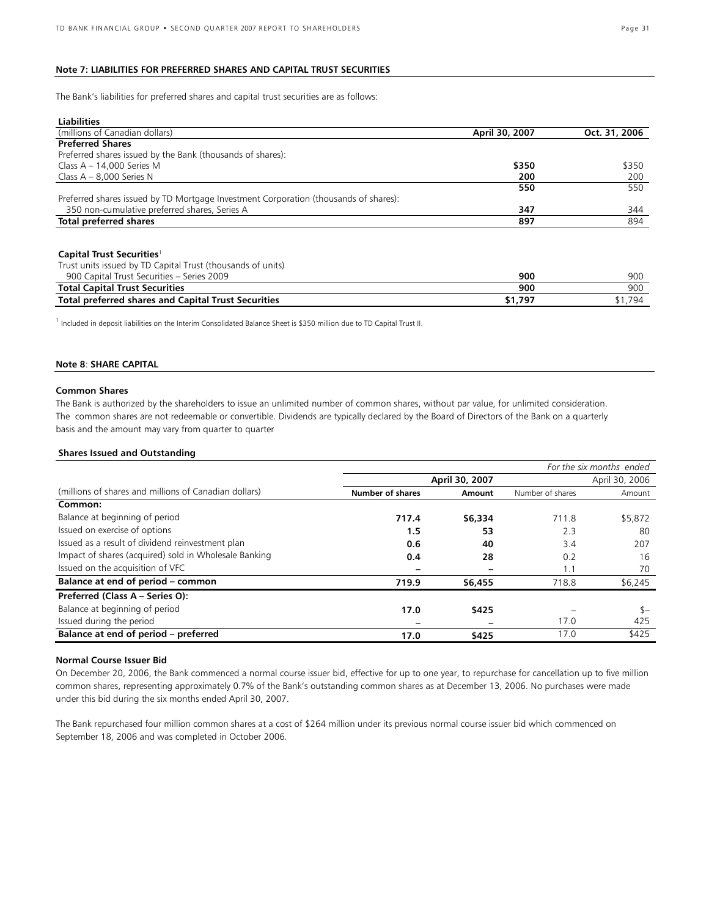#### Note 7: LIABILITIES FOR PREFERRED SHARES AND CAPITAL TRUST SECURITIES

The Bank's liabilities for preferred shares and capital trust securities are as follows:

| **Liabilities** | | |
|---|---|---|
| (millions of Canadian dollars) | **April 30, 2007** | **Oct. 31, 2006** |
| **Preferred Shares** | | |
| Preferred shares issued by the Bank (thousands of shares): | | |
| Class A – 14,000 Series M | **$350** | $350 |
| Class A – 8,000 Series N | **200** | 200 |
| | **550** | 550 |
| Preferred shares issued by TD Mortgage Investment Corporation (thousands of shares): | | |
| 350 non-cumulative preferred shares, Series A | **347** | 344 |
| **Total preferred shares** | **897** | 894 |
| | | |
| **Capital Trust Securities**[1] | | |
| Trust units issued by TD Capital Trust (thousands of units) | | |
| 900 Capital Trust Securities – Series 2009 | **900** | 900 |
| **Total Capital Trust Securities** | **900** | 900 |
| **Total preferred shares and Capital Trust Securities** | **$1,797** | $1,794 |

[1] Included in deposit liabilities on the Interim Consolidated Balance Sheet is $350 million due to TD Capital Trust II.

#### Note 8: SHARE CAPITAL

**Common Shares**

The Bank is authorized by the shareholders to issue an unlimited number of common shares, without par value, for unlimited consideration. The common shares are not redeemable or convertible. Dividends are typically declared by the Board of Directors of the Bank on a quarterly basis and the amount may vary from quarter to quarter

**Shares Issued and Outstanding**

| | | | | *For the six months ended* |
|---|---|---|---|---|
| | **April 30, 2007** | | April 30, 2006 | |
| (millions of shares and millions of Canadian dollars) | **Number of shares** | **Amount** | Number of shares | Amount |
| **Common:** | | | | |
| Balance at beginning of period | **717.4** | **$6,334** | 711.8 | $5,872 |
| Issued on exercise of options | **1.5** | **53** | 2.3 | 80 |
| Issued as a result of dividend reinvestment plan | **0.6** | **40** | 3.4 | 207 |
| Impact of shares (acquired) sold in Wholesale Banking | **0.4** | **28** | 0.2 | 16 |
| Issued on the acquisition of VFC | **–** | **–** | 1.1 | 70 |
| **Balance at end of period – common** | **719.9** | **$6,455** | 718.8 | $6,245 |
| **Preferred (Class A – Series O):** | | | | |
| Balance at beginning of period | **17.0** | **$425** | – | $– |
| Issued during the period | **–** | **–** | 17.0 | 425 |
| **Balance at end of period – preferred** | **17.0** | **$425** | 17.0 | $425 |

**Normal Course Issuer Bid**

On December 20, 2006, the Bank commenced a normal course issuer bid, effective for up to one year, to repurchase for cancellation up to five million common shares, representing approximately 0.7% of the Bank's outstanding common shares as at December 13, 2006. No purchases were made under this bid during the six months ended April 30, 2007.

The Bank repurchased four million common shares at a cost of $264 million under its previous normal course issuer bid which commenced on September 18, 2006 and was completed in October 2006.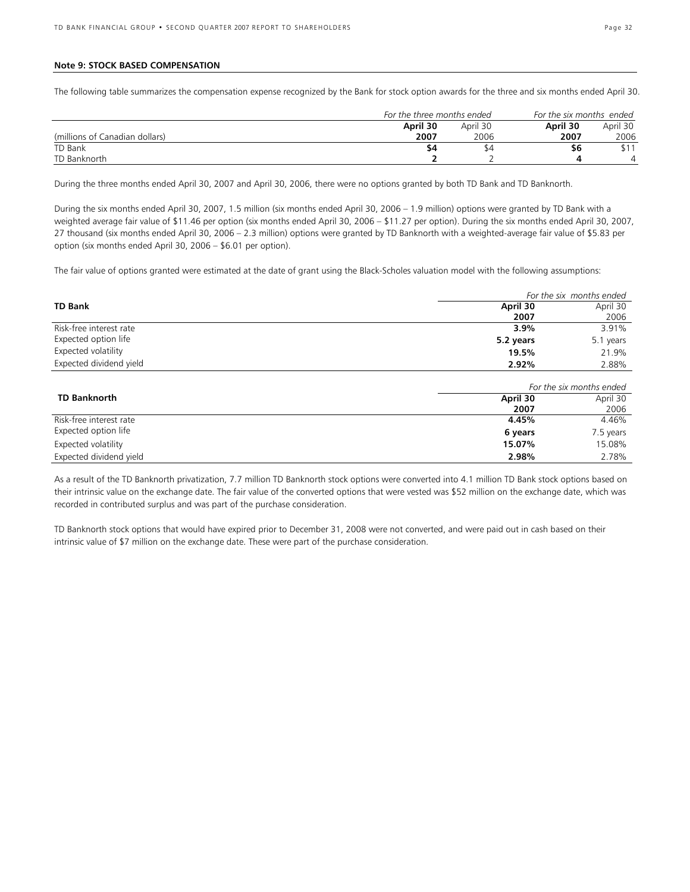**Note 9: STOCK BASED COMPENSATION**

The following table summarizes the compensation expense recognized by the Bank for stock option awards for the three and six months ended April 30.

| | *For the three months ended* | | *For the six months ended* | |
|---|---|---|---|---|
| | **April 30** | April 30 | **April 30** | April 30 |
| (millions of Canadian dollars) | **2007** | 2006 | **2007** | 2006 |
| TD Bank | **$4** | $4 | **$6** | $11 |
| TD Banknorth | **2** | 2 | **4** | 4 |

During the three months ended April 30, 2007 and April 30, 2006, there were no options granted by both TD Bank and TD Banknorth.

During the six months ended April 30, 2007, 1.5 million (six months ended April 30, 2006 – 1.9 million) options were granted by TD Bank with a weighted average fair value of $11.46 per option (six months ended April 30, 2006 – $11.27 per option). During the six months ended April 30, 2007, 27 thousand (six months ended April 30, 2006 – 2.3 million) options were granted by TD Banknorth with a weighted-average fair value of $5.83 per option (six months ended April 30, 2006 – $6.01 per option).

The fair value of options granted were estimated at the date of grant using the Black-Scholes valuation model with the following assumptions:

| | *For the six months ended* | |
|---|---|---|
| **TD Bank** | **April 30** | April 30 |
| | **2007** | 2006 |
| Risk-free interest rate | **3.9%** | 3.91% |
| Expected option life | **5.2 years** | 5.1 years |
| Expected volatility | **19.5%** | 21.9% |
| Expected dividend yield | **2.92%** | 2.88% |

| | *For the six months ended* | |
|---|---|---|
| **TD Banknorth** | **April 30** | April 30 |
| | **2007** | 2006 |
| Risk-free interest rate | **4.45%** | 4.46% |
| Expected option life | **6 years** | 7.5 years |
| Expected volatility | **15.07%** | 15.08% |
| Expected dividend yield | **2.98%** | 2.78% |

As a result of the TD Banknorth privatization, 7.7 million TD Banknorth stock options were converted into 4.1 million TD Bank stock options based on their intrinsic value on the exchange date. The fair value of the converted options that were vested was $52 million on the exchange date, which was recorded in contributed surplus and was part of the purchase consideration.

TD Banknorth stock options that would have expired prior to December 31, 2008 were not converted, and were paid out in cash based on their intrinsic value of $7 million on the exchange date. These were part of the purchase consideration.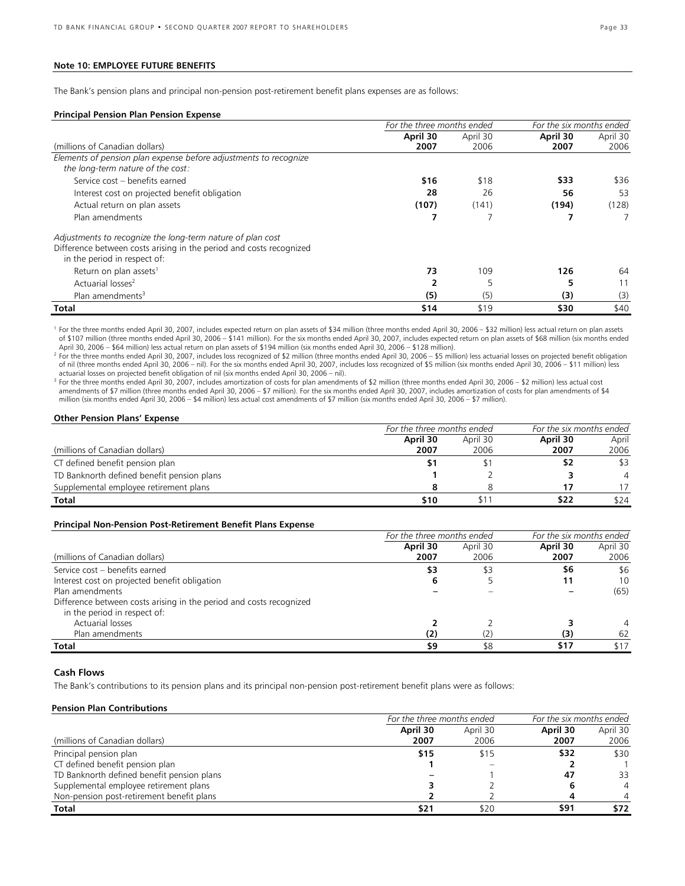### Note 10: EMPLOYEE FUTURE BENEFITS

The Bank's pension plans and principal non-pension post-retirement benefit plans expenses are as follows:

**Principal Pension Plan Pension Expense**

| | For the three months ended | | For the six months ended | |
|---|---|---|---|---|
| (millions of Canadian dollars) | **April 30 2007** | April 30 2006 | **April 30 2007** | April 30 2006 |
| *Elements of pension plan expense before adjustments to recognize the long-term nature of the cost:* | | | | |
| Service cost – benefits earned | **$16** | $18 | **$33** | $36 |
| Interest cost on projected benefit obligation | **28** | 26 | **56** | 53 |
| Actual return on plan assets | **(107)** | (141) | **(194)** | (128) |
| Plan amendments | **7** | 7 | **7** | 7 |
| *Adjustments to recognize the long-term nature of plan cost* | | | | |
| Difference between costs arising in the period and costs recognized in the period in respect of: | | | | |
| Return on plan assets[1] | **73** | 109 | **126** | 64 |
| Actuarial losses[2] | **2** | 5 | **5** | 11 |
| Plan amendments[3] | **(5)** | (5) | **(3)** | (3) |
| **Total** | **$14** | $19 | **$30** | $40 |

[1] For the three months ended April 30, 2007, includes expected return on plan assets of $34 million (three months ended April 30, 2006 – $32 million) less actual return on plan assets of $107 million (three months ended April 30, 2006 – $141 million). For the six months ended April 30, 2007, includes expected return on plan assets of $68 million (six months ended April 30, 2006 – $64 million) less actual return on plan assets of $194 million (six months ended April 30, 2006 – $128 million).

[2] For the three months ended April 30, 2007, includes loss recognized of $2 million (three months ended April 30, 2006 – $5 million) less actuarial losses on projected benefit obligation of nil (three months ended April 30, 2006 – nil). For the six months ended April 30, 2007, includes loss recognized of $5 million (six months ended April 30, 2006 – $11 million) less actuarial losses on projected benefit obligation of nil (six months ended April 30, 2006 – nil).

[3] For the three months ended April 30, 2007, includes amortization of costs for plan amendments of $2 million (three months ended April 30, 2006 – $2 million) less actual cost amendments of $7 million (three months ended April 30, 2006 – $7 million). For the six months ended April 30, 2007, includes amortization of costs for plan amendments of $4 million (six months ended April 30, 2006 – $4 million) less actual cost amendments of $7 million (six months ended April 30, 2006 – $7 million).

**Other Pension Plans' Expense**

| | For the three months ended | | For the six months ended | |
|---|---|---|---|---|
| (millions of Canadian dollars) | **April 30 2007** | April 30 2006 | **April 30 2007** | April 2006 |
| CT defined benefit pension plan | **$1** | $1 | **$2** | $3 |
| TD Banknorth defined benefit pension plans | **1** | 2 | **3** | 4 |
| Supplemental employee retirement plans | **8** | 8 | **17** | 17 |
| **Total** | **$10** | $11 | **$22** | $24 |

**Principal Non-Pension Post-Retirement Benefit Plans Expense**

| | For the three months ended | | For the six months ended | |
|---|---|---|---|---|
| (millions of Canadian dollars) | **April 30 2007** | April 30 2006 | **April 30 2007** | April 30 2006 |
| Service cost – benefits earned | **$3** | $3 | **$6** | $6 |
| Interest cost on projected benefit obligation | **6** | 5 | **11** | 10 |
| Plan amendments | **–** | – | **–** | (65) |
| Difference between costs arising in the period and costs recognized in the period in respect of: | | | | |
| Actuarial losses | **2** | 2 | **3** | 4 |
| Plan amendments | **(2)** | (2) | **(3)** | 62 |
| **Total** | **$9** | $8 | **$17** | $17 |

### Cash Flows

The Bank's contributions to its pension plans and its principal non-pension post-retirement benefit plans were as follows:

**Pension Plan Contributions**

| | For the three months ended | | For the six months ended | |
|---|---|---|---|---|
| (millions of Canadian dollars) | **April 30 2007** | April 30 2006 | **April 30 2007** | April 30 2006 |
| Principal pension plan | **$15** | $15 | **$32** | $30 |
| CT defined benefit pension plan | **1** | – | **2** | 1 |
| TD Banknorth defined benefit pension plans | **–** | 1 | **47** | 33 |
| Supplemental employee retirement plans | **3** | 2 | **6** | 4 |
| Non-pension post-retirement benefit plans | **2** | 2 | **4** | 4 |
| **Total** | **$21** | $20 | **$91** | **$72** |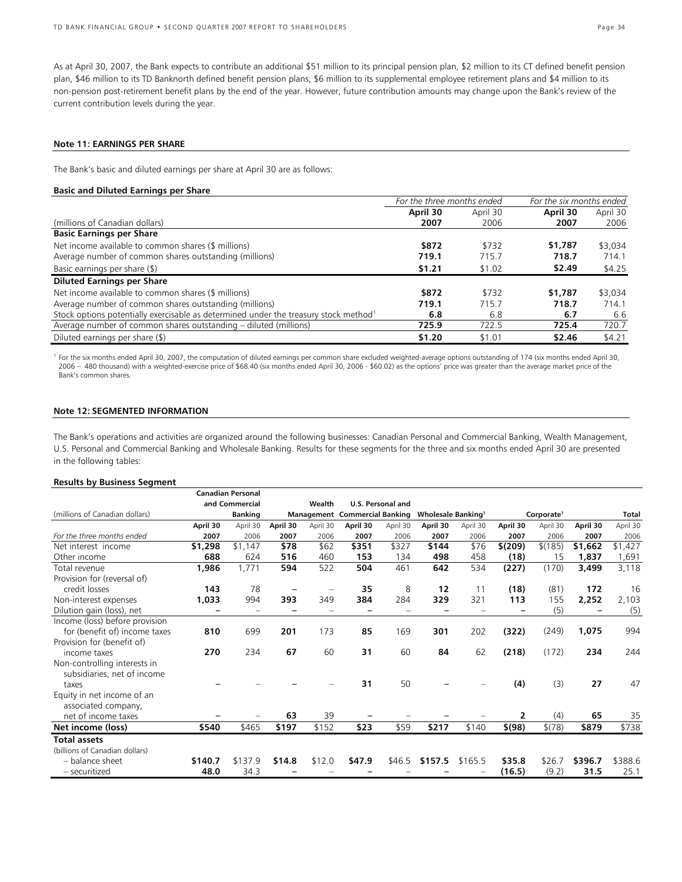As at April 30, 2007, the Bank expects to contribute an additional $51 million to its principal pension plan, $2 million to its CT defined benefit pension plan, $46 million to its TD Banknorth defined benefit pension plans, $6 million to its supplemental employee retirement plans and $4 million to its non-pension post-retirement benefit plans by the end of the year. However, future contribution amounts may change upon the Bank's review of the current contribution levels during the year.

## Note 11: EARNINGS PER SHARE

The Bank's basic and diluted earnings per share at April 30 are as follows:

**Basic and Diluted Earnings per Share**

| (millions of Canadian dollars) | *For the three months ended* | | *For the six months ended* | |
|---|---|---|---|---|
| | **April 30 2007** | April 30 2006 | **April 30 2007** | April 30 2006 |
| **Basic Earnings per Share** | | | | |
| Net income available to common shares ($ millions) | **$872** | $732 | **$1,787** | $3,034 |
| Average number of common shares outstanding (millions) | **719.1** | 715.7 | **718.7** | 714.1 |
| Basic earnings per share ($) | **$1.21** | $1.02 | **$2.49** | $4.25 |
| **Diluted Earnings per Share** | | | | |
| Net income available to common shares ($ millions) | **$872** | $732 | **$1,787** | $3,034 |
| Average number of common shares outstanding (millions) | **719.1** | 715.7 | **718.7** | 714.1 |
| Stock options potentially exercisable as determined under the treasury stock method[1] | **6.8** | 6.8 | **6.7** | 6.6 |
| Average number of common shares outstanding – diluted (millions) | **725.9** | 722.5 | **725.4** | 720.7 |
| Diluted earnings per share ($) | **$1.20** | $1.01 | **$2.46** | $4.21 |

[1] For the six months ended April 30, 2007, the computation of diluted earnings per common share excluded weighted-average options outstanding of 174 (six months ended April 30, 2006 – 480 thousand) with a weighted-exercise price of $68.40 (six months ended April 30, 2006 - $60.02) as the options' price was greater than the average market price of the Bank's common shares.

## Note 12: SEGMENTED INFORMATION

The Bank's operations and activities are organized around the following businesses: Canadian Personal and Commercial Banking, Wealth Management, U.S. Personal and Commercial Banking and Wholesale Banking. Results for these segments for the three and six months ended April 30 are presented in the following tables:

**Results by Business Segment**

| (millions of Canadian dollars) | Canadian Personal and Commercial Banking | | Wealth Management | | U.S. Personal and Commercial Banking | | Wholesale Banking[1] | | Corporate[1] | | Total | |
|---|---|---|---|---|---|---|---|---|---|---|---|---|
| *For the three months ended* | **April 30 2007** | April 30 2006 | **April 30 2007** | April 30 2006 | **April 30 2007** | April 30 2006 | **April 30 2007** | April 30 2006 | **April 30 2007** | April 30 2006 | **April 30 2007** | April 30 2006 |
| Net interest income | **$1,298** | $1,147 | **$78** | $62 | **$351** | $327 | **$144** | $76 | **$(209)** | $(185) | **$1,662** | $1,427 |
| Other income | **688** | 624 | **516** | 460 | **153** | 134 | **498** | 458 | **(18)** | 15 | **1,837** | 1,691 |
| Total revenue | **1,986** | 1,771 | **594** | 522 | **504** | 461 | **642** | 534 | **(227)** | (170) | **3,499** | 3,118 |
| Provision for (reversal of) credit losses | **143** | 78 | **–** | – | **35** | 8 | **12** | 11 | **(18)** | (81) | **172** | 16 |
| Non-interest expenses | **1,033** | 994 | **393** | 349 | **384** | 284 | **329** | 321 | **113** | 155 | **2,252** | 2,103 |
| Dilution gain (loss), net | **–** | – | **–** | – | **–** | – | **–** | – | **–** | (5) | **–** | (5) |
| Income (loss) before provision for (benefit of) income taxes | **810** | 699 | **201** | 173 | **85** | 169 | **301** | 202 | **(322)** | (249) | **1,075** | 994 |
| Provision for (benefit of) income taxes | **270** | 234 | **67** | 60 | **31** | 60 | **84** | 62 | **(218)** | (172) | **234** | 244 |
| Non-controlling interests in subsidiaries, net of income taxes | **–** | – | **–** | – | **31** | 50 | **–** | – | **(4)** | (3) | **27** | 47 |
| Equity in net income of an associated company, net of income taxes | **–** | – | **63** | 39 | **–** | – | **–** | – | **2** | (4) | **65** | 35 |
| **Net income (loss)** | **$540** | $465 | **$197** | $152 | **$23** | $59 | **$217** | $140 | **$(98)** | $(78) | **$879** | $738 |
| **Total assets** | | | | | | | | | | | | |
| (billions of Canadian dollars) | | | | | | | | | | | | |
| – balance sheet | **$140.7** | $137.9 | **$14.8** | $12.0 | **$47.9** | $46.5 | **$157.5** | $165.5 | **$35.8** | $26.7 | **$396.7** | $388.6 |
| – securitized | **48.0** | 34.3 | **–** | – | **–** | – | **–** | – | **(16.5)** | (9.2) | **31.5** | 25.1 |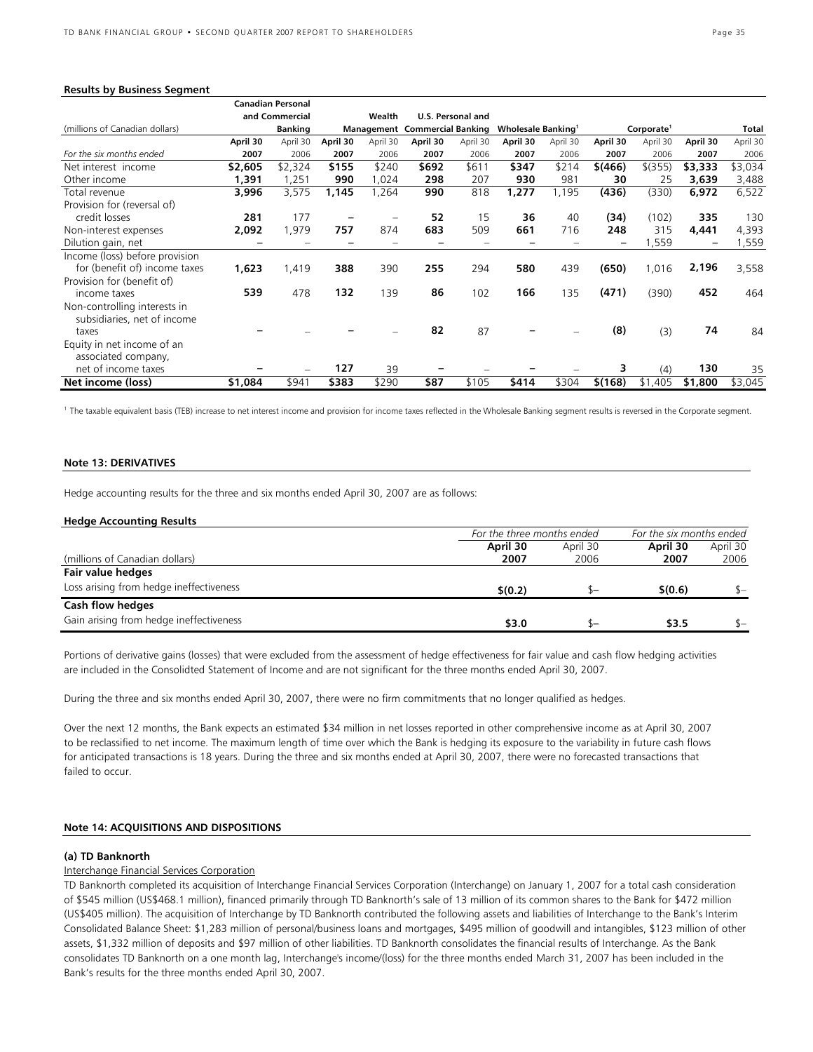**Results by Business Segment**

| (millions of Canadian dollars) | Canadian Personal and Commercial Banking | | Wealth Management | | U.S. Personal and Commercial Banking | | Wholesale Banking[1] | | Corporate[1] | | Total | |
|---|---|---|---|---|---|---|---|---|---|---|---|---|
| *For the six months ended* | **April 30 2007** | April 30 2006 | **April 30 2007** | April 30 2006 | **April 30 2007** | April 30 2006 | **April 30 2007** | April 30 2006 | **April 30 2007** | April 30 2006 | **April 30 2007** | April 30 2006 |
| Net interest income | **$2,605** | $2,324 | **$155** | $240 | **$692** | $611 | **$347** | $214 | **$(466)** | $(355) | **$3,333** | $3,034 |
| Other income | **1,391** | 1,251 | **990** | 1,024 | **298** | 207 | **930** | 981 | **30** | 25 | **3,639** | 3,488 |
| Total revenue | **3,996** | 3,575 | **1,145** | 1,264 | **990** | 818 | **1,277** | 1,195 | **(436)** | (330) | **6,972** | 6,522 |
| Provision for (reversal of) credit losses | **281** | 177 | **–** | – | **52** | 15 | **36** | 40 | **(34)** | (102) | **335** | 130 |
| Non-interest expenses | **2,092** | 1,979 | **757** | 874 | **683** | 509 | **661** | 716 | **248** | 315 | **4,441** | 4,393 |
| Dilution gain, net | **–** | – | **–** | – | **–** | – | **–** | – | **–** | 1,559 | **–** | 1,559 |
| Income (loss) before provision for (benefit of) income taxes | **1,623** | 1,419 | **388** | 390 | **255** | 294 | **580** | 439 | **(650)** | 1,016 | **2,196** | 3,558 |
| Provision for (benefit of) income taxes | **539** | 478 | **132** | 139 | **86** | 102 | **166** | 135 | **(471)** | (390) | **452** | 464 |
| Non-controlling interests in subsidiaries, net of income taxes | **–** | – | **–** | – | **82** | 87 | **–** | – | **(8)** | (3) | **74** | 84 |
| Equity in net income of an associated company, net of income taxes | **–** | – | **127** | 39 | **–** | – | **–** | – | **3** | (4) | **130** | 35 |
| **Net income (loss)** | **$1,084** | $941 | **$383** | $290 | **$87** | $105 | **$414** | $304 | **$(168)** | $1,405 | **$1,800** | $3,045 |

[1] The taxable equivalent basis (TEB) increase to net interest income and provision for income taxes reflected in the Wholesale Banking segment results is reversed in the Corporate segment.

## Note 13: DERIVATIVES

Hedge accounting results for the three and six months ended April 30, 2007 are as follows:

**Hedge Accounting Results**

| (millions of Canadian dollars) | *For the three months ended* **April 30 2007** | April 30 2006 | *For the six months ended* **April 30 2007** | April 30 2006 |
|---|---|---|---|---|
| **Fair value hedges** | | | | |
| Loss arising from hedge ineffectiveness | **$(0.2)** | $– | **$(0.6)** | $– |
| **Cash flow hedges** | | | | |
| Gain arising from hedge ineffectiveness | **$3.0** | $– | **$3.5** | $– |

Portions of derivative gains (losses) that were excluded from the assessment of hedge effectiveness for fair value and cash flow hedging activities are included in the Consolidted Statement of Income and are not significant for the three months ended April 30, 2007.

During the three and six months ended April 30, 2007, there were no firm commitments that no longer qualified as hedges.

Over the next 12 months, the Bank expects an estimated $34 million in net losses reported in other comprehensive income as at April 30, 2007 to be reclassified to net income. The maximum length of time over which the Bank is hedging its exposure to the variability in future cash flows for anticipated transactions is 18 years. During the three and six months ended at April 30, 2007, there were no forecasted transactions that failed to occur.

## Note 14: ACQUISITIONS AND DISPOSITIONS

### (a) TD Banknorth

Interchange Financial Services Corporation

TD Banknorth completed its acquisition of Interchange Financial Services Corporation (Interchange) on January 1, 2007 for a total cash consideration of $545 million (US$468.1 million), financed primarily through TD Banknorth's sale of 13 million of its common shares to the Bank for $472 million (US$405 million). The acquisition of Interchange by TD Banknorth contributed the following assets and liabilities of Interchange to the Bank's Interim Consolidated Balance Sheet: $1,283 million of personal/business loans and mortgages, $495 million of goodwill and intangibles, $123 million of other assets, $1,332 million of deposits and $97 million of other liabilities. TD Banknorth consolidates the financial results of Interchange. As the Bank consolidates TD Banknorth on a one month lag, Interchange's income/(loss) for the three months ended March 31, 2007 has been included in the Bank's results for the three months ended April 30, 2007.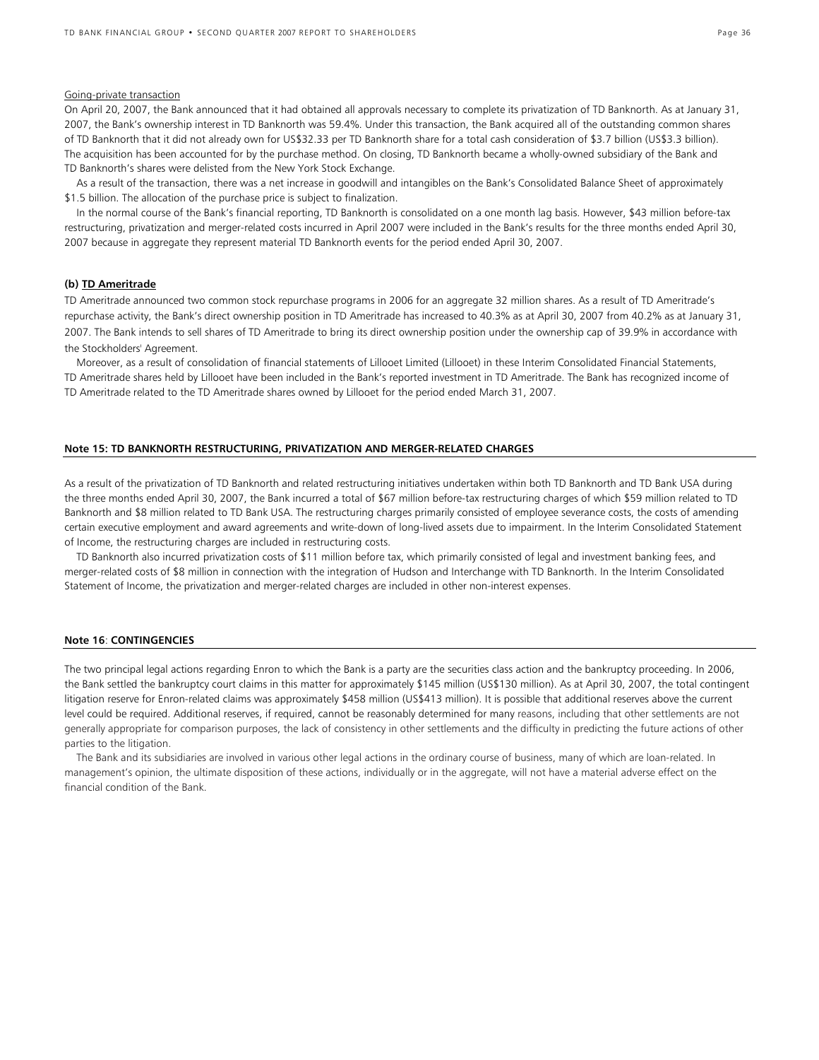Going-private transaction

On April 20, 2007, the Bank announced that it had obtained all approvals necessary to complete its privatization of TD Banknorth. As at January 31, 2007, the Bank's ownership interest in TD Banknorth was 59.4%. Under this transaction, the Bank acquired all of the outstanding common shares of TD Banknorth that it did not already own for US$32.33 per TD Banknorth share for a total cash consideration of $3.7 billion (US$3.3 billion). The acquisition has been accounted for by the purchase method. On closing, TD Banknorth became a wholly-owned subsidiary of the Bank and TD Banknorth's shares were delisted from the New York Stock Exchange.

As a result of the transaction, there was a net increase in goodwill and intangibles on the Bank's Consolidated Balance Sheet of approximately $1.5 billion. The allocation of the purchase price is subject to finalization.

In the normal course of the Bank's financial reporting, TD Banknorth is consolidated on a one month lag basis. However, $43 million before-tax restructuring, privatization and merger-related costs incurred in April 2007 were included in the Bank's results for the three months ended April 30, 2007 because in aggregate they represent material TD Banknorth events for the period ended April 30, 2007.

**(b) TD Ameritrade**

TD Ameritrade announced two common stock repurchase programs in 2006 for an aggregate 32 million shares. As a result of TD Ameritrade's repurchase activity, the Bank's direct ownership position in TD Ameritrade has increased to 40.3% as at April 30, 2007 from 40.2% as at January 31, 2007. The Bank intends to sell shares of TD Ameritrade to bring its direct ownership position under the ownership cap of 39.9% in accordance with the Stockholders' Agreement.

Moreover, as a result of consolidation of financial statements of Lillooet Limited (Lillooet) in these Interim Consolidated Financial Statements, TD Ameritrade shares held by Lillooet have been included in the Bank's reported investment in TD Ameritrade. The Bank has recognized income of TD Ameritrade related to the TD Ameritrade shares owned by Lillooet for the period ended March 31, 2007.

## Note 15: TD BANKNORTH RESTRUCTURING, PRIVATIZATION AND MERGER-RELATED CHARGES

As a result of the privatization of TD Banknorth and related restructuring initiatives undertaken within both TD Banknorth and TD Bank USA during the three months ended April 30, 2007, the Bank incurred a total of $67 million before-tax restructuring charges of which $59 million related to TD Banknorth and $8 million related to TD Bank USA. The restructuring charges primarily consisted of employee severance costs, the costs of amending certain executive employment and award agreements and write-down of long-lived assets due to impairment. In the Interim Consolidated Statement of Income, the restructuring charges are included in restructuring costs.

TD Banknorth also incurred privatization costs of $11 million before tax, which primarily consisted of legal and investment banking fees, and merger-related costs of $8 million in connection with the integration of Hudson and Interchange with TD Banknorth. In the Interim Consolidated Statement of Income, the privatization and merger-related charges are included in other non-interest expenses.

## Note 16: CONTINGENCIES

The two principal legal actions regarding Enron to which the Bank is a party are the securities class action and the bankruptcy proceeding. In 2006, the Bank settled the bankruptcy court claims in this matter for approximately $145 million (US$130 million). As at April 30, 2007, the total contingent litigation reserve for Enron-related claims was approximately $458 million (US$413 million). It is possible that additional reserves above the current level could be required. Additional reserves, if required, cannot be reasonably determined for many reasons, including that other settlements are not generally appropriate for comparison purposes, the lack of consistency in other settlements and the difficulty in predicting the future actions of other parties to the litigation.

The Bank and its subsidiaries are involved in various other legal actions in the ordinary course of business, many of which are loan-related. In management's opinion, the ultimate disposition of these actions, individually or in the aggregate, will not have a material adverse effect on the financial condition of the Bank.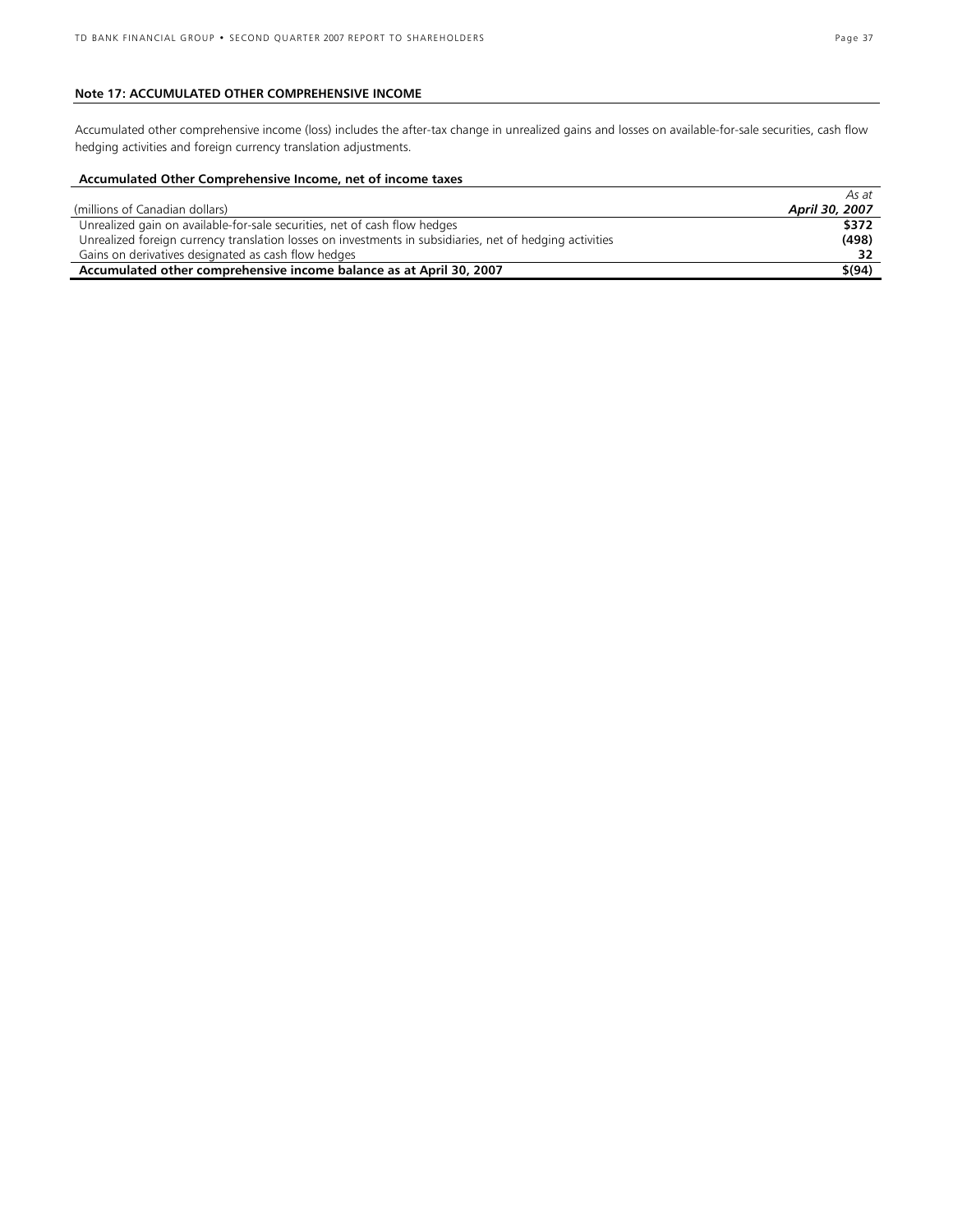**Note 17: ACCUMULATED OTHER COMPREHENSIVE INCOME**

Accumulated other comprehensive income (loss) includes the after-tax change in unrealized gains and losses on available-for-sale securities, cash flow hedging activities and foreign currency translation adjustments.

**Accumulated Other Comprehensive Income, net of income taxes**

| (millions of Canadian dollars) | *As at* ***April 30, 2007*** |
|---|---|
| Unrealized gain on available-for-sale securities, net of cash flow hedges | **$372** |
| Unrealized foreign currency translation losses on investments in subsidiaries, net of hedging activities | **(498)** |
| Gains on derivatives designated as cash flow hedges | **32** |
| **Accumulated other comprehensive income balance as at April 30, 2007** | **$(94)** |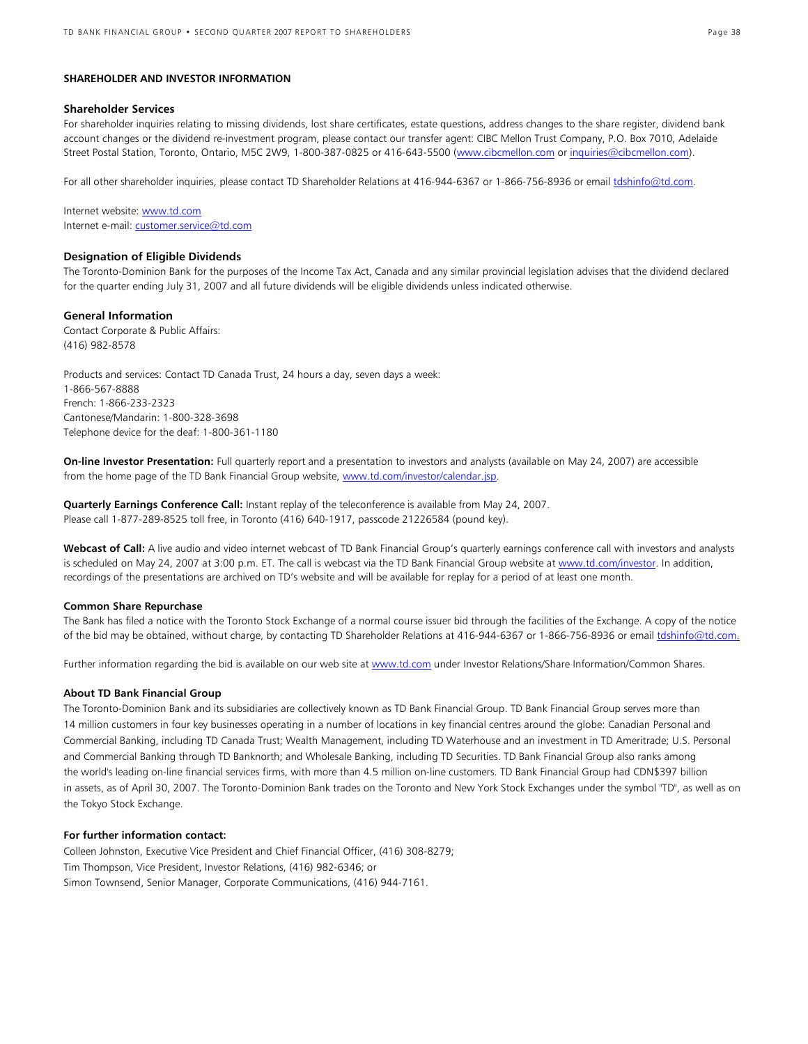## SHAREHOLDER AND INVESTOR INFORMATION

### Shareholder Services

For shareholder inquiries relating to missing dividends, lost share certificates, estate questions, address changes to the share register, dividend bank account changes or the dividend re-investment program, please contact our transfer agent: CIBC Mellon Trust Company, P.O. Box 7010, Adelaide Street Postal Station, Toronto, Ontario, M5C 2W9, 1-800-387-0825 or 416-643-5500 (www.cibcmellon.com or inquiries@cibcmellon.com).

For all other shareholder inquiries, please contact TD Shareholder Relations at 416-944-6367 or 1-866-756-8936 or email tdshinfo@td.com.

Internet website: www.td.com
Internet e-mail: customer.service@td.com

### Designation of Eligible Dividends

The Toronto-Dominion Bank for the purposes of the Income Tax Act, Canada and any similar provincial legislation advises that the dividend declared for the quarter ending July 31, 2007 and all future dividends will be eligible dividends unless indicated otherwise.

### General Information

Contact Corporate & Public Affairs:
(416) 982-8578

Products and services: Contact TD Canada Trust, 24 hours a day, seven days a week:
1-866-567-8888
French: 1-866-233-2323
Cantonese/Mandarin: 1-800-328-3698
Telephone device for the deaf: 1-800-361-1180

**On-line Investor Presentation:** Full quarterly report and a presentation to investors and analysts (available on May 24, 2007) are accessible from the home page of the TD Bank Financial Group website, www.td.com/investor/calendar.jsp.

**Quarterly Earnings Conference Call:** Instant replay of the teleconference is available from May 24, 2007.
Please call 1-877-289-8525 toll free, in Toronto (416) 640-1917, passcode 21226584 (pound key).

**Webcast of Call:** A live audio and video internet webcast of TD Bank Financial Group's quarterly earnings conference call with investors and analysts is scheduled on May 24, 2007 at 3:00 p.m. ET. The call is webcast via the TD Bank Financial Group website at www.td.com/investor. In addition, recordings of the presentations are archived on TD's website and will be available for replay for a period of at least one month.

**Common Share Repurchase**

The Bank has filed a notice with the Toronto Stock Exchange of a normal course issuer bid through the facilities of the Exchange. A copy of the notice of the bid may be obtained, without charge, by contacting TD Shareholder Relations at 416-944-6367 or 1-866-756-8936 or email tdshinfo@td.com.

Further information regarding the bid is available on our web site at www.td.com under Investor Relations/Share Information/Common Shares.

**About TD Bank Financial Group**

The Toronto-Dominion Bank and its subsidiaries are collectively known as TD Bank Financial Group. TD Bank Financial Group serves more than 14 million customers in four key businesses operating in a number of locations in key financial centres around the globe: Canadian Personal and Commercial Banking, including TD Canada Trust; Wealth Management, including TD Waterhouse and an investment in TD Ameritrade; U.S. Personal and Commercial Banking through TD Banknorth; and Wholesale Banking, including TD Securities. TD Bank Financial Group also ranks among the world's leading on-line financial services firms, with more than 4.5 million on-line customers. TD Bank Financial Group had CDN$397 billion in assets, as of April 30, 2007. The Toronto-Dominion Bank trades on the Toronto and New York Stock Exchanges under the symbol "TD", as well as on the Tokyo Stock Exchange.

**For further information contact:**

Colleen Johnston, Executive Vice President and Chief Financial Officer, (416) 308-8279;
Tim Thompson, Vice President, Investor Relations, (416) 982-6346; or
Simon Townsend, Senior Manager, Corporate Communications, (416) 944-7161.